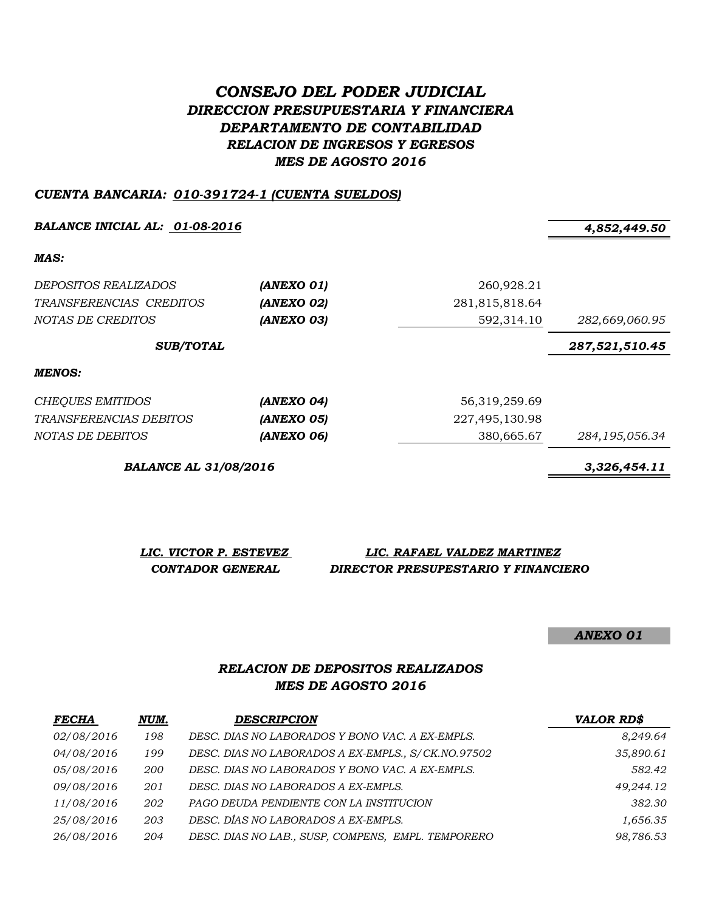# *CONSEJO DEL PODER JUDICIAL*
## *DIRECCION PRESUPUESTARIA Y FINANCIERA*
## *DEPARTAMENTO DE CONTABILIDAD*
## *RELACION DE INGRESOS Y EGRESOS*
## *MES DE AGOSTO 2016*

***CUENTA BANCARIA: 010-391724-1 (CUENTA SUELDOS)***

| | | | |
|---|---|---|---|
| ***BALANCE INICIAL AL: 01-08-2016*** | | | ***4,852,449.50*** |
| ***MAS:*** | | | |
| *DEPOSITOS REALIZADOS* | ***(ANEXO 01)*** | 260,928.21 | |
| *TRANSFERENCIAS CREDITOS* | ***(ANEXO 02)*** | 281,815,818.64 | |
| *NOTAS DE CREDITOS* | ***(ANEXO 03)*** | 592,314.10 | *282,669,060.95* |
| ***SUB/TOTAL*** | | | ***287,521,510.45*** |
| ***MENOS:*** | | | |
| *CHEQUES EMITIDOS* | ***(ANEXO 04)*** | 56,319,259.69 | |
| *TRANSFERENCIAS DEBITOS* | ***(ANEXO 05)*** | 227,495,130.98 | |
| *NOTAS DE DEBITOS* | ***(ANEXO 06)*** | 380,665.67 | *284,195,056.34* |
| ***BALANCE AL 31/08/2016*** | | | ***3,326,454.11*** |

***LIC. VICTOR P. ESTEVEZ***
***CONTADOR GENERAL***

***LIC. RAFAEL VALDEZ MARTINEZ***
***DIRECTOR PRESUPESTARIO Y FINANCIERO***

***ANEXO 01***

## *RELACION DE DEPOSITOS REALIZADOS*
## *MES DE AGOSTO 2016*

| *FECHA* | *NUM.* | *DESCRIPCION* | *VALOR RD$* |
|---|---|---|---|
| *02/08/2016* | *198* | *DESC. DIAS NO LABORADOS Y BONO VAC. A EX-EMPLS.* | *8,249.64* |
| *04/08/2016* | *199* | *DESC. DIAS NO LABORADOS A EX-EMPLS., S/CK.NO.97502* | *35,890.61* |
| *05/08/2016* | *200* | *DESC. DIAS NO LABORADOS Y BONO VAC. A EX-EMPLS.* | *582.42* |
| *09/08/2016* | *201* | *DESC. DIAS NO LABORADOS A EX-EMPLS.* | *49,244.12* |
| *11/08/2016* | *202* | *PAGO DEUDA PENDIENTE CON LA INSTITUCION* | *382.30* |
| *25/08/2016* | *203* | *DESC. DÍAS NO LABORADOS A EX-EMPLS.* | *1,656.35* |
| *26/08/2016* | *204* | *DESC. DIAS NO LAB., SUSP, COMPENS, EMPL. TEMPORERO* | *98,786.53* |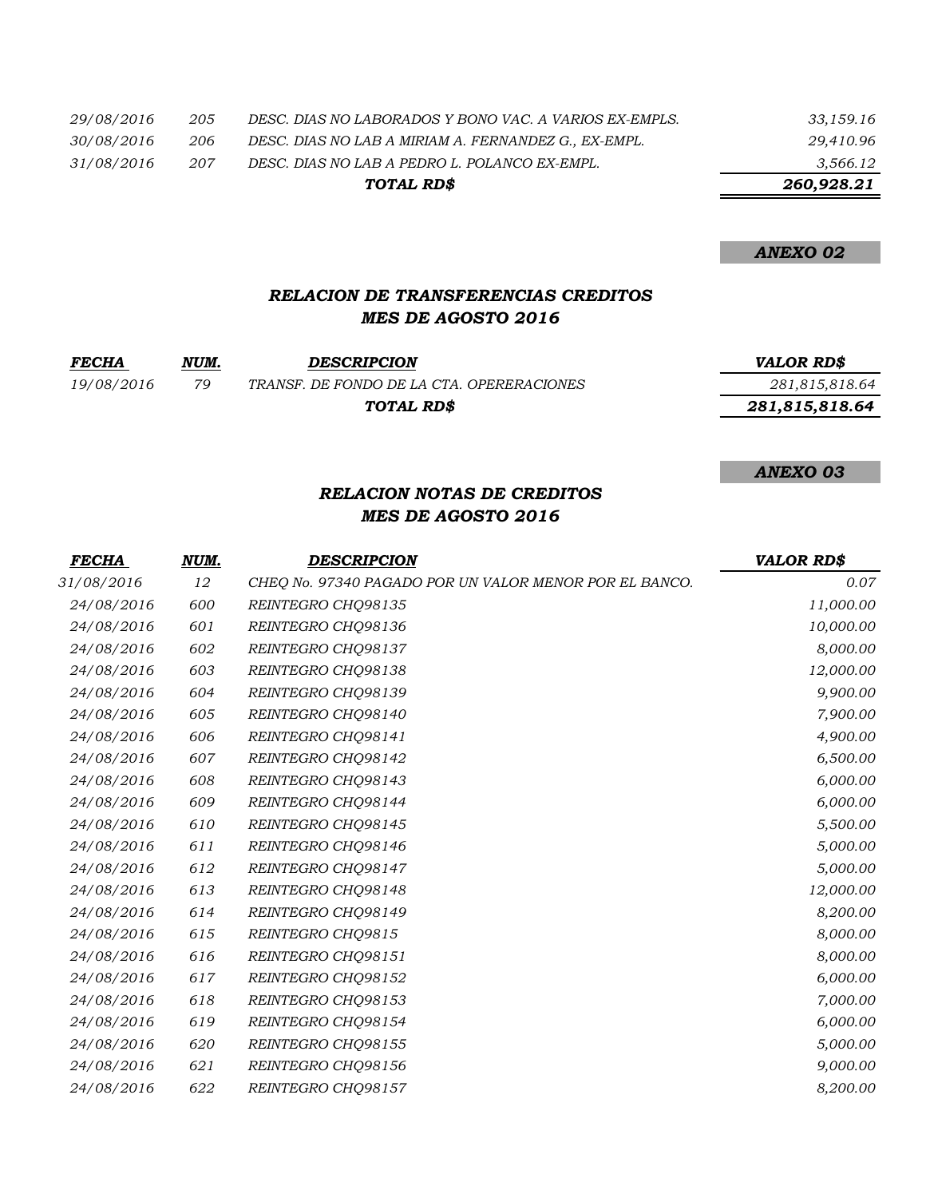| | | | |
|---|---|---|---|
| *29/08/2016* | *205* | *DESC. DIAS NO LABORADOS Y BONO VAC. A VARIOS EX-EMPLS.* | *33,159.16* |
| *30/08/2016* | *206* | *DESC. DIAS NO LAB A MIRIAM A. FERNANDEZ G., EX-EMPL.* | *29,410.96* |
| *31/08/2016* | *207* | *DESC. DIAS NO LAB A PEDRO L. POLANCO EX-EMPL.* | *3,566.12* |
| | | ***TOTAL RD$*** | ***260,928.21*** |

***ANEXO 02***

### *RELACION DE TRANSFERENCIAS CREDITOS*
### *MES DE AGOSTO 2016*

| *FECHA* | *NUM.* | *DESCRIPCION* | *VALOR RD$* |
|---|---|---|---|
| *19/08/2016* | *79* | *TRANSF. DE FONDO DE LA CTA. OPERERACIONES* | *281,815,818.64* |
| | | ***TOTAL RD$*** | ***281,815,818.64*** |

***ANEXO 03***

### *RELACION NOTAS DE CREDITOS*
### *MES DE AGOSTO 2016*

| *FECHA* | *NUM.* | *DESCRIPCION* | *VALOR RD$* |
|---|---|---|---|
| *31/08/2016* | *12* | *CHEQ No. 97340 PAGADO POR UN VALOR MENOR POR EL BANCO.* | *0.07* |
| *24/08/2016* | *600* | *REINTEGRO CHQ98135* | *11,000.00* |
| *24/08/2016* | *601* | *REINTEGRO CHQ98136* | *10,000.00* |
| *24/08/2016* | *602* | *REINTEGRO CHQ98137* | *8,000.00* |
| *24/08/2016* | *603* | *REINTEGRO CHQ98138* | *12,000.00* |
| *24/08/2016* | *604* | *REINTEGRO CHQ98139* | *9,900.00* |
| *24/08/2016* | *605* | *REINTEGRO CHQ98140* | *7,900.00* |
| *24/08/2016* | *606* | *REINTEGRO CHQ98141* | *4,900.00* |
| *24/08/2016* | *607* | *REINTEGRO CHQ98142* | *6,500.00* |
| *24/08/2016* | *608* | *REINTEGRO CHQ98143* | *6,000.00* |
| *24/08/2016* | *609* | *REINTEGRO CHQ98144* | *6,000.00* |
| *24/08/2016* | *610* | *REINTEGRO CHQ98145* | *5,500.00* |
| *24/08/2016* | *611* | *REINTEGRO CHQ98146* | *5,000.00* |
| *24/08/2016* | *612* | *REINTEGRO CHQ98147* | *5,000.00* |
| *24/08/2016* | *613* | *REINTEGRO CHQ98148* | *12,000.00* |
| *24/08/2016* | *614* | *REINTEGRO CHQ98149* | *8,200.00* |
| *24/08/2016* | *615* | *REINTEGRO CHQ9815* | *8,000.00* |
| *24/08/2016* | *616* | *REINTEGRO CHQ98151* | *8,000.00* |
| *24/08/2016* | *617* | *REINTEGRO CHQ98152* | *6,000.00* |
| *24/08/2016* | *618* | *REINTEGRO CHQ98153* | *7,000.00* |
| *24/08/2016* | *619* | *REINTEGRO CHQ98154* | *6,000.00* |
| *24/08/2016* | *620* | *REINTEGRO CHQ98155* | *5,000.00* |
| *24/08/2016* | *621* | *REINTEGRO CHQ98156* | *9,000.00* |
| *24/08/2016* | *622* | *REINTEGRO CHQ98157* | *8,200.00* |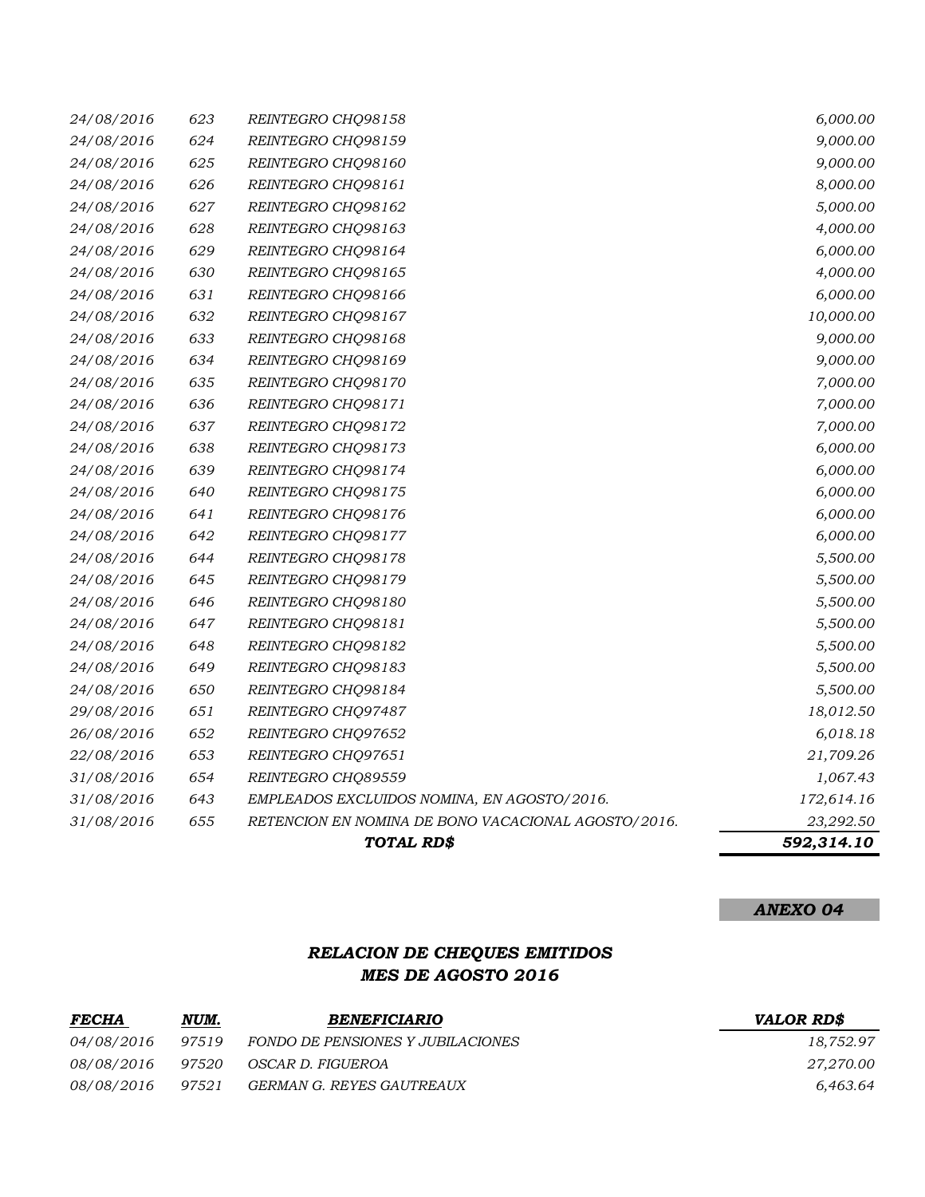| | | | |
|---|---|---|---|
| *24/08/2016* | *623* | *REINTEGRO CHQ98158* | *6,000.00* |
| *24/08/2016* | *624* | *REINTEGRO CHQ98159* | *9,000.00* |
| *24/08/2016* | *625* | *REINTEGRO CHQ98160* | *9,000.00* |
| *24/08/2016* | *626* | *REINTEGRO CHQ98161* | *8,000.00* |
| *24/08/2016* | *627* | *REINTEGRO CHQ98162* | *5,000.00* |
| *24/08/2016* | *628* | *REINTEGRO CHQ98163* | *4,000.00* |
| *24/08/2016* | *629* | *REINTEGRO CHQ98164* | *6,000.00* |
| *24/08/2016* | *630* | *REINTEGRO CHQ98165* | *4,000.00* |
| *24/08/2016* | *631* | *REINTEGRO CHQ98166* | *6,000.00* |
| *24/08/2016* | *632* | *REINTEGRO CHQ98167* | *10,000.00* |
| *24/08/2016* | *633* | *REINTEGRO CHQ98168* | *9,000.00* |
| *24/08/2016* | *634* | *REINTEGRO CHQ98169* | *9,000.00* |
| *24/08/2016* | *635* | *REINTEGRO CHQ98170* | *7,000.00* |
| *24/08/2016* | *636* | *REINTEGRO CHQ98171* | *7,000.00* |
| *24/08/2016* | *637* | *REINTEGRO CHQ98172* | *7,000.00* |
| *24/08/2016* | *638* | *REINTEGRO CHQ98173* | *6,000.00* |
| *24/08/2016* | *639* | *REINTEGRO CHQ98174* | *6,000.00* |
| *24/08/2016* | *640* | *REINTEGRO CHQ98175* | *6,000.00* |
| *24/08/2016* | *641* | *REINTEGRO CHQ98176* | *6,000.00* |
| *24/08/2016* | *642* | *REINTEGRO CHQ98177* | *6,000.00* |
| *24/08/2016* | *644* | *REINTEGRO CHQ98178* | *5,500.00* |
| *24/08/2016* | *645* | *REINTEGRO CHQ98179* | *5,500.00* |
| *24/08/2016* | *646* | *REINTEGRO CHQ98180* | *5,500.00* |
| *24/08/2016* | *647* | *REINTEGRO CHQ98181* | *5,500.00* |
| *24/08/2016* | *648* | *REINTEGRO CHQ98182* | *5,500.00* |
| *24/08/2016* | *649* | *REINTEGRO CHQ98183* | *5,500.00* |
| *24/08/2016* | *650* | *REINTEGRO CHQ98184* | *5,500.00* |
| *29/08/2016* | *651* | *REINTEGRO CHQ97487* | *18,012.50* |
| *26/08/2016* | *652* | *REINTEGRO CHQ97652* | *6,018.18* |
| *22/08/2016* | *653* | *REINTEGRO CHQ97651* | *21,709.26* |
| *31/08/2016* | *654* | *REINTEGRO CHQ89559* | *1,067.43* |
| *31/08/2016* | *643* | *EMPLEADOS EXCLUIDOS NOMINA, EN AGOSTO/2016.* | *172,614.16* |
| *31/08/2016* | *655* | *RETENCION EN NOMINA DE BONO VACACIONAL AGOSTO/2016.* | *23,292.50* |
| | | ***TOTAL RD$*** | ***592,314.10*** |

***ANEXO 04***

## *RELACION DE CHEQUES EMITIDOS*
## *MES DE AGOSTO 2016*

| ***FECHA*** | ***NUM.*** | ***BENEFICIARIO*** | ***VALOR RD$*** |
|---|---|---|---|
| *04/08/2016* | *97519* | *FONDO DE PENSIONES Y JUBILACIONES* | *18,752.97* |
| *08/08/2016* | *97520* | *OSCAR D. FIGUEROA* | *27,270.00* |
| *08/08/2016* | *97521* | *GERMAN G. REYES GAUTREAUX* | *6,463.64* |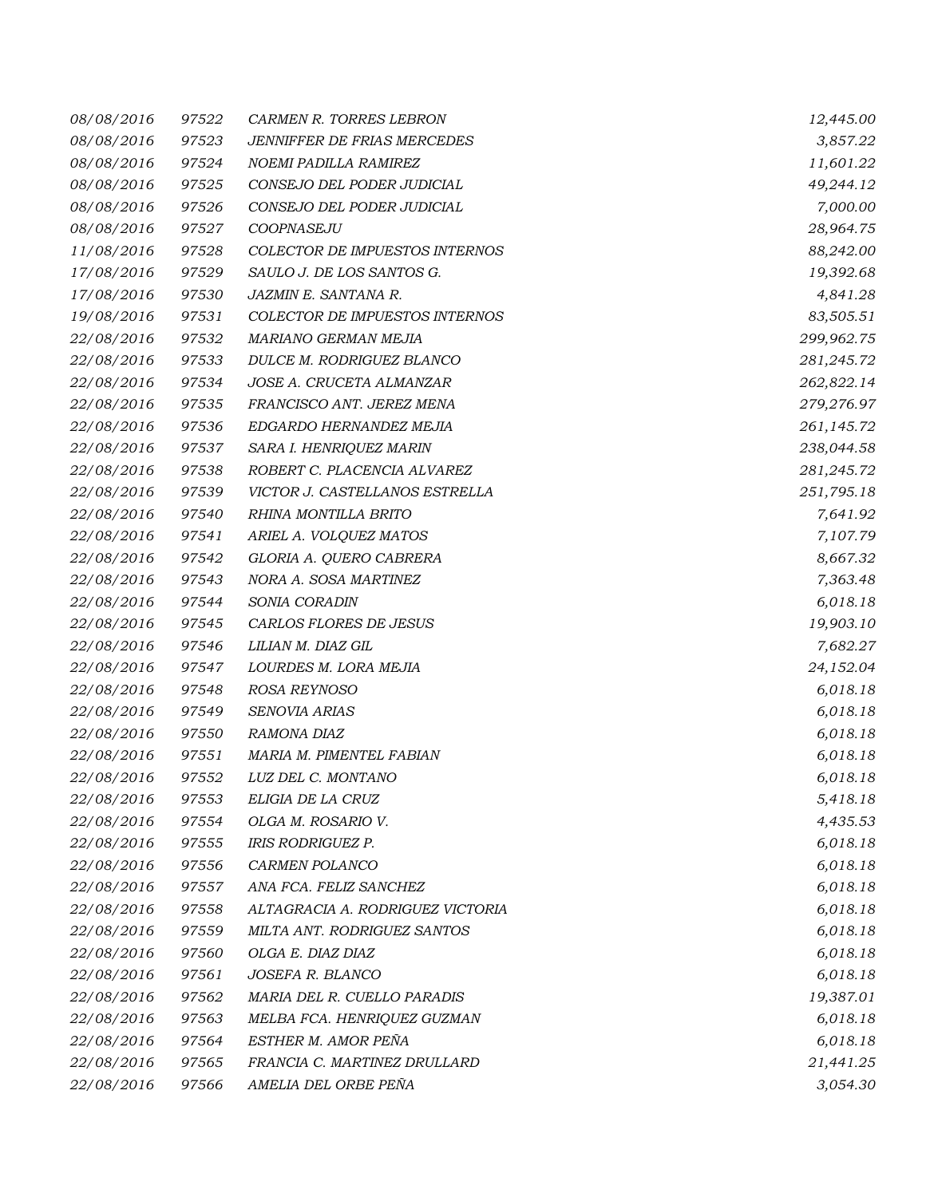| | | | |
|---|---|---|---|
| 08/08/2016 | 97522 | CARMEN R. TORRES LEBRON | 12,445.00 |
| 08/08/2016 | 97523 | JENNIFFER DE FRIAS MERCEDES | 3,857.22 |
| 08/08/2016 | 97524 | NOEMI PADILLA RAMIREZ | 11,601.22 |
| 08/08/2016 | 97525 | CONSEJO DEL PODER JUDICIAL | 49,244.12 |
| 08/08/2016 | 97526 | CONSEJO DEL PODER JUDICIAL | 7,000.00 |
| 08/08/2016 | 97527 | COOPNASEJU | 28,964.75 |
| 11/08/2016 | 97528 | COLECTOR DE IMPUESTOS INTERNOS | 88,242.00 |
| 17/08/2016 | 97529 | SAULO J. DE LOS SANTOS G. | 19,392.68 |
| 17/08/2016 | 97530 | JAZMIN E. SANTANA R. | 4,841.28 |
| 19/08/2016 | 97531 | COLECTOR DE IMPUESTOS INTERNOS | 83,505.51 |
| 22/08/2016 | 97532 | MARIANO GERMAN MEJIA | 299,962.75 |
| 22/08/2016 | 97533 | DULCE M. RODRIGUEZ BLANCO | 281,245.72 |
| 22/08/2016 | 97534 | JOSE A. CRUCETA ALMANZAR | 262,822.14 |
| 22/08/2016 | 97535 | FRANCISCO ANT. JEREZ MENA | 279,276.97 |
| 22/08/2016 | 97536 | EDGARDO HERNANDEZ MEJIA | 261,145.72 |
| 22/08/2016 | 97537 | SARA I. HENRIQUEZ MARIN | 238,044.58 |
| 22/08/2016 | 97538 | ROBERT C. PLACENCIA ALVAREZ | 281,245.72 |
| 22/08/2016 | 97539 | VICTOR J. CASTELLANOS ESTRELLA | 251,795.18 |
| 22/08/2016 | 97540 | RHINA MONTILLA BRITO | 7,641.92 |
| 22/08/2016 | 97541 | ARIEL A. VOLQUEZ MATOS | 7,107.79 |
| 22/08/2016 | 97542 | GLORIA A. QUERO CABRERA | 8,667.32 |
| 22/08/2016 | 97543 | NORA A. SOSA MARTINEZ | 7,363.48 |
| 22/08/2016 | 97544 | SONIA CORADIN | 6,018.18 |
| 22/08/2016 | 97545 | CARLOS FLORES DE JESUS | 19,903.10 |
| 22/08/2016 | 97546 | LILIAN M. DIAZ GIL | 7,682.27 |
| 22/08/2016 | 97547 | LOURDES M. LORA MEJIA | 24,152.04 |
| 22/08/2016 | 97548 | ROSA REYNOSO | 6,018.18 |
| 22/08/2016 | 97549 | SENOVIA ARIAS | 6,018.18 |
| 22/08/2016 | 97550 | RAMONA DIAZ | 6,018.18 |
| 22/08/2016 | 97551 | MARIA M. PIMENTEL FABIAN | 6,018.18 |
| 22/08/2016 | 97552 | LUZ DEL C. MONTANO | 6,018.18 |
| 22/08/2016 | 97553 | ELIGIA DE LA CRUZ | 5,418.18 |
| 22/08/2016 | 97554 | OLGA M. ROSARIO V. | 4,435.53 |
| 22/08/2016 | 97555 | IRIS RODRIGUEZ P. | 6,018.18 |
| 22/08/2016 | 97556 | CARMEN POLANCO | 6,018.18 |
| 22/08/2016 | 97557 | ANA FCA. FELIZ SANCHEZ | 6,018.18 |
| 22/08/2016 | 97558 | ALTAGRACIA A. RODRIGUEZ VICTORIA | 6,018.18 |
| 22/08/2016 | 97559 | MILTA ANT. RODRIGUEZ SANTOS | 6,018.18 |
| 22/08/2016 | 97560 | OLGA E. DIAZ DIAZ | 6,018.18 |
| 22/08/2016 | 97561 | JOSEFA R. BLANCO | 6,018.18 |
| 22/08/2016 | 97562 | MARIA DEL R. CUELLO PARADIS | 19,387.01 |
| 22/08/2016 | 97563 | MELBA FCA. HENRIQUEZ GUZMAN | 6,018.18 |
| 22/08/2016 | 97564 | ESTHER M. AMOR PEÑA | 6,018.18 |
| 22/08/2016 | 97565 | FRANCIA C. MARTINEZ DRULLARD | 21,441.25 |
| 22/08/2016 | 97566 | AMELIA DEL ORBE PEÑA | 3,054.30 |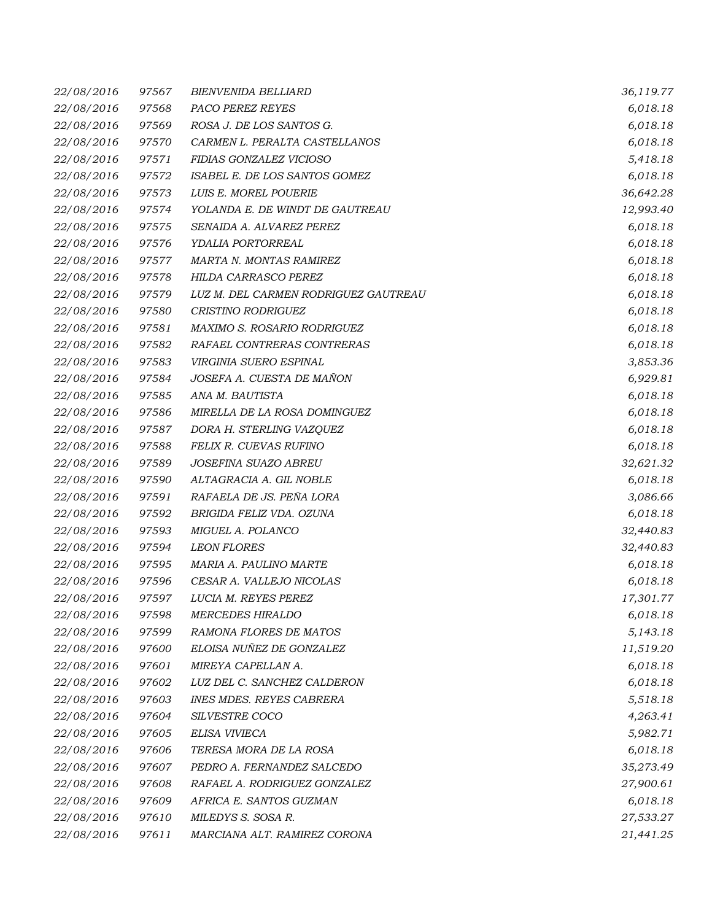| | | | |
|---|---|---|---|
| 22/08/2016 | 97567 | BIENVENIDA BELLIARD | 36,119.77 |
| 22/08/2016 | 97568 | PACO PEREZ REYES | 6,018.18 |
| 22/08/2016 | 97569 | ROSA J. DE LOS SANTOS G. | 6,018.18 |
| 22/08/2016 | 97570 | CARMEN L. PERALTA CASTELLANOS | 6,018.18 |
| 22/08/2016 | 97571 | FIDIAS GONZALEZ VICIOSO | 5,418.18 |
| 22/08/2016 | 97572 | ISABEL E. DE LOS SANTOS GOMEZ | 6,018.18 |
| 22/08/2016 | 97573 | LUIS E. MOREL POUERIE | 36,642.28 |
| 22/08/2016 | 97574 | YOLANDA E. DE WINDT DE GAUTREAU | 12,993.40 |
| 22/08/2016 | 97575 | SENAIDA A. ALVAREZ PEREZ | 6,018.18 |
| 22/08/2016 | 97576 | YDALIA PORTORREAL | 6,018.18 |
| 22/08/2016 | 97577 | MARTA N. MONTAS RAMIREZ | 6,018.18 |
| 22/08/2016 | 97578 | HILDA CARRASCO PEREZ | 6,018.18 |
| 22/08/2016 | 97579 | LUZ M. DEL CARMEN RODRIGUEZ GAUTREAU | 6,018.18 |
| 22/08/2016 | 97580 | CRISTINO RODRIGUEZ | 6,018.18 |
| 22/08/2016 | 97581 | MAXIMO S. ROSARIO RODRIGUEZ | 6,018.18 |
| 22/08/2016 | 97582 | RAFAEL CONTRERAS CONTRERAS | 6,018.18 |
| 22/08/2016 | 97583 | VIRGINIA SUERO ESPINAL | 3,853.36 |
| 22/08/2016 | 97584 | JOSEFA A. CUESTA DE MAÑON | 6,929.81 |
| 22/08/2016 | 97585 | ANA M. BAUTISTA | 6,018.18 |
| 22/08/2016 | 97586 | MIRELLA DE LA ROSA DOMINGUEZ | 6,018.18 |
| 22/08/2016 | 97587 | DORA H. STERLING VAZQUEZ | 6,018.18 |
| 22/08/2016 | 97588 | FELIX R. CUEVAS RUFINO | 6,018.18 |
| 22/08/2016 | 97589 | JOSEFINA SUAZO ABREU | 32,621.32 |
| 22/08/2016 | 97590 | ALTAGRACIA A. GIL NOBLE | 6,018.18 |
| 22/08/2016 | 97591 | RAFAELA DE JS. PEÑA LORA | 3,086.66 |
| 22/08/2016 | 97592 | BRIGIDA FELIZ VDA. OZUNA | 6,018.18 |
| 22/08/2016 | 97593 | MIGUEL A. POLANCO | 32,440.83 |
| 22/08/2016 | 97594 | LEON FLORES | 32,440.83 |
| 22/08/2016 | 97595 | MARIA A. PAULINO MARTE | 6,018.18 |
| 22/08/2016 | 97596 | CESAR A. VALLEJO NICOLAS | 6,018.18 |
| 22/08/2016 | 97597 | LUCIA M. REYES PEREZ | 17,301.77 |
| 22/08/2016 | 97598 | MERCEDES HIRALDO | 6,018.18 |
| 22/08/2016 | 97599 | RAMONA FLORES DE MATOS | 5,143.18 |
| 22/08/2016 | 97600 | ELOISA NUÑEZ DE GONZALEZ | 11,519.20 |
| 22/08/2016 | 97601 | MIREYA CAPELLAN A. | 6,018.18 |
| 22/08/2016 | 97602 | LUZ DEL C. SANCHEZ CALDERON | 6,018.18 |
| 22/08/2016 | 97603 | INES MDES. REYES CABRERA | 5,518.18 |
| 22/08/2016 | 97604 | SILVESTRE COCO | 4,263.41 |
| 22/08/2016 | 97605 | ELISA VIVIECA | 5,982.71 |
| 22/08/2016 | 97606 | TERESA MORA DE LA ROSA | 6,018.18 |
| 22/08/2016 | 97607 | PEDRO A. FERNANDEZ SALCEDO | 35,273.49 |
| 22/08/2016 | 97608 | RAFAEL A. RODRIGUEZ GONZALEZ | 27,900.61 |
| 22/08/2016 | 97609 | AFRICA E. SANTOS GUZMAN | 6,018.18 |
| 22/08/2016 | 97610 | MILEDYS S. SOSA R. | 27,533.27 |
| 22/08/2016 | 97611 | MARCIANA ALT. RAMIREZ CORONA | 21,441.25 |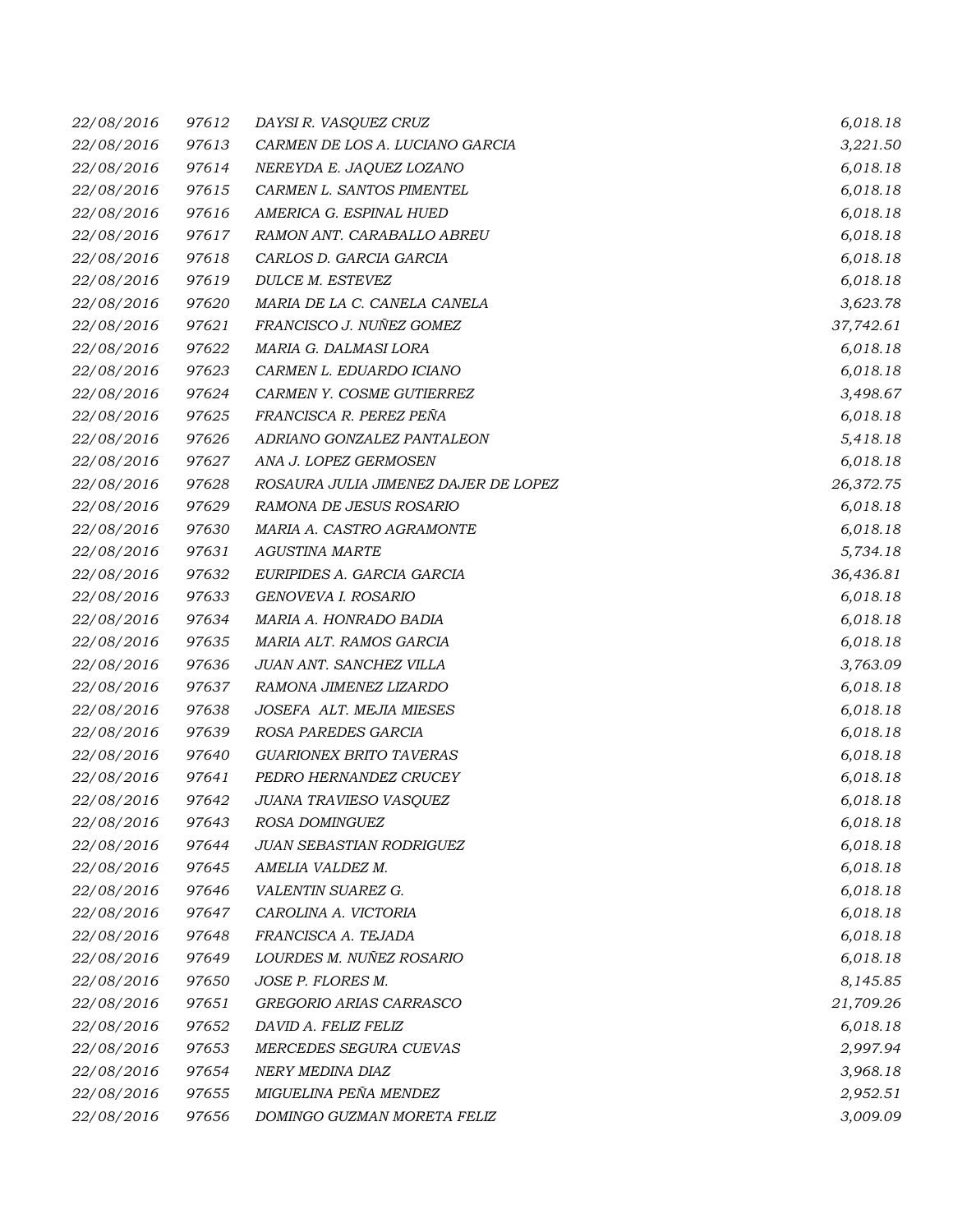| | | | |
|---|---|---|---|
| 22/08/2016 | 97612 | DAYSI R. VASQUEZ CRUZ | 6,018.18 |
| 22/08/2016 | 97613 | CARMEN DE LOS A. LUCIANO GARCIA | 3,221.50 |
| 22/08/2016 | 97614 | NEREYDA E. JAQUEZ LOZANO | 6,018.18 |
| 22/08/2016 | 97615 | CARMEN L. SANTOS PIMENTEL | 6,018.18 |
| 22/08/2016 | 97616 | AMERICA G. ESPINAL HUED | 6,018.18 |
| 22/08/2016 | 97617 | RAMON ANT. CARABALLO ABREU | 6,018.18 |
| 22/08/2016 | 97618 | CARLOS D. GARCIA GARCIA | 6,018.18 |
| 22/08/2016 | 97619 | DULCE M. ESTEVEZ | 6,018.18 |
| 22/08/2016 | 97620 | MARIA DE LA C. CANELA CANELA | 3,623.78 |
| 22/08/2016 | 97621 | FRANCISCO J. NUÑEZ GOMEZ | 37,742.61 |
| 22/08/2016 | 97622 | MARIA G. DALMASI LORA | 6,018.18 |
| 22/08/2016 | 97623 | CARMEN L. EDUARDO ICIANO | 6,018.18 |
| 22/08/2016 | 97624 | CARMEN Y. COSME GUTIERREZ | 3,498.67 |
| 22/08/2016 | 97625 | FRANCISCA R. PEREZ PEÑA | 6,018.18 |
| 22/08/2016 | 97626 | ADRIANO GONZALEZ PANTALEON | 5,418.18 |
| 22/08/2016 | 97627 | ANA J. LOPEZ GERMOSEN | 6,018.18 |
| 22/08/2016 | 97628 | ROSAURA JULIA JIMENEZ DAJER DE LOPEZ | 26,372.75 |
| 22/08/2016 | 97629 | RAMONA DE JESUS ROSARIO | 6,018.18 |
| 22/08/2016 | 97630 | MARIA A. CASTRO AGRAMONTE | 6,018.18 |
| 22/08/2016 | 97631 | AGUSTINA MARTE | 5,734.18 |
| 22/08/2016 | 97632 | EURIPIDES A. GARCIA GARCIA | 36,436.81 |
| 22/08/2016 | 97633 | GENOVEVA I. ROSARIO | 6,018.18 |
| 22/08/2016 | 97634 | MARIA A. HONRADO BADIA | 6,018.18 |
| 22/08/2016 | 97635 | MARIA ALT. RAMOS GARCIA | 6,018.18 |
| 22/08/2016 | 97636 | JUAN ANT. SANCHEZ VILLA | 3,763.09 |
| 22/08/2016 | 97637 | RAMONA JIMENEZ LIZARDO | 6,018.18 |
| 22/08/2016 | 97638 | JOSEFA ALT. MEJIA MIESES | 6,018.18 |
| 22/08/2016 | 97639 | ROSA PAREDES GARCIA | 6,018.18 |
| 22/08/2016 | 97640 | GUARIONEX BRITO TAVERAS | 6,018.18 |
| 22/08/2016 | 97641 | PEDRO HERNANDEZ CRUCEY | 6,018.18 |
| 22/08/2016 | 97642 | JUANA TRAVIESO VASQUEZ | 6,018.18 |
| 22/08/2016 | 97643 | ROSA DOMINGUEZ | 6,018.18 |
| 22/08/2016 | 97644 | JUAN SEBASTIAN RODRIGUEZ | 6,018.18 |
| 22/08/2016 | 97645 | AMELIA VALDEZ M. | 6,018.18 |
| 22/08/2016 | 97646 | VALENTIN SUAREZ G. | 6,018.18 |
| 22/08/2016 | 97647 | CAROLINA A. VICTORIA | 6,018.18 |
| 22/08/2016 | 97648 | FRANCISCA A. TEJADA | 6,018.18 |
| 22/08/2016 | 97649 | LOURDES M. NUÑEZ ROSARIO | 6,018.18 |
| 22/08/2016 | 97650 | JOSE P. FLORES M. | 8,145.85 |
| 22/08/2016 | 97651 | GREGORIO ARIAS CARRASCO | 21,709.26 |
| 22/08/2016 | 97652 | DAVID A. FELIZ FELIZ | 6,018.18 |
| 22/08/2016 | 97653 | MERCEDES SEGURA CUEVAS | 2,997.94 |
| 22/08/2016 | 97654 | NERY MEDINA DIAZ | 3,968.18 |
| 22/08/2016 | 97655 | MIGUELINA PEÑA MENDEZ | 2,952.51 |
| 22/08/2016 | 97656 | DOMINGO GUZMAN MORETA FELIZ | 3,009.09 |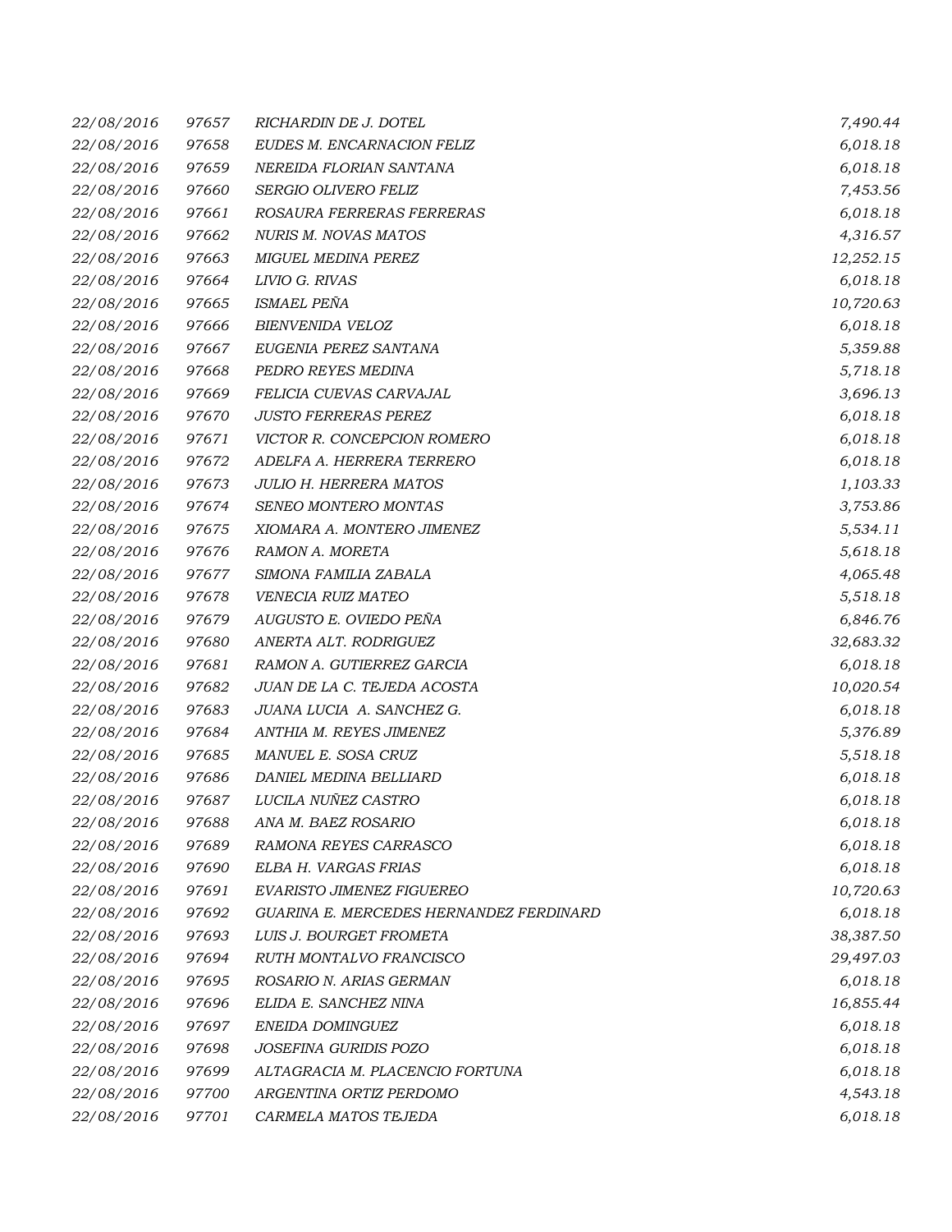| | | | |
|---|---|---|---|
| 22/08/2016 | 97657 | RICHARDIN DE J. DOTEL | 7,490.44 |
| 22/08/2016 | 97658 | EUDES M. ENCARNACION FELIZ | 6,018.18 |
| 22/08/2016 | 97659 | NEREIDA FLORIAN SANTANA | 6,018.18 |
| 22/08/2016 | 97660 | SERGIO OLIVERO FELIZ | 7,453.56 |
| 22/08/2016 | 97661 | ROSAURA FERRERAS FERRERAS | 6,018.18 |
| 22/08/2016 | 97662 | NURIS M. NOVAS MATOS | 4,316.57 |
| 22/08/2016 | 97663 | MIGUEL MEDINA PEREZ | 12,252.15 |
| 22/08/2016 | 97664 | LIVIO G. RIVAS | 6,018.18 |
| 22/08/2016 | 97665 | ISMAEL PEÑA | 10,720.63 |
| 22/08/2016 | 97666 | BIENVENIDA VELOZ | 6,018.18 |
| 22/08/2016 | 97667 | EUGENIA PEREZ SANTANA | 5,359.88 |
| 22/08/2016 | 97668 | PEDRO REYES MEDINA | 5,718.18 |
| 22/08/2016 | 97669 | FELICIA CUEVAS CARVAJAL | 3,696.13 |
| 22/08/2016 | 97670 | JUSTO FERRERAS PEREZ | 6,018.18 |
| 22/08/2016 | 97671 | VICTOR R. CONCEPCION ROMERO | 6,018.18 |
| 22/08/2016 | 97672 | ADELFA A. HERRERA TERRERO | 6,018.18 |
| 22/08/2016 | 97673 | JULIO H. HERRERA MATOS | 1,103.33 |
| 22/08/2016 | 97674 | SENEO MONTERO MONTAS | 3,753.86 |
| 22/08/2016 | 97675 | XIOMARA A. MONTERO JIMENEZ | 5,534.11 |
| 22/08/2016 | 97676 | RAMON A. MORETA | 5,618.18 |
| 22/08/2016 | 97677 | SIMONA FAMILIA ZABALA | 4,065.48 |
| 22/08/2016 | 97678 | VENECIA RUIZ MATEO | 5,518.18 |
| 22/08/2016 | 97679 | AUGUSTO E. OVIEDO PEÑA | 6,846.76 |
| 22/08/2016 | 97680 | ANERTA ALT. RODRIGUEZ | 32,683.32 |
| 22/08/2016 | 97681 | RAMON A. GUTIERREZ GARCIA | 6,018.18 |
| 22/08/2016 | 97682 | JUAN DE LA C. TEJEDA ACOSTA | 10,020.54 |
| 22/08/2016 | 97683 | JUANA LUCIA A. SANCHEZ G. | 6,018.18 |
| 22/08/2016 | 97684 | ANTHIA M. REYES JIMENEZ | 5,376.89 |
| 22/08/2016 | 97685 | MANUEL E. SOSA CRUZ | 5,518.18 |
| 22/08/2016 | 97686 | DANIEL MEDINA BELLIARD | 6,018.18 |
| 22/08/2016 | 97687 | LUCILA NUÑEZ CASTRO | 6,018.18 |
| 22/08/2016 | 97688 | ANA M. BAEZ ROSARIO | 6,018.18 |
| 22/08/2016 | 97689 | RAMONA REYES CARRASCO | 6,018.18 |
| 22/08/2016 | 97690 | ELBA H. VARGAS FRIAS | 6,018.18 |
| 22/08/2016 | 97691 | EVARISTO JIMENEZ FIGUEREO | 10,720.63 |
| 22/08/2016 | 97692 | GUARINA E. MERCEDES HERNANDEZ FERDINARD | 6,018.18 |
| 22/08/2016 | 97693 | LUIS J. BOURGET FROMETA | 38,387.50 |
| 22/08/2016 | 97694 | RUTH MONTALVO FRANCISCO | 29,497.03 |
| 22/08/2016 | 97695 | ROSARIO N. ARIAS GERMAN | 6,018.18 |
| 22/08/2016 | 97696 | ELIDA E. SANCHEZ NINA | 16,855.44 |
| 22/08/2016 | 97697 | ENEIDA DOMINGUEZ | 6,018.18 |
| 22/08/2016 | 97698 | JOSEFINA GURIDIS POZO | 6,018.18 |
| 22/08/2016 | 97699 | ALTAGRACIA M. PLACENCIO FORTUNA | 6,018.18 |
| 22/08/2016 | 97700 | ARGENTINA ORTIZ PERDOMO | 4,543.18 |
| 22/08/2016 | 97701 | CARMELA MATOS TEJEDA | 6,018.18 |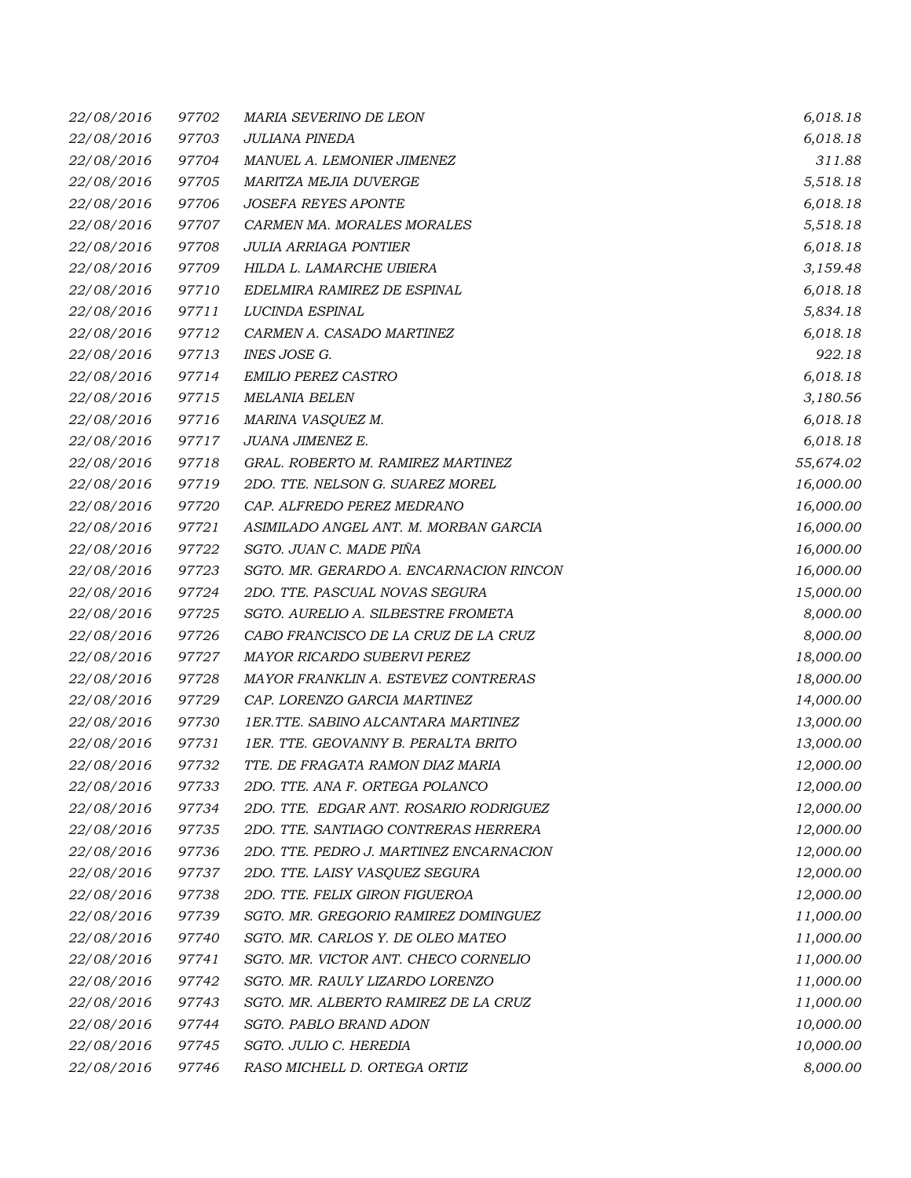| | | | |
|---|---|---|---|
| 22/08/2016 | 97702 | MARIA SEVERINO DE LEON | 6,018.18 |
| 22/08/2016 | 97703 | JULIANA PINEDA | 6,018.18 |
| 22/08/2016 | 97704 | MANUEL A. LEMONIER JIMENEZ | 311.88 |
| 22/08/2016 | 97705 | MARITZA MEJIA DUVERGE | 5,518.18 |
| 22/08/2016 | 97706 | JOSEFA REYES APONTE | 6,018.18 |
| 22/08/2016 | 97707 | CARMEN MA. MORALES MORALES | 5,518.18 |
| 22/08/2016 | 97708 | JULIA ARRIAGA PONTIER | 6,018.18 |
| 22/08/2016 | 97709 | HILDA L. LAMARCHE UBIERA | 3,159.48 |
| 22/08/2016 | 97710 | EDELMIRA RAMIREZ DE ESPINAL | 6,018.18 |
| 22/08/2016 | 97711 | LUCINDA ESPINAL | 5,834.18 |
| 22/08/2016 | 97712 | CARMEN A. CASADO MARTINEZ | 6,018.18 |
| 22/08/2016 | 97713 | INES JOSE G. | 922.18 |
| 22/08/2016 | 97714 | EMILIO PEREZ CASTRO | 6,018.18 |
| 22/08/2016 | 97715 | MELANIA BELEN | 3,180.56 |
| 22/08/2016 | 97716 | MARINA VASQUEZ M. | 6,018.18 |
| 22/08/2016 | 97717 | JUANA JIMENEZ E. | 6,018.18 |
| 22/08/2016 | 97718 | GRAL. ROBERTO M. RAMIREZ MARTINEZ | 55,674.02 |
| 22/08/2016 | 97719 | 2DO. TTE. NELSON G. SUAREZ MOREL | 16,000.00 |
| 22/08/2016 | 97720 | CAP. ALFREDO PEREZ MEDRANO | 16,000.00 |
| 22/08/2016 | 97721 | ASIMILADO ANGEL ANT. M. MORBAN GARCIA | 16,000.00 |
| 22/08/2016 | 97722 | SGTO. JUAN C. MADE PIÑA | 16,000.00 |
| 22/08/2016 | 97723 | SGTO. MR. GERARDO A. ENCARNACION RINCON | 16,000.00 |
| 22/08/2016 | 97724 | 2DO. TTE. PASCUAL NOVAS SEGURA | 15,000.00 |
| 22/08/2016 | 97725 | SGTO. AURELIO A. SILBESTRE FROMETA | 8,000.00 |
| 22/08/2016 | 97726 | CABO FRANCISCO DE LA CRUZ DE LA CRUZ | 8,000.00 |
| 22/08/2016 | 97727 | MAYOR RICARDO SUBERVI PEREZ | 18,000.00 |
| 22/08/2016 | 97728 | MAYOR FRANKLIN A. ESTEVEZ CONTRERAS | 18,000.00 |
| 22/08/2016 | 97729 | CAP. LORENZO GARCIA MARTINEZ | 14,000.00 |
| 22/08/2016 | 97730 | 1ER.TTE. SABINO ALCANTARA MARTINEZ | 13,000.00 |
| 22/08/2016 | 97731 | 1ER. TTE. GEOVANNY B. PERALTA BRITO | 13,000.00 |
| 22/08/2016 | 97732 | TTE. DE FRAGATA RAMON DIAZ MARIA | 12,000.00 |
| 22/08/2016 | 97733 | 2DO. TTE. ANA F. ORTEGA POLANCO | 12,000.00 |
| 22/08/2016 | 97734 | 2DO. TTE. EDGAR ANT. ROSARIO RODRIGUEZ | 12,000.00 |
| 22/08/2016 | 97735 | 2DO. TTE. SANTIAGO CONTRERAS HERRERA | 12,000.00 |
| 22/08/2016 | 97736 | 2DO. TTE. PEDRO J. MARTINEZ ENCARNACION | 12,000.00 |
| 22/08/2016 | 97737 | 2DO. TTE. LAISY VASQUEZ SEGURA | 12,000.00 |
| 22/08/2016 | 97738 | 2DO. TTE. FELIX GIRON FIGUEROA | 12,000.00 |
| 22/08/2016 | 97739 | SGTO. MR. GREGORIO RAMIREZ DOMINGUEZ | 11,000.00 |
| 22/08/2016 | 97740 | SGTO. MR. CARLOS Y. DE OLEO MATEO | 11,000.00 |
| 22/08/2016 | 97741 | SGTO. MR. VICTOR ANT. CHECO CORNELIO | 11,000.00 |
| 22/08/2016 | 97742 | SGTO. MR. RAULY LIZARDO LORENZO | 11,000.00 |
| 22/08/2016 | 97743 | SGTO. MR. ALBERTO RAMIREZ DE LA CRUZ | 11,000.00 |
| 22/08/2016 | 97744 | SGTO. PABLO BRAND ADON | 10,000.00 |
| 22/08/2016 | 97745 | SGTO. JULIO C. HEREDIA | 10,000.00 |
| 22/08/2016 | 97746 | RASO MICHELL D. ORTEGA ORTIZ | 8,000.00 |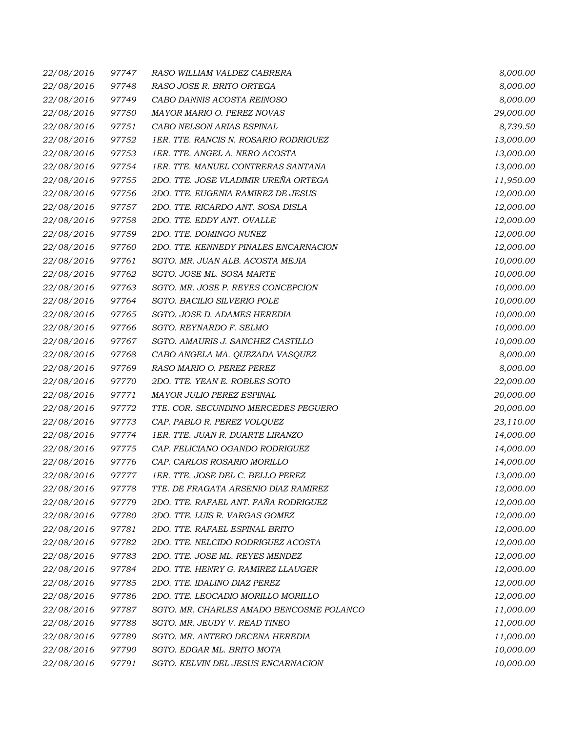| | | | |
|---|---|---|---|
| *22/08/2016* | *97747* | *RASO WILLIAM VALDEZ CABRERA* | *8,000.00* |
| *22/08/2016* | *97748* | *RASO JOSE R. BRITO ORTEGA* | *8,000.00* |
| *22/08/2016* | *97749* | *CABO DANNIS ACOSTA REINOSO* | *8,000.00* |
| *22/08/2016* | *97750* | *MAYOR MARIO O. PEREZ NOVAS* | *29,000.00* |
| *22/08/2016* | *97751* | *CABO NELSON ARIAS ESPINAL* | *8,739.50* |
| *22/08/2016* | *97752* | *1ER. TTE. RANCIS N. ROSARIO RODRIGUEZ* | *13,000.00* |
| *22/08/2016* | *97753* | *1ER. TTE. ANGEL A. NERO ACOSTA* | *13,000.00* |
| *22/08/2016* | *97754* | *1ER. TTE. MANUEL CONTRERAS SANTANA* | *13,000.00* |
| *22/08/2016* | *97755* | *2DO. TTE. JOSE VLADIMIR UREÑA ORTEGA* | *11,950.00* |
| *22/08/2016* | *97756* | *2DO. TTE. EUGENIA RAMIREZ DE JESUS* | *12,000.00* |
| *22/08/2016* | *97757* | *2DO. TTE. RICARDO ANT. SOSA DISLA* | *12,000.00* |
| *22/08/2016* | *97758* | *2DO. TTE. EDDY ANT. OVALLE* | *12,000.00* |
| *22/08/2016* | *97759* | *2DO. TTE. DOMINGO NUÑEZ* | *12,000.00* |
| *22/08/2016* | *97760* | *2DO. TTE. KENNEDY PINALES ENCARNACION* | *12,000.00* |
| *22/08/2016* | *97761* | *SGTO. MR. JUAN ALB. ACOSTA MEJIA* | *10,000.00* |
| *22/08/2016* | *97762* | *SGTO. JOSE ML. SOSA MARTE* | *10,000.00* |
| *22/08/2016* | *97763* | *SGTO. MR. JOSE P. REYES CONCEPCION* | *10,000.00* |
| *22/08/2016* | *97764* | *SGTO. BACILIO SILVERIO POLE* | *10,000.00* |
| *22/08/2016* | *97765* | *SGTO. JOSE D. ADAMES HEREDIA* | *10,000.00* |
| *22/08/2016* | *97766* | *SGTO. REYNARDO F. SELMO* | *10,000.00* |
| *22/08/2016* | *97767* | *SGTO. AMAURIS J. SANCHEZ CASTILLO* | *10,000.00* |
| *22/08/2016* | *97768* | *CABO ANGELA MA. QUEZADA VASQUEZ* | *8,000.00* |
| *22/08/2016* | *97769* | *RASO MARIO O. PEREZ PEREZ* | *8,000.00* |
| *22/08/2016* | *97770* | *2DO. TTE. YEAN E. ROBLES SOTO* | *22,000.00* |
| *22/08/2016* | *97771* | *MAYOR JULIO PEREZ ESPINAL* | *20,000.00* |
| *22/08/2016* | *97772* | *TTE. COR. SECUNDINO MERCEDES PEGUERO* | *20,000.00* |
| *22/08/2016* | *97773* | *CAP. PABLO R. PEREZ VOLQUEZ* | *23,110.00* |
| *22/08/2016* | *97774* | *1ER. TTE. JUAN R. DUARTE LIRANZO* | *14,000.00* |
| *22/08/2016* | *97775* | *CAP. FELICIANO OGANDO RODRIGUEZ* | *14,000.00* |
| *22/08/2016* | *97776* | *CAP. CARLOS ROSARIO MORILLO* | *14,000.00* |
| *22/08/2016* | *97777* | *1ER. TTE. JOSE DEL C. BELLO PEREZ* | *13,000.00* |
| *22/08/2016* | *97778* | *TTE. DE FRAGATA ARSENIO DIAZ RAMIREZ* | *12,000.00* |
| *22/08/2016* | *97779* | *2DO. TTE. RAFAEL ANT. FAÑA RODRIGUEZ* | *12,000.00* |
| *22/08/2016* | *97780* | *2DO. TTE. LUIS R. VARGAS GOMEZ* | *12,000.00* |
| *22/08/2016* | *97781* | *2DO. TTE. RAFAEL ESPINAL BRITO* | *12,000.00* |
| *22/08/2016* | *97782* | *2DO. TTE. NELCIDO RODRIGUEZ ACOSTA* | *12,000.00* |
| *22/08/2016* | *97783* | *2DO. TTE. JOSE ML. REYES MENDEZ* | *12,000.00* |
| *22/08/2016* | *97784* | *2DO. TTE. HENRY G. RAMIREZ LLAUGER* | *12,000.00* |
| *22/08/2016* | *97785* | *2DO. TTE. IDALINO DIAZ PEREZ* | *12,000.00* |
| *22/08/2016* | *97786* | *2DO. TTE. LEOCADIO MORILLO MORILLO* | *12,000.00* |
| *22/08/2016* | *97787* | *SGTO. MR. CHARLES AMADO BENCOSME POLANCO* | *11,000.00* |
| *22/08/2016* | *97788* | *SGTO. MR. JEUDY V. READ TINEO* | *11,000.00* |
| *22/08/2016* | *97789* | *SGTO. MR. ANTERO DECENA HEREDIA* | *11,000.00* |
| *22/08/2016* | *97790* | *SGTO. EDGAR ML. BRITO MOTA* | *10,000.00* |
| *22/08/2016* | *97791* | *SGTO. KELVIN DEL JESUS ENCARNACION* | *10,000.00* |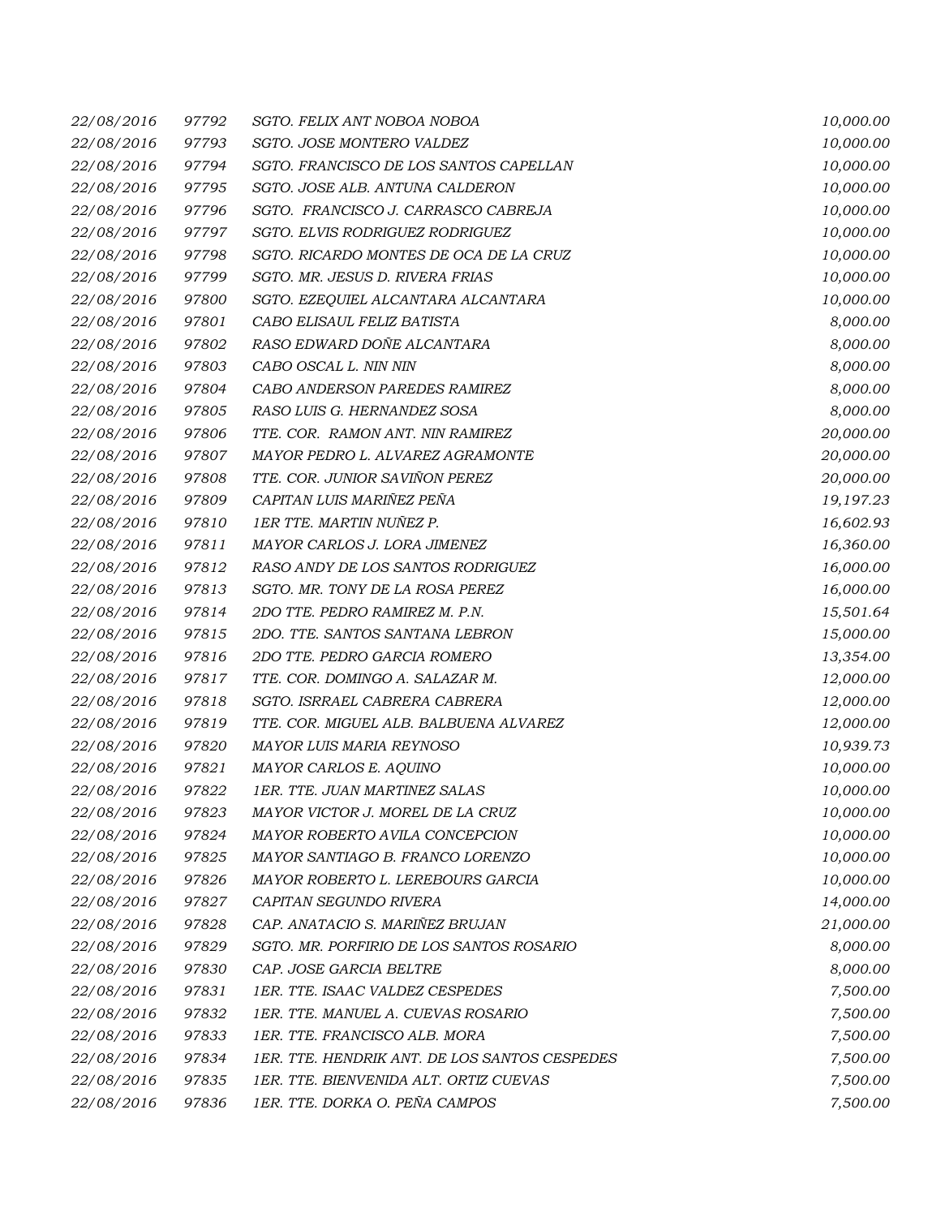| | | | |
|---|---|---|---|
| 22/08/2016 | 97792 | SGTO. FELIX ANT NOBOA NOBOA | 10,000.00 |
| 22/08/2016 | 97793 | SGTO. JOSE MONTERO VALDEZ | 10,000.00 |
| 22/08/2016 | 97794 | SGTO. FRANCISCO DE LOS SANTOS CAPELLAN | 10,000.00 |
| 22/08/2016 | 97795 | SGTO. JOSE ALB. ANTUNA CALDERON | 10,000.00 |
| 22/08/2016 | 97796 | SGTO. FRANCISCO J. CARRASCO CABREJA | 10,000.00 |
| 22/08/2016 | 97797 | SGTO. ELVIS RODRIGUEZ RODRIGUEZ | 10,000.00 |
| 22/08/2016 | 97798 | SGTO. RICARDO MONTES DE OCA DE LA CRUZ | 10,000.00 |
| 22/08/2016 | 97799 | SGTO. MR. JESUS D. RIVERA FRIAS | 10,000.00 |
| 22/08/2016 | 97800 | SGTO. EZEQUIEL ALCANTARA ALCANTARA | 10,000.00 |
| 22/08/2016 | 97801 | CABO ELISAUL FELIZ BATISTA | 8,000.00 |
| 22/08/2016 | 97802 | RASO EDWARD DOÑE ALCANTARA | 8,000.00 |
| 22/08/2016 | 97803 | CABO OSCAL L. NIN NIN | 8,000.00 |
| 22/08/2016 | 97804 | CABO ANDERSON PAREDES RAMIREZ | 8,000.00 |
| 22/08/2016 | 97805 | RASO LUIS G. HERNANDEZ SOSA | 8,000.00 |
| 22/08/2016 | 97806 | TTE. COR. RAMON ANT. NIN RAMIREZ | 20,000.00 |
| 22/08/2016 | 97807 | MAYOR PEDRO L. ALVAREZ AGRAMONTE | 20,000.00 |
| 22/08/2016 | 97808 | TTE. COR. JUNIOR SAVIÑON PEREZ | 20,000.00 |
| 22/08/2016 | 97809 | CAPITAN LUIS MARIÑEZ PEÑA | 19,197.23 |
| 22/08/2016 | 97810 | 1ER TTE. MARTIN NUÑEZ P. | 16,602.93 |
| 22/08/2016 | 97811 | MAYOR CARLOS J. LORA JIMENEZ | 16,360.00 |
| 22/08/2016 | 97812 | RASO ANDY DE LOS SANTOS RODRIGUEZ | 16,000.00 |
| 22/08/2016 | 97813 | SGTO. MR. TONY DE LA ROSA PEREZ | 16,000.00 |
| 22/08/2016 | 97814 | 2DO TTE. PEDRO RAMIREZ M. P.N. | 15,501.64 |
| 22/08/2016 | 97815 | 2DO. TTE. SANTOS SANTANA LEBRON | 15,000.00 |
| 22/08/2016 | 97816 | 2DO TTE. PEDRO GARCIA ROMERO | 13,354.00 |
| 22/08/2016 | 97817 | TTE. COR. DOMINGO A. SALAZAR M. | 12,000.00 |
| 22/08/2016 | 97818 | SGTO. ISRRAEL CABRERA CABRERA | 12,000.00 |
| 22/08/2016 | 97819 | TTE. COR. MIGUEL ALB. BALBUENA ALVAREZ | 12,000.00 |
| 22/08/2016 | 97820 | MAYOR LUIS MARIA REYNOSO | 10,939.73 |
| 22/08/2016 | 97821 | MAYOR CARLOS E. AQUINO | 10,000.00 |
| 22/08/2016 | 97822 | 1ER. TTE. JUAN MARTINEZ SALAS | 10,000.00 |
| 22/08/2016 | 97823 | MAYOR VICTOR J. MOREL DE LA CRUZ | 10,000.00 |
| 22/08/2016 | 97824 | MAYOR ROBERTO AVILA CONCEPCION | 10,000.00 |
| 22/08/2016 | 97825 | MAYOR SANTIAGO B. FRANCO LORENZO | 10,000.00 |
| 22/08/2016 | 97826 | MAYOR ROBERTO L. LEREBOURS GARCIA | 10,000.00 |
| 22/08/2016 | 97827 | CAPITAN SEGUNDO RIVERA | 14,000.00 |
| 22/08/2016 | 97828 | CAP. ANATACIO S. MARIÑEZ BRUJAN | 21,000.00 |
| 22/08/2016 | 97829 | SGTO. MR. PORFIRIO DE LOS SANTOS ROSARIO | 8,000.00 |
| 22/08/2016 | 97830 | CAP. JOSE GARCIA BELTRE | 8,000.00 |
| 22/08/2016 | 97831 | 1ER. TTE. ISAAC VALDEZ CESPEDES | 7,500.00 |
| 22/08/2016 | 97832 | 1ER. TTE. MANUEL A. CUEVAS ROSARIO | 7,500.00 |
| 22/08/2016 | 97833 | 1ER. TTE. FRANCISCO ALB. MORA | 7,500.00 |
| 22/08/2016 | 97834 | 1ER. TTE. HENDRIK ANT. DE LOS SANTOS CESPEDES | 7,500.00 |
| 22/08/2016 | 97835 | 1ER. TTE. BIENVENIDA ALT. ORTIZ CUEVAS | 7,500.00 |
| 22/08/2016 | 97836 | 1ER. TTE. DORKA O. PEÑA CAMPOS | 7,500.00 |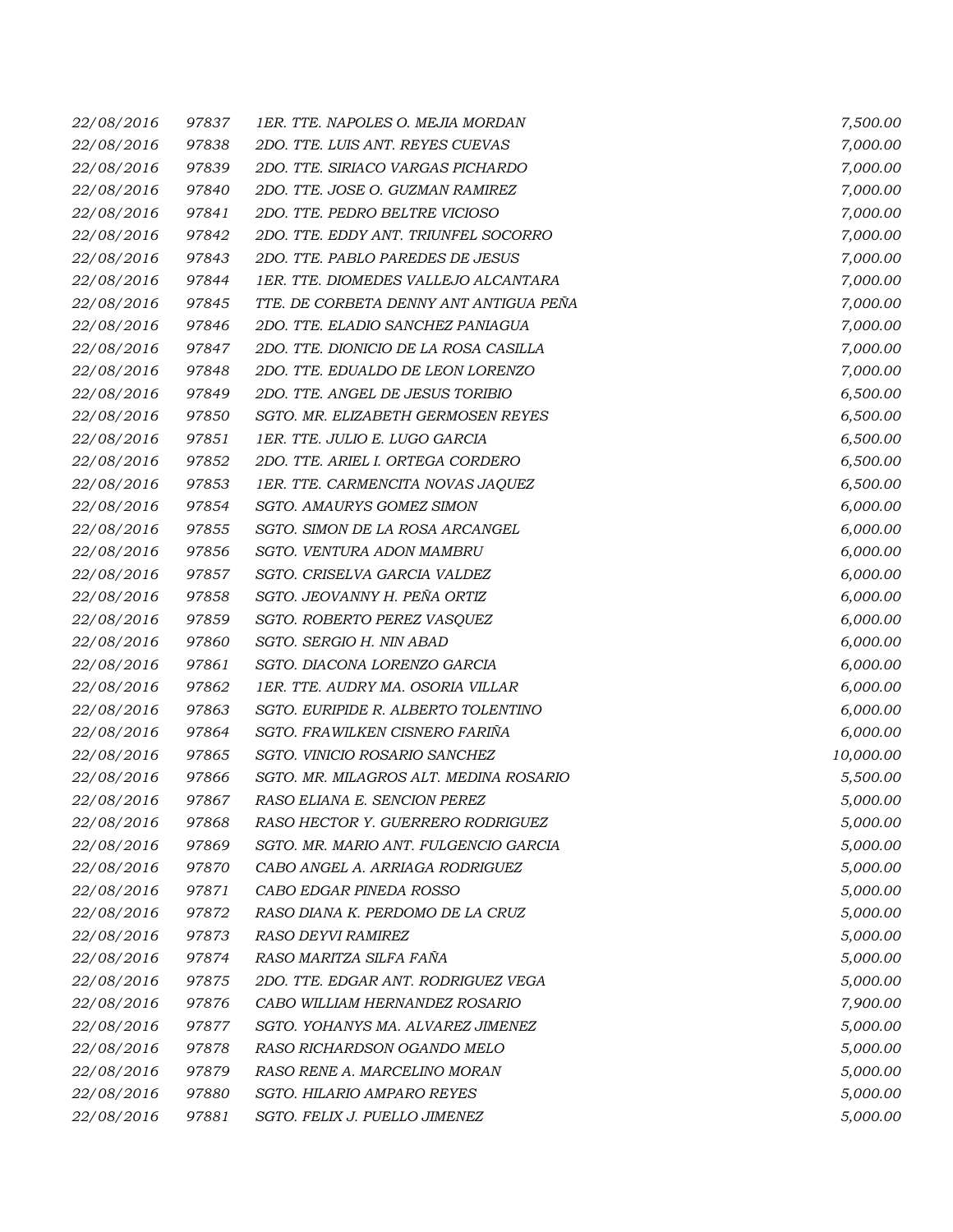| | | | |
|---|---|---|---|
| 22/08/2016 | 97837 | 1ER. TTE. NAPOLES O. MEJIA MORDAN | 7,500.00 |
| 22/08/2016 | 97838 | 2DO. TTE. LUIS ANT. REYES CUEVAS | 7,000.00 |
| 22/08/2016 | 97839 | 2DO. TTE. SIRIACO VARGAS PICHARDO | 7,000.00 |
| 22/08/2016 | 97840 | 2DO. TTE. JOSE O. GUZMAN RAMIREZ | 7,000.00 |
| 22/08/2016 | 97841 | 2DO. TTE. PEDRO BELTRE VICIOSO | 7,000.00 |
| 22/08/2016 | 97842 | 2DO. TTE. EDDY ANT. TRIUNFEL SOCORRO | 7,000.00 |
| 22/08/2016 | 97843 | 2DO. TTE. PABLO PAREDES DE JESUS | 7,000.00 |
| 22/08/2016 | 97844 | 1ER. TTE. DIOMEDES VALLEJO ALCANTARA | 7,000.00 |
| 22/08/2016 | 97845 | TTE. DE CORBETA DENNY ANT ANTIGUA PEÑA | 7,000.00 |
| 22/08/2016 | 97846 | 2DO. TTE. ELADIO SANCHEZ PANIAGUA | 7,000.00 |
| 22/08/2016 | 97847 | 2DO. TTE. DIONICIO DE LA ROSA CASILLA | 7,000.00 |
| 22/08/2016 | 97848 | 2DO. TTE. EDUALDO DE LEON LORENZO | 7,000.00 |
| 22/08/2016 | 97849 | 2DO. TTE. ANGEL DE JESUS TORIBIO | 6,500.00 |
| 22/08/2016 | 97850 | SGTO. MR. ELIZABETH GERMOSEN REYES | 6,500.00 |
| 22/08/2016 | 97851 | 1ER. TTE. JULIO E. LUGO GARCIA | 6,500.00 |
| 22/08/2016 | 97852 | 2DO. TTE. ARIEL I. ORTEGA CORDERO | 6,500.00 |
| 22/08/2016 | 97853 | 1ER. TTE. CARMENCITA NOVAS JAQUEZ | 6,500.00 |
| 22/08/2016 | 97854 | SGTO. AMAURYS GOMEZ SIMON | 6,000.00 |
| 22/08/2016 | 97855 | SGTO. SIMON DE LA ROSA ARCANGEL | 6,000.00 |
| 22/08/2016 | 97856 | SGTO. VENTURA ADON MAMBRU | 6,000.00 |
| 22/08/2016 | 97857 | SGTO. CRISELVA GARCIA VALDEZ | 6,000.00 |
| 22/08/2016 | 97858 | SGTO. JEOVANNY H. PEÑA ORTIZ | 6,000.00 |
| 22/08/2016 | 97859 | SGTO. ROBERTO PEREZ VASQUEZ | 6,000.00 |
| 22/08/2016 | 97860 | SGTO. SERGIO H. NIN ABAD | 6,000.00 |
| 22/08/2016 | 97861 | SGTO. DIACONA LORENZO GARCIA | 6,000.00 |
| 22/08/2016 | 97862 | 1ER. TTE. AUDRY MA. OSORIA VILLAR | 6,000.00 |
| 22/08/2016 | 97863 | SGTO. EURIPIDE R. ALBERTO TOLENTINO | 6,000.00 |
| 22/08/2016 | 97864 | SGTO. FRAWILKEN CISNERO FARIÑA | 6,000.00 |
| 22/08/2016 | 97865 | SGTO. VINICIO ROSARIO SANCHEZ | 10,000.00 |
| 22/08/2016 | 97866 | SGTO. MR. MILAGROS ALT. MEDINA ROSARIO | 5,500.00 |
| 22/08/2016 | 97867 | RASO ELIANA E. SENCION PEREZ | 5,000.00 |
| 22/08/2016 | 97868 | RASO HECTOR Y. GUERRERO RODRIGUEZ | 5,000.00 |
| 22/08/2016 | 97869 | SGTO. MR. MARIO ANT. FULGENCIO GARCIA | 5,000.00 |
| 22/08/2016 | 97870 | CABO ANGEL A. ARRIAGA RODRIGUEZ | 5,000.00 |
| 22/08/2016 | 97871 | CABO EDGAR PINEDA ROSSO | 5,000.00 |
| 22/08/2016 | 97872 | RASO DIANA K. PERDOMO DE LA CRUZ | 5,000.00 |
| 22/08/2016 | 97873 | RASO DEYVI RAMIREZ | 5,000.00 |
| 22/08/2016 | 97874 | RASO MARITZA SILFA FAÑA | 5,000.00 |
| 22/08/2016 | 97875 | 2DO. TTE. EDGAR ANT. RODRIGUEZ VEGA | 5,000.00 |
| 22/08/2016 | 97876 | CABO WILLIAM HERNANDEZ ROSARIO | 7,900.00 |
| 22/08/2016 | 97877 | SGTO. YOHANYS MA. ALVAREZ JIMENEZ | 5,000.00 |
| 22/08/2016 | 97878 | RASO RICHARDSON OGANDO MELO | 5,000.00 |
| 22/08/2016 | 97879 | RASO RENE A. MARCELINO MORAN | 5,000.00 |
| 22/08/2016 | 97880 | SGTO. HILARIO AMPARO REYES | 5,000.00 |
| 22/08/2016 | 97881 | SGTO. FELIX J. PUELLO JIMENEZ | 5,000.00 |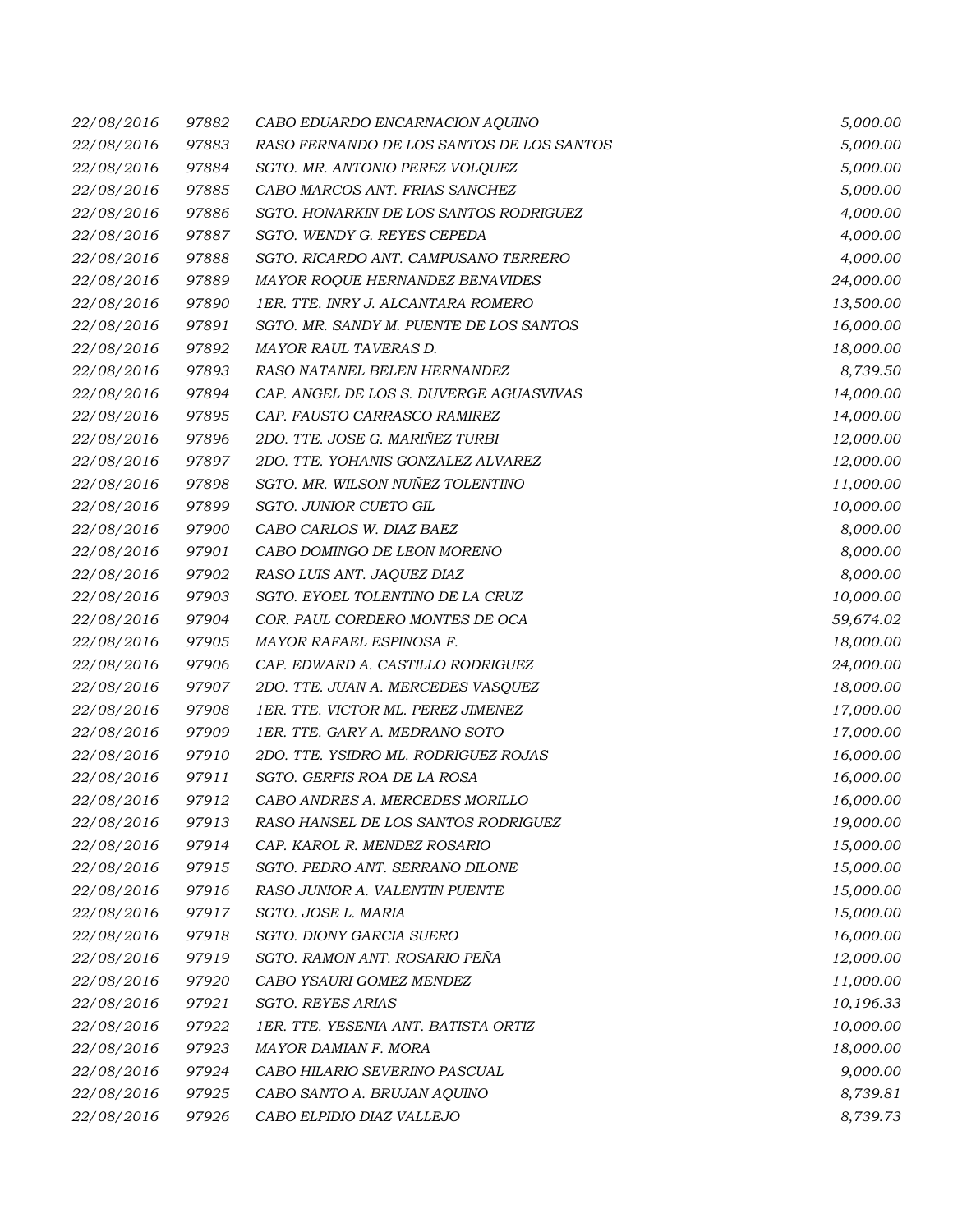| | | | |
|---|---|---|---|
| 22/08/2016 | 97882 | CABO EDUARDO ENCARNACION AQUINO | 5,000.00 |
| 22/08/2016 | 97883 | RASO FERNANDO DE LOS SANTOS DE LOS SANTOS | 5,000.00 |
| 22/08/2016 | 97884 | SGTO. MR. ANTONIO PEREZ VOLQUEZ | 5,000.00 |
| 22/08/2016 | 97885 | CABO MARCOS ANT. FRIAS SANCHEZ | 5,000.00 |
| 22/08/2016 | 97886 | SGTO. HONARKIN DE LOS SANTOS RODRIGUEZ | 4,000.00 |
| 22/08/2016 | 97887 | SGTO. WENDY G. REYES CEPEDA | 4,000.00 |
| 22/08/2016 | 97888 | SGTO. RICARDO ANT. CAMPUSANO TERRERO | 4,000.00 |
| 22/08/2016 | 97889 | MAYOR ROQUE HERNANDEZ BENAVIDES | 24,000.00 |
| 22/08/2016 | 97890 | 1ER. TTE. INRY J. ALCANTARA ROMERO | 13,500.00 |
| 22/08/2016 | 97891 | SGTO. MR. SANDY M. PUENTE DE LOS SANTOS | 16,000.00 |
| 22/08/2016 | 97892 | MAYOR RAUL TAVERAS D. | 18,000.00 |
| 22/08/2016 | 97893 | RASO NATANEL BELEN HERNANDEZ | 8,739.50 |
| 22/08/2016 | 97894 | CAP. ANGEL DE LOS S. DUVERGE AGUASVIVAS | 14,000.00 |
| 22/08/2016 | 97895 | CAP. FAUSTO CARRASCO RAMIREZ | 14,000.00 |
| 22/08/2016 | 97896 | 2DO. TTE. JOSE G. MARIÑEZ TURBI | 12,000.00 |
| 22/08/2016 | 97897 | 2DO. TTE. YOHANIS GONZALEZ ALVAREZ | 12,000.00 |
| 22/08/2016 | 97898 | SGTO. MR. WILSON NUÑEZ TOLENTINO | 11,000.00 |
| 22/08/2016 | 97899 | SGTO. JUNIOR CUETO GIL | 10,000.00 |
| 22/08/2016 | 97900 | CABO CARLOS W. DIAZ BAEZ | 8,000.00 |
| 22/08/2016 | 97901 | CABO DOMINGO DE LEON MORENO | 8,000.00 |
| 22/08/2016 | 97902 | RASO LUIS ANT. JAQUEZ DIAZ | 8,000.00 |
| 22/08/2016 | 97903 | SGTO. EYOEL TOLENTINO DE LA CRUZ | 10,000.00 |
| 22/08/2016 | 97904 | COR. PAUL CORDERO MONTES DE OCA | 59,674.02 |
| 22/08/2016 | 97905 | MAYOR RAFAEL ESPINOSA F. | 18,000.00 |
| 22/08/2016 | 97906 | CAP. EDWARD A. CASTILLO RODRIGUEZ | 24,000.00 |
| 22/08/2016 | 97907 | 2DO. TTE. JUAN A. MERCEDES VASQUEZ | 18,000.00 |
| 22/08/2016 | 97908 | 1ER. TTE. VICTOR ML. PEREZ JIMENEZ | 17,000.00 |
| 22/08/2016 | 97909 | 1ER. TTE. GARY A. MEDRANO SOTO | 17,000.00 |
| 22/08/2016 | 97910 | 2DO. TTE. YSIDRO ML. RODRIGUEZ ROJAS | 16,000.00 |
| 22/08/2016 | 97911 | SGTO. GERFIS ROA DE LA ROSA | 16,000.00 |
| 22/08/2016 | 97912 | CABO ANDRES A. MERCEDES MORILLO | 16,000.00 |
| 22/08/2016 | 97913 | RASO HANSEL DE LOS SANTOS RODRIGUEZ | 19,000.00 |
| 22/08/2016 | 97914 | CAP. KAROL R. MENDEZ ROSARIO | 15,000.00 |
| 22/08/2016 | 97915 | SGTO. PEDRO ANT. SERRANO DILONE | 15,000.00 |
| 22/08/2016 | 97916 | RASO JUNIOR A. VALENTIN PUENTE | 15,000.00 |
| 22/08/2016 | 97917 | SGTO. JOSE L. MARIA | 15,000.00 |
| 22/08/2016 | 97918 | SGTO. DIONY GARCIA SUERO | 16,000.00 |
| 22/08/2016 | 97919 | SGTO. RAMON ANT. ROSARIO PEÑA | 12,000.00 |
| 22/08/2016 | 97920 | CABO YSAURI GOMEZ MENDEZ | 11,000.00 |
| 22/08/2016 | 97921 | SGTO. REYES ARIAS | 10,196.33 |
| 22/08/2016 | 97922 | 1ER. TTE. YESENIA ANT. BATISTA ORTIZ | 10,000.00 |
| 22/08/2016 | 97923 | MAYOR DAMIAN F. MORA | 18,000.00 |
| 22/08/2016 | 97924 | CABO HILARIO SEVERINO PASCUAL | 9,000.00 |
| 22/08/2016 | 97925 | CABO SANTO A. BRUJAN AQUINO | 8,739.81 |
| 22/08/2016 | 97926 | CABO ELPIDIO DIAZ VALLEJO | 8,739.73 |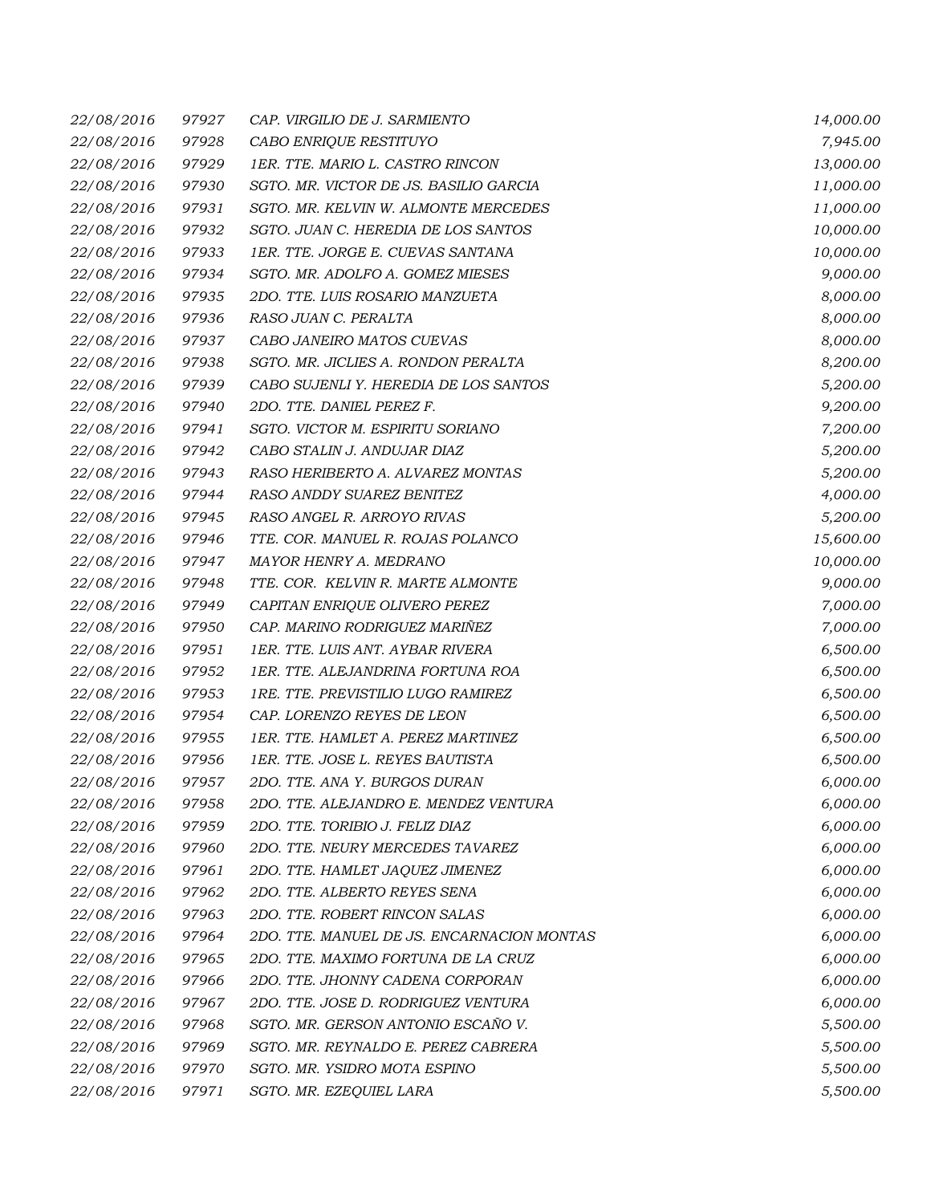| | | | |
|---|---|---|---|
| 22/08/2016 | 97927 | CAP. VIRGILIO DE J. SARMIENTO | 14,000.00 |
| 22/08/2016 | 97928 | CABO ENRIQUE RESTITUYO | 7,945.00 |
| 22/08/2016 | 97929 | 1ER. TTE. MARIO L. CASTRO RINCON | 13,000.00 |
| 22/08/2016 | 97930 | SGTO. MR. VICTOR DE JS. BASILIO GARCIA | 11,000.00 |
| 22/08/2016 | 97931 | SGTO. MR. KELVIN W. ALMONTE MERCEDES | 11,000.00 |
| 22/08/2016 | 97932 | SGTO. JUAN C. HEREDIA DE LOS SANTOS | 10,000.00 |
| 22/08/2016 | 97933 | 1ER. TTE. JORGE E. CUEVAS SANTANA | 10,000.00 |
| 22/08/2016 | 97934 | SGTO. MR. ADOLFO A. GOMEZ MIESES | 9,000.00 |
| 22/08/2016 | 97935 | 2DO. TTE. LUIS ROSARIO MANZUETA | 8,000.00 |
| 22/08/2016 | 97936 | RASO JUAN C. PERALTA | 8,000.00 |
| 22/08/2016 | 97937 | CABO JANEIRO MATOS CUEVAS | 8,000.00 |
| 22/08/2016 | 97938 | SGTO. MR. JICLIES A. RONDON PERALTA | 8,200.00 |
| 22/08/2016 | 97939 | CABO SUJENLI Y. HEREDIA DE LOS SANTOS | 5,200.00 |
| 22/08/2016 | 97940 | 2DO. TTE. DANIEL PEREZ F. | 9,200.00 |
| 22/08/2016 | 97941 | SGTO. VICTOR M. ESPIRITU SORIANO | 7,200.00 |
| 22/08/2016 | 97942 | CABO STALIN J. ANDUJAR DIAZ | 5,200.00 |
| 22/08/2016 | 97943 | RASO HERIBERTO A. ALVAREZ MONTAS | 5,200.00 |
| 22/08/2016 | 97944 | RASO ANDDY SUAREZ BENITEZ | 4,000.00 |
| 22/08/2016 | 97945 | RASO ANGEL R. ARROYO RIVAS | 5,200.00 |
| 22/08/2016 | 97946 | TTE. COR. MANUEL R. ROJAS POLANCO | 15,600.00 |
| 22/08/2016 | 97947 | MAYOR HENRY A. MEDRANO | 10,000.00 |
| 22/08/2016 | 97948 | TTE. COR. KELVIN R. MARTE ALMONTE | 9,000.00 |
| 22/08/2016 | 97949 | CAPITAN ENRIQUE OLIVERO PEREZ | 7,000.00 |
| 22/08/2016 | 97950 | CAP. MARINO RODRIGUEZ MARIÑEZ | 7,000.00 |
| 22/08/2016 | 97951 | 1ER. TTE. LUIS ANT. AYBAR RIVERA | 6,500.00 |
| 22/08/2016 | 97952 | 1ER. TTE. ALEJANDRINA FORTUNA ROA | 6,500.00 |
| 22/08/2016 | 97953 | 1RE. TTE. PREVISTILIO LUGO RAMIREZ | 6,500.00 |
| 22/08/2016 | 97954 | CAP. LORENZO REYES DE LEON | 6,500.00 |
| 22/08/2016 | 97955 | 1ER. TTE. HAMLET A. PEREZ MARTINEZ | 6,500.00 |
| 22/08/2016 | 97956 | 1ER. TTE. JOSE L. REYES BAUTISTA | 6,500.00 |
| 22/08/2016 | 97957 | 2DO. TTE. ANA Y. BURGOS DURAN | 6,000.00 |
| 22/08/2016 | 97958 | 2DO. TTE. ALEJANDRO E. MENDEZ VENTURA | 6,000.00 |
| 22/08/2016 | 97959 | 2DO. TTE. TORIBIO J. FELIZ DIAZ | 6,000.00 |
| 22/08/2016 | 97960 | 2DO. TTE. NEURY MERCEDES TAVAREZ | 6,000.00 |
| 22/08/2016 | 97961 | 2DO. TTE. HAMLET JAQUEZ JIMENEZ | 6,000.00 |
| 22/08/2016 | 97962 | 2DO. TTE. ALBERTO REYES SENA | 6,000.00 |
| 22/08/2016 | 97963 | 2DO. TTE. ROBERT RINCON SALAS | 6,000.00 |
| 22/08/2016 | 97964 | 2DO. TTE. MANUEL DE JS. ENCARNACION MONTAS | 6,000.00 |
| 22/08/2016 | 97965 | 2DO. TTE. MAXIMO FORTUNA DE LA CRUZ | 6,000.00 |
| 22/08/2016 | 97966 | 2DO. TTE. JHONNY CADENA CORPORAN | 6,000.00 |
| 22/08/2016 | 97967 | 2DO. TTE. JOSE D. RODRIGUEZ VENTURA | 6,000.00 |
| 22/08/2016 | 97968 | SGTO. MR. GERSON ANTONIO ESCAÑO V. | 5,500.00 |
| 22/08/2016 | 97969 | SGTO. MR. REYNALDO E. PEREZ CABRERA | 5,500.00 |
| 22/08/2016 | 97970 | SGTO. MR. YSIDRO MOTA ESPINO | 5,500.00 |
| 22/08/2016 | 97971 | SGTO. MR. EZEQUIEL LARA | 5,500.00 |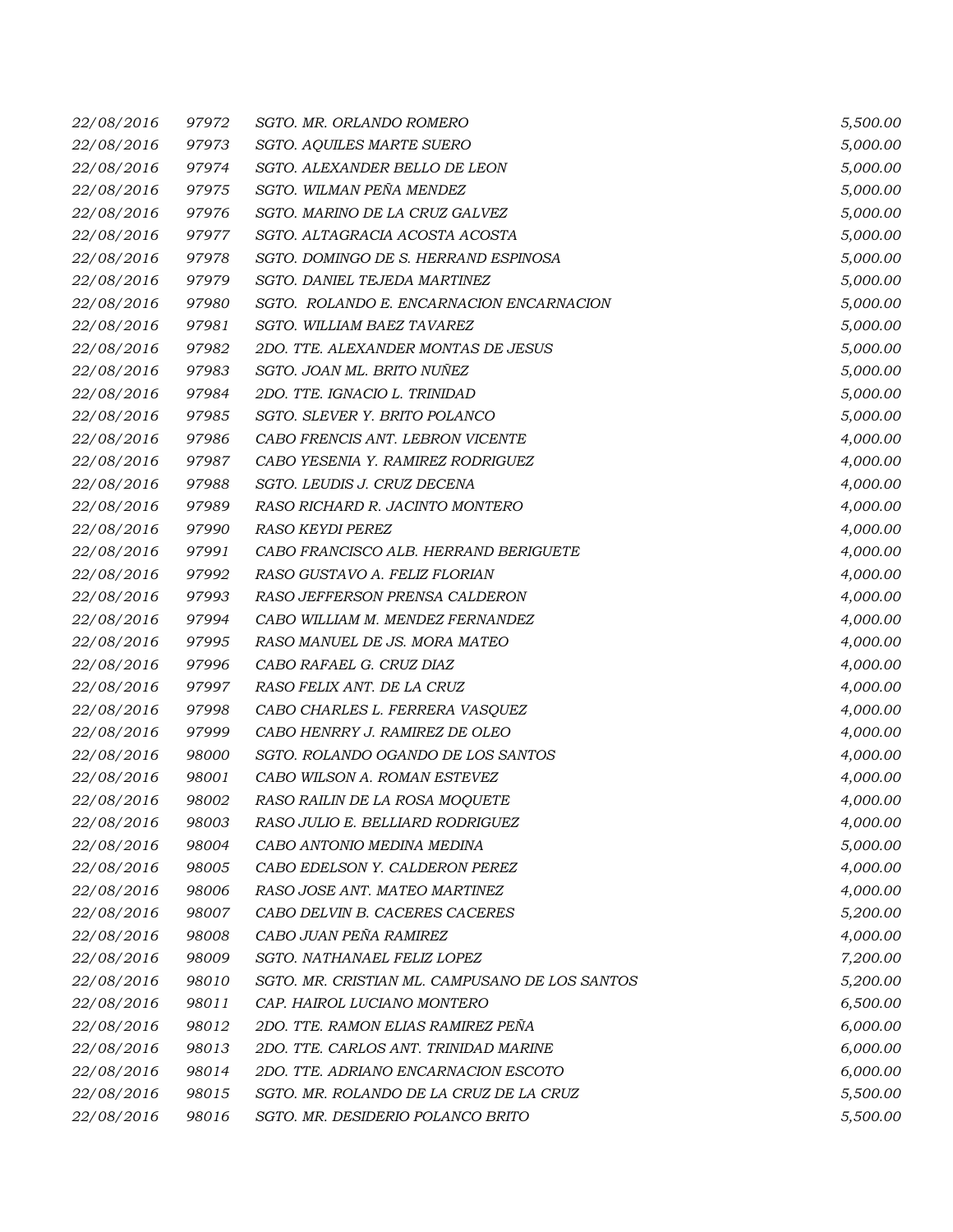| | | | |
|---|---|---|---|
| 22/08/2016 | 97972 | SGTO. MR. ORLANDO ROMERO | 5,500.00 |
| 22/08/2016 | 97973 | SGTO. AQUILES MARTE SUERO | 5,000.00 |
| 22/08/2016 | 97974 | SGTO. ALEXANDER BELLO DE LEON | 5,000.00 |
| 22/08/2016 | 97975 | SGTO. WILMAN PEÑA MENDEZ | 5,000.00 |
| 22/08/2016 | 97976 | SGTO. MARINO DE LA CRUZ GALVEZ | 5,000.00 |
| 22/08/2016 | 97977 | SGTO. ALTAGRACIA ACOSTA ACOSTA | 5,000.00 |
| 22/08/2016 | 97978 | SGTO. DOMINGO DE S. HERRAND ESPINOSA | 5,000.00 |
| 22/08/2016 | 97979 | SGTO. DANIEL TEJEDA MARTINEZ | 5,000.00 |
| 22/08/2016 | 97980 | SGTO. ROLANDO E. ENCARNACION ENCARNACION | 5,000.00 |
| 22/08/2016 | 97981 | SGTO. WILLIAM BAEZ TAVAREZ | 5,000.00 |
| 22/08/2016 | 97982 | 2DO. TTE. ALEXANDER MONTAS DE JESUS | 5,000.00 |
| 22/08/2016 | 97983 | SGTO. JOAN ML. BRITO NUÑEZ | 5,000.00 |
| 22/08/2016 | 97984 | 2DO. TTE. IGNACIO L. TRINIDAD | 5,000.00 |
| 22/08/2016 | 97985 | SGTO. SLEVER Y. BRITO POLANCO | 5,000.00 |
| 22/08/2016 | 97986 | CABO FRENCIS ANT. LEBRON VICENTE | 4,000.00 |
| 22/08/2016 | 97987 | CABO YESENIA Y. RAMIREZ RODRIGUEZ | 4,000.00 |
| 22/08/2016 | 97988 | SGTO. LEUDIS J. CRUZ DECENA | 4,000.00 |
| 22/08/2016 | 97989 | RASO RICHARD R. JACINTO MONTERO | 4,000.00 |
| 22/08/2016 | 97990 | RASO KEYDI PEREZ | 4,000.00 |
| 22/08/2016 | 97991 | CABO FRANCISCO ALB. HERRAND BERIGUETE | 4,000.00 |
| 22/08/2016 | 97992 | RASO GUSTAVO A. FELIZ FLORIAN | 4,000.00 |
| 22/08/2016 | 97993 | RASO JEFFERSON PRENSA CALDERON | 4,000.00 |
| 22/08/2016 | 97994 | CABO WILLIAM M. MENDEZ FERNANDEZ | 4,000.00 |
| 22/08/2016 | 97995 | RASO MANUEL DE JS. MORA MATEO | 4,000.00 |
| 22/08/2016 | 97996 | CABO RAFAEL G. CRUZ DIAZ | 4,000.00 |
| 22/08/2016 | 97997 | RASO FELIX ANT. DE LA CRUZ | 4,000.00 |
| 22/08/2016 | 97998 | CABO CHARLES L. FERRERA VASQUEZ | 4,000.00 |
| 22/08/2016 | 97999 | CABO HENRRY J. RAMIREZ DE OLEO | 4,000.00 |
| 22/08/2016 | 98000 | SGTO. ROLANDO OGANDO DE LOS SANTOS | 4,000.00 |
| 22/08/2016 | 98001 | CABO WILSON A. ROMAN ESTEVEZ | 4,000.00 |
| 22/08/2016 | 98002 | RASO RAILIN DE LA ROSA MOQUETE | 4,000.00 |
| 22/08/2016 | 98003 | RASO JULIO E. BELLIARD RODRIGUEZ | 4,000.00 |
| 22/08/2016 | 98004 | CABO ANTONIO MEDINA MEDINA | 5,000.00 |
| 22/08/2016 | 98005 | CABO EDELSON Y. CALDERON PEREZ | 4,000.00 |
| 22/08/2016 | 98006 | RASO JOSE ANT. MATEO MARTINEZ | 4,000.00 |
| 22/08/2016 | 98007 | CABO DELVIN B. CACERES CACERES | 5,200.00 |
| 22/08/2016 | 98008 | CABO JUAN PEÑA RAMIREZ | 4,000.00 |
| 22/08/2016 | 98009 | SGTO. NATHANAEL FELIZ LOPEZ | 7,200.00 |
| 22/08/2016 | 98010 | SGTO. MR. CRISTIAN ML. CAMPUSANO DE LOS SANTOS | 5,200.00 |
| 22/08/2016 | 98011 | CAP. HAIROL LUCIANO MONTERO | 6,500.00 |
| 22/08/2016 | 98012 | 2DO. TTE. RAMON ELIAS RAMIREZ PEÑA | 6,000.00 |
| 22/08/2016 | 98013 | 2DO. TTE. CARLOS ANT. TRINIDAD MARINE | 6,000.00 |
| 22/08/2016 | 98014 | 2DO. TTE. ADRIANO ENCARNACION ESCOTO | 6,000.00 |
| 22/08/2016 | 98015 | SGTO. MR. ROLANDO DE LA CRUZ DE LA CRUZ | 5,500.00 |
| 22/08/2016 | 98016 | SGTO. MR. DESIDERIO POLANCO BRITO | 5,500.00 |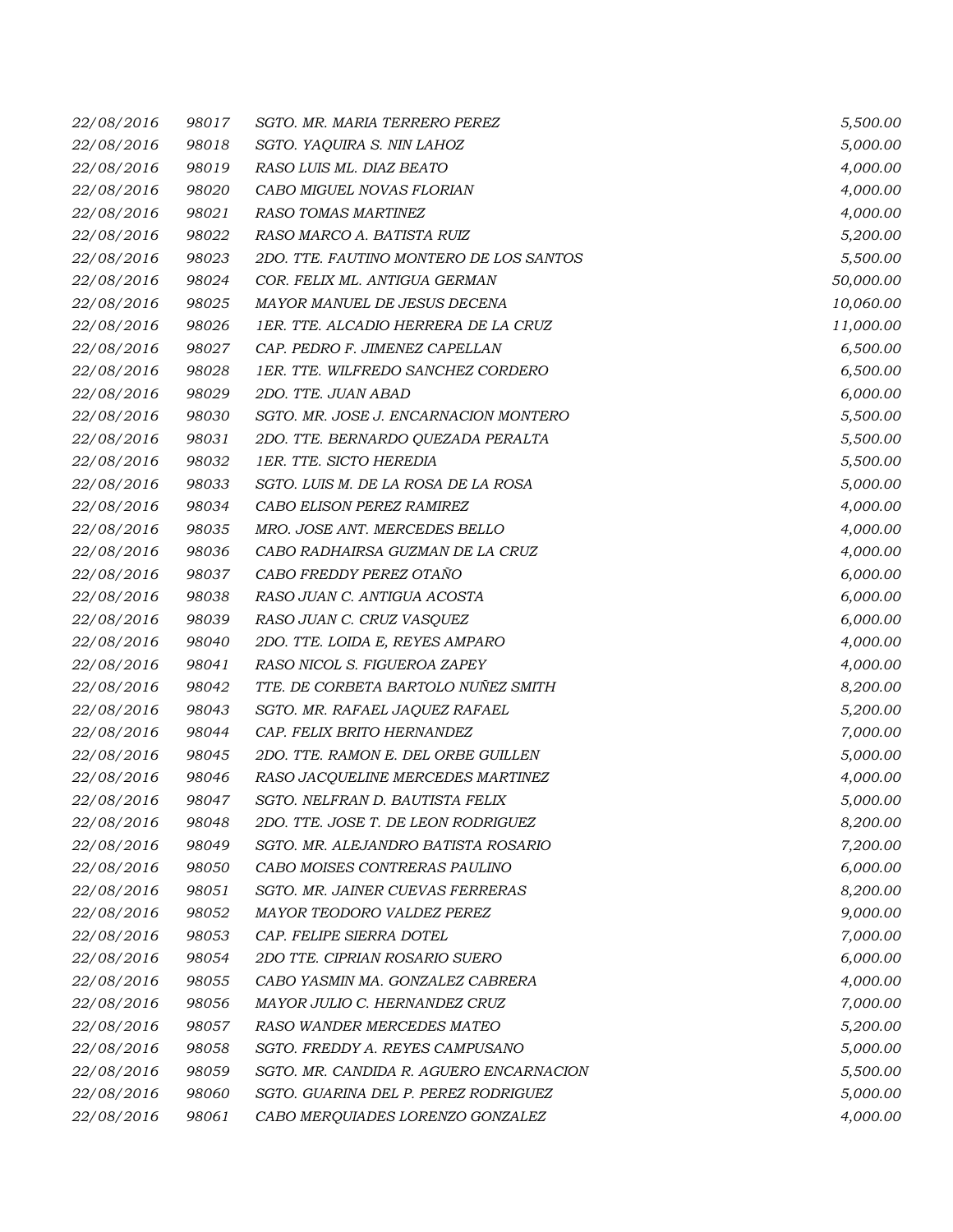| | | | |
|---|---|---|---|
| 22/08/2016 | 98017 | SGTO. MR. MARIA TERRERO PEREZ | 5,500.00 |
| 22/08/2016 | 98018 | SGTO. YAQUIRA S. NIN LAHOZ | 5,000.00 |
| 22/08/2016 | 98019 | RASO LUIS ML. DIAZ BEATO | 4,000.00 |
| 22/08/2016 | 98020 | CABO MIGUEL NOVAS FLORIAN | 4,000.00 |
| 22/08/2016 | 98021 | RASO TOMAS MARTINEZ | 4,000.00 |
| 22/08/2016 | 98022 | RASO MARCO A. BATISTA RUIZ | 5,200.00 |
| 22/08/2016 | 98023 | 2DO. TTE. FAUTINO MONTERO DE LOS SANTOS | 5,500.00 |
| 22/08/2016 | 98024 | COR. FELIX ML. ANTIGUA GERMAN | 50,000.00 |
| 22/08/2016 | 98025 | MAYOR MANUEL DE JESUS DECENA | 10,060.00 |
| 22/08/2016 | 98026 | 1ER. TTE. ALCADIO HERRERA DE LA CRUZ | 11,000.00 |
| 22/08/2016 | 98027 | CAP. PEDRO F. JIMENEZ CAPELLAN | 6,500.00 |
| 22/08/2016 | 98028 | 1ER. TTE. WILFREDO SANCHEZ CORDERO | 6,500.00 |
| 22/08/2016 | 98029 | 2DO. TTE. JUAN ABAD | 6,000.00 |
| 22/08/2016 | 98030 | SGTO. MR. JOSE J. ENCARNACION MONTERO | 5,500.00 |
| 22/08/2016 | 98031 | 2DO. TTE. BERNARDO QUEZADA PERALTA | 5,500.00 |
| 22/08/2016 | 98032 | 1ER. TTE. SICTO HEREDIA | 5,500.00 |
| 22/08/2016 | 98033 | SGTO. LUIS M. DE LA ROSA DE LA ROSA | 5,000.00 |
| 22/08/2016 | 98034 | CABO ELISON PEREZ RAMIREZ | 4,000.00 |
| 22/08/2016 | 98035 | MRO. JOSE ANT. MERCEDES BELLO | 4,000.00 |
| 22/08/2016 | 98036 | CABO RADHAIRSA GUZMAN DE LA CRUZ | 4,000.00 |
| 22/08/2016 | 98037 | CABO FREDDY PEREZ OTAÑO | 6,000.00 |
| 22/08/2016 | 98038 | RASO JUAN C. ANTIGUA ACOSTA | 6,000.00 |
| 22/08/2016 | 98039 | RASO JUAN C. CRUZ VASQUEZ | 6,000.00 |
| 22/08/2016 | 98040 | 2DO. TTE. LOIDA E, REYES AMPARO | 4,000.00 |
| 22/08/2016 | 98041 | RASO NICOL S. FIGUEROA ZAPEY | 4,000.00 |
| 22/08/2016 | 98042 | TTE. DE CORBETA BARTOLO NUÑEZ SMITH | 8,200.00 |
| 22/08/2016 | 98043 | SGTO. MR. RAFAEL JAQUEZ RAFAEL | 5,200.00 |
| 22/08/2016 | 98044 | CAP. FELIX BRITO HERNANDEZ | 7,000.00 |
| 22/08/2016 | 98045 | 2DO. TTE. RAMON E. DEL ORBE GUILLEN | 5,000.00 |
| 22/08/2016 | 98046 | RASO JACQUELINE MERCEDES MARTINEZ | 4,000.00 |
| 22/08/2016 | 98047 | SGTO. NELFRAN D. BAUTISTA FELIX | 5,000.00 |
| 22/08/2016 | 98048 | 2DO. TTE. JOSE T. DE LEON RODRIGUEZ | 8,200.00 |
| 22/08/2016 | 98049 | SGTO. MR. ALEJANDRO BATISTA ROSARIO | 7,200.00 |
| 22/08/2016 | 98050 | CABO MOISES CONTRERAS PAULINO | 6,000.00 |
| 22/08/2016 | 98051 | SGTO. MR. JAINER CUEVAS FERRERAS | 8,200.00 |
| 22/08/2016 | 98052 | MAYOR TEODORO VALDEZ PEREZ | 9,000.00 |
| 22/08/2016 | 98053 | CAP. FELIPE SIERRA DOTEL | 7,000.00 |
| 22/08/2016 | 98054 | 2DO TTE. CIPRIAN ROSARIO SUERO | 6,000.00 |
| 22/08/2016 | 98055 | CABO YASMIN MA. GONZALEZ CABRERA | 4,000.00 |
| 22/08/2016 | 98056 | MAYOR JULIO C. HERNANDEZ CRUZ | 7,000.00 |
| 22/08/2016 | 98057 | RASO WANDER MERCEDES MATEO | 5,200.00 |
| 22/08/2016 | 98058 | SGTO. FREDDY A. REYES CAMPUSANO | 5,000.00 |
| 22/08/2016 | 98059 | SGTO. MR. CANDIDA R. AGUERO ENCARNACION | 5,500.00 |
| 22/08/2016 | 98060 | SGTO. GUARINA DEL P. PEREZ RODRIGUEZ | 5,000.00 |
| 22/08/2016 | 98061 | CABO MERQUIADES LORENZO GONZALEZ | 4,000.00 |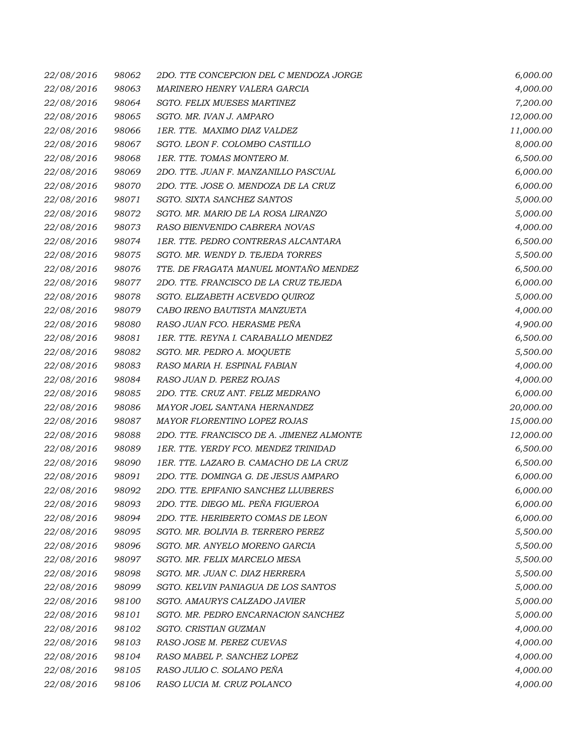| | | | |
|---|---|---|---|
| 22/08/2016 | 98062 | 2DO. TTE CONCEPCION DEL C MENDOZA JORGE | 6,000.00 |
| 22/08/2016 | 98063 | MARINERO HENRY VALERA GARCIA | 4,000.00 |
| 22/08/2016 | 98064 | SGTO. FELIX MUESES MARTINEZ | 7,200.00 |
| 22/08/2016 | 98065 | SGTO. MR. IVAN J. AMPARO | 12,000.00 |
| 22/08/2016 | 98066 | 1ER. TTE. MAXIMO DIAZ VALDEZ | 11,000.00 |
| 22/08/2016 | 98067 | SGTO. LEON F. COLOMBO CASTILLO | 8,000.00 |
| 22/08/2016 | 98068 | 1ER. TTE. TOMAS MONTERO M. | 6,500.00 |
| 22/08/2016 | 98069 | 2DO. TTE. JUAN F. MANZANILLO PASCUAL | 6,000.00 |
| 22/08/2016 | 98070 | 2DO. TTE. JOSE O. MENDOZA DE LA CRUZ | 6,000.00 |
| 22/08/2016 | 98071 | SGTO. SIXTA SANCHEZ SANTOS | 5,000.00 |
| 22/08/2016 | 98072 | SGTO. MR. MARIO DE LA ROSA LIRANZO | 5,000.00 |
| 22/08/2016 | 98073 | RASO BIENVENIDO CABRERA NOVAS | 4,000.00 |
| 22/08/2016 | 98074 | 1ER. TTE. PEDRO CONTRERAS ALCANTARA | 6,500.00 |
| 22/08/2016 | 98075 | SGTO. MR. WENDY D. TEJEDA TORRES | 5,500.00 |
| 22/08/2016 | 98076 | TTE. DE FRAGATA MANUEL MONTAÑO MENDEZ | 6,500.00 |
| 22/08/2016 | 98077 | 2DO. TTE. FRANCISCO DE LA CRUZ TEJEDA | 6,000.00 |
| 22/08/2016 | 98078 | SGTO. ELIZABETH ACEVEDO QUIROZ | 5,000.00 |
| 22/08/2016 | 98079 | CABO IRENO BAUTISTA MANZUETA | 4,000.00 |
| 22/08/2016 | 98080 | RASO JUAN FCO. HERASME PEÑA | 4,900.00 |
| 22/08/2016 | 98081 | 1ER. TTE. REYNA I. CARABALLO MENDEZ | 6,500.00 |
| 22/08/2016 | 98082 | SGTO. MR. PEDRO A. MOQUETE | 5,500.00 |
| 22/08/2016 | 98083 | RASO MARIA H. ESPINAL FABIAN | 4,000.00 |
| 22/08/2016 | 98084 | RASO JUAN D. PEREZ ROJAS | 4,000.00 |
| 22/08/2016 | 98085 | 2DO. TTE. CRUZ ANT. FELIZ MEDRANO | 6,000.00 |
| 22/08/2016 | 98086 | MAYOR JOEL SANTANA HERNANDEZ | 20,000.00 |
| 22/08/2016 | 98087 | MAYOR FLORENTINO LOPEZ ROJAS | 15,000.00 |
| 22/08/2016 | 98088 | 2DO. TTE. FRANCISCO DE A. JIMENEZ ALMONTE | 12,000.00 |
| 22/08/2016 | 98089 | 1ER. TTE. YERDY FCO. MENDEZ TRINIDAD | 6,500.00 |
| 22/08/2016 | 98090 | 1ER. TTE. LAZARO B. CAMACHO DE LA CRUZ | 6,500.00 |
| 22/08/2016 | 98091 | 2DO. TTE. DOMINGA G. DE JESUS AMPARO | 6,000.00 |
| 22/08/2016 | 98092 | 2DO. TTE. EPIFANIO SANCHEZ LLUBERES | 6,000.00 |
| 22/08/2016 | 98093 | 2DO. TTE. DIEGO ML. PEÑA FIGUEROA | 6,000.00 |
| 22/08/2016 | 98094 | 2DO. TTE. HERIBERTO COMAS DE LEON | 6,000.00 |
| 22/08/2016 | 98095 | SGTO. MR. BOLIVIA B. TERRERO PEREZ | 5,500.00 |
| 22/08/2016 | 98096 | SGTO. MR. ANYELO MORENO GARCIA | 5,500.00 |
| 22/08/2016 | 98097 | SGTO. MR. FELIX MARCELO MESA | 5,500.00 |
| 22/08/2016 | 98098 | SGTO. MR. JUAN C. DIAZ HERRERA | 5,500.00 |
| 22/08/2016 | 98099 | SGTO. KELVIN PANIAGUA DE LOS SANTOS | 5,000.00 |
| 22/08/2016 | 98100 | SGTO. AMAURYS CALZADO JAVIER | 5,000.00 |
| 22/08/2016 | 98101 | SGTO. MR. PEDRO ENCARNACION SANCHEZ | 5,000.00 |
| 22/08/2016 | 98102 | SGTO. CRISTIAN GUZMAN | 4,000.00 |
| 22/08/2016 | 98103 | RASO JOSE M. PEREZ CUEVAS | 4,000.00 |
| 22/08/2016 | 98104 | RASO MABEL P. SANCHEZ LOPEZ | 4,000.00 |
| 22/08/2016 | 98105 | RASO JULIO C. SOLANO PEÑA | 4,000.00 |
| 22/08/2016 | 98106 | RASO LUCIA M. CRUZ POLANCO | 4,000.00 |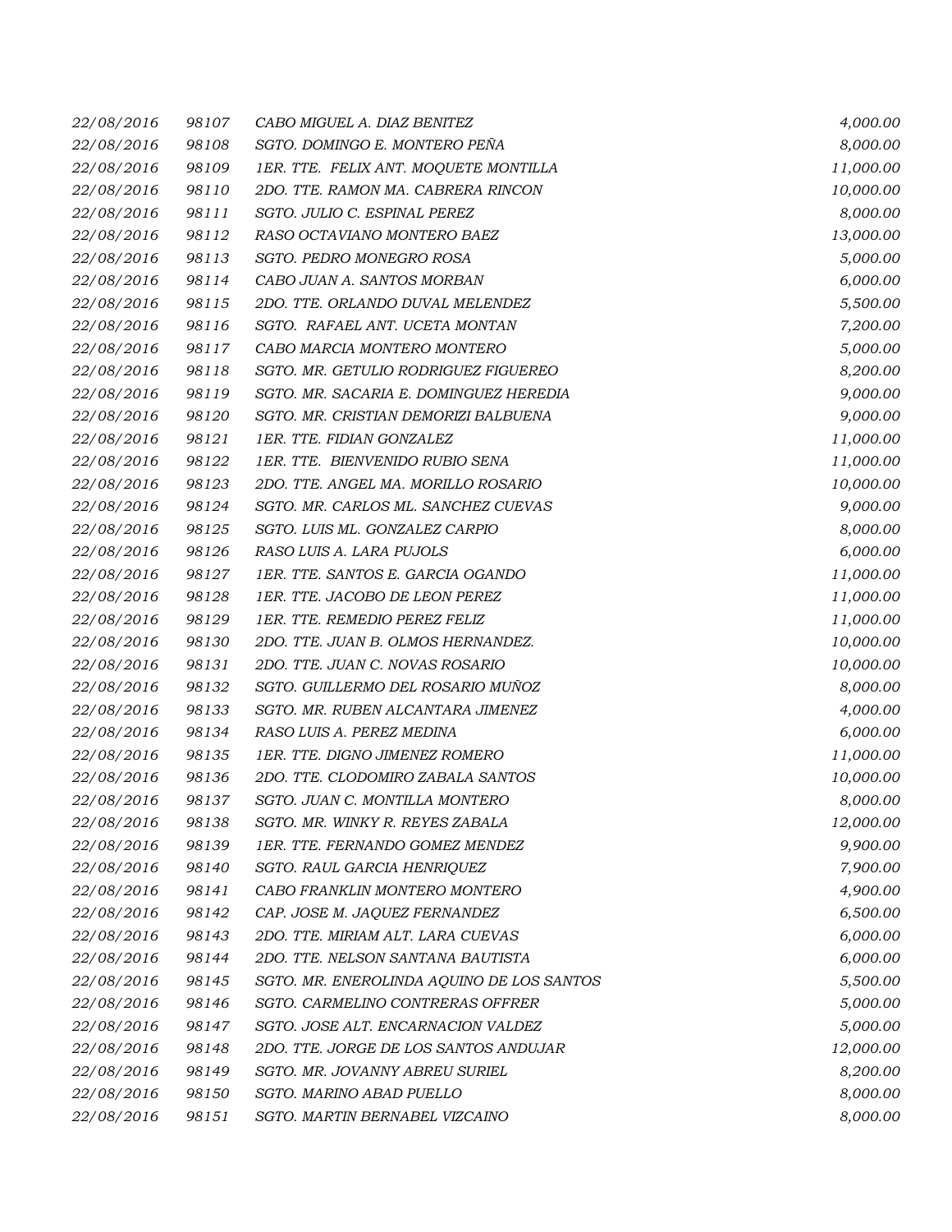| | | | |
|---|---|---|---|
| 22/08/2016 | 98107 | CABO MIGUEL A. DIAZ BENITEZ | 4,000.00 |
| 22/08/2016 | 98108 | SGTO. DOMINGO E. MONTERO PEÑA | 8,000.00 |
| 22/08/2016 | 98109 | 1ER. TTE. FELIX ANT. MOQUETE MONTILLA | 11,000.00 |
| 22/08/2016 | 98110 | 2DO. TTE. RAMON MA. CABRERA RINCON | 10,000.00 |
| 22/08/2016 | 98111 | SGTO. JULIO C. ESPINAL PEREZ | 8,000.00 |
| 22/08/2016 | 98112 | RASO OCTAVIANO MONTERO BAEZ | 13,000.00 |
| 22/08/2016 | 98113 | SGTO. PEDRO MONEGRO ROSA | 5,000.00 |
| 22/08/2016 | 98114 | CABO JUAN A. SANTOS MORBAN | 6,000.00 |
| 22/08/2016 | 98115 | 2DO. TTE. ORLANDO DUVAL MELENDEZ | 5,500.00 |
| 22/08/2016 | 98116 | SGTO. RAFAEL ANT. UCETA MONTAN | 7,200.00 |
| 22/08/2016 | 98117 | CABO MARCIA MONTERO MONTERO | 5,000.00 |
| 22/08/2016 | 98118 | SGTO. MR. GETULIO RODRIGUEZ FIGUEREO | 8,200.00 |
| 22/08/2016 | 98119 | SGTO. MR. SACARIA E. DOMINGUEZ HEREDIA | 9,000.00 |
| 22/08/2016 | 98120 | SGTO. MR. CRISTIAN DEMORIZI BALBUENA | 9,000.00 |
| 22/08/2016 | 98121 | 1ER. TTE. FIDIAN GONZALEZ | 11,000.00 |
| 22/08/2016 | 98122 | 1ER. TTE. BIENVENIDO RUBIO SENA | 11,000.00 |
| 22/08/2016 | 98123 | 2DO. TTE. ANGEL MA. MORILLO ROSARIO | 10,000.00 |
| 22/08/2016 | 98124 | SGTO. MR. CARLOS ML. SANCHEZ CUEVAS | 9,000.00 |
| 22/08/2016 | 98125 | SGTO. LUIS ML. GONZALEZ CARPIO | 8,000.00 |
| 22/08/2016 | 98126 | RASO LUIS A. LARA PUJOLS | 6,000.00 |
| 22/08/2016 | 98127 | 1ER. TTE. SANTOS E. GARCIA OGANDO | 11,000.00 |
| 22/08/2016 | 98128 | 1ER. TTE. JACOBO DE LEON PEREZ | 11,000.00 |
| 22/08/2016 | 98129 | 1ER. TTE. REMEDIO PEREZ FELIZ | 11,000.00 |
| 22/08/2016 | 98130 | 2DO. TTE. JUAN B. OLMOS HERNANDEZ. | 10,000.00 |
| 22/08/2016 | 98131 | 2DO. TTE. JUAN C. NOVAS ROSARIO | 10,000.00 |
| 22/08/2016 | 98132 | SGTO. GUILLERMO DEL ROSARIO MUÑOZ | 8,000.00 |
| 22/08/2016 | 98133 | SGTO. MR. RUBEN ALCANTARA JIMENEZ | 4,000.00 |
| 22/08/2016 | 98134 | RASO LUIS A. PEREZ MEDINA | 6,000.00 |
| 22/08/2016 | 98135 | 1ER. TTE. DIGNO JIMENEZ ROMERO | 11,000.00 |
| 22/08/2016 | 98136 | 2DO. TTE. CLODOMIRO ZABALA SANTOS | 10,000.00 |
| 22/08/2016 | 98137 | SGTO. JUAN C. MONTILLA MONTERO | 8,000.00 |
| 22/08/2016 | 98138 | SGTO. MR. WINKY R. REYES ZABALA | 12,000.00 |
| 22/08/2016 | 98139 | 1ER. TTE. FERNANDO GOMEZ MENDEZ | 9,900.00 |
| 22/08/2016 | 98140 | SGTO. RAUL GARCIA HENRIQUEZ | 7,900.00 |
| 22/08/2016 | 98141 | CABO FRANKLIN MONTERO MONTERO | 4,900.00 |
| 22/08/2016 | 98142 | CAP. JOSE M. JAQUEZ FERNANDEZ | 6,500.00 |
| 22/08/2016 | 98143 | 2DO. TTE. MIRIAM ALT. LARA CUEVAS | 6,000.00 |
| 22/08/2016 | 98144 | 2DO. TTE. NELSON SANTANA BAUTISTA | 6,000.00 |
| 22/08/2016 | 98145 | SGTO. MR. ENEROLINDA AQUINO DE LOS SANTOS | 5,500.00 |
| 22/08/2016 | 98146 | SGTO. CARMELINO CONTRERAS OFFRER | 5,000.00 |
| 22/08/2016 | 98147 | SGTO. JOSE ALT. ENCARNACION VALDEZ | 5,000.00 |
| 22/08/2016 | 98148 | 2DO. TTE. JORGE DE LOS SANTOS ANDUJAR | 12,000.00 |
| 22/08/2016 | 98149 | SGTO. MR. JOVANNY ABREU SURIEL | 8,200.00 |
| 22/08/2016 | 98150 | SGTO. MARINO ABAD PUELLO | 8,000.00 |
| 22/08/2016 | 98151 | SGTO. MARTIN BERNABEL VIZCAINO | 8,000.00 |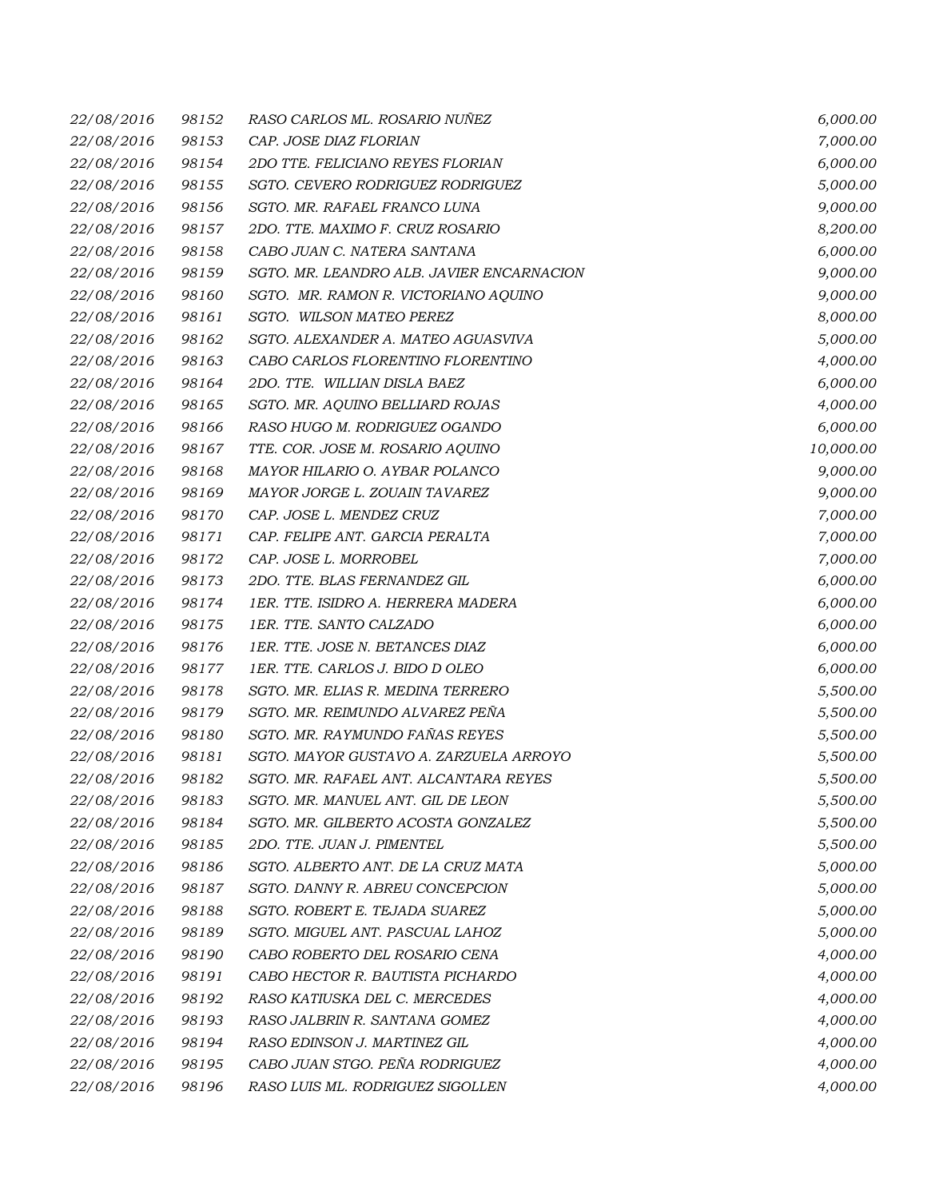| | | | |
|---|---|---|---|
| 22/08/2016 | 98152 | RASO CARLOS ML. ROSARIO NUÑEZ | 6,000.00 |
| 22/08/2016 | 98153 | CAP. JOSE DIAZ FLORIAN | 7,000.00 |
| 22/08/2016 | 98154 | 2DO TTE. FELICIANO REYES FLORIAN | 6,000.00 |
| 22/08/2016 | 98155 | SGTO. CEVERO RODRIGUEZ RODRIGUEZ | 5,000.00 |
| 22/08/2016 | 98156 | SGTO. MR. RAFAEL FRANCO LUNA | 9,000.00 |
| 22/08/2016 | 98157 | 2DO. TTE. MAXIMO F. CRUZ ROSARIO | 8,200.00 |
| 22/08/2016 | 98158 | CABO JUAN C. NATERA SANTANA | 6,000.00 |
| 22/08/2016 | 98159 | SGTO. MR. LEANDRO ALB. JAVIER ENCARNACION | 9,000.00 |
| 22/08/2016 | 98160 | SGTO. MR. RAMON R. VICTORIANO AQUINO | 9,000.00 |
| 22/08/2016 | 98161 | SGTO. WILSON MATEO PEREZ | 8,000.00 |
| 22/08/2016 | 98162 | SGTO. ALEXANDER A. MATEO AGUASVIVA | 5,000.00 |
| 22/08/2016 | 98163 | CABO CARLOS FLORENTINO FLORENTINO | 4,000.00 |
| 22/08/2016 | 98164 | 2DO. TTE. WILLIAN DISLA BAEZ | 6,000.00 |
| 22/08/2016 | 98165 | SGTO. MR. AQUINO BELLIARD ROJAS | 4,000.00 |
| 22/08/2016 | 98166 | RASO HUGO M. RODRIGUEZ OGANDO | 6,000.00 |
| 22/08/2016 | 98167 | TTE. COR. JOSE M. ROSARIO AQUINO | 10,000.00 |
| 22/08/2016 | 98168 | MAYOR HILARIO O. AYBAR POLANCO | 9,000.00 |
| 22/08/2016 | 98169 | MAYOR JORGE L. ZOUAIN TAVAREZ | 9,000.00 |
| 22/08/2016 | 98170 | CAP. JOSE L. MENDEZ CRUZ | 7,000.00 |
| 22/08/2016 | 98171 | CAP. FELIPE ANT. GARCIA PERALTA | 7,000.00 |
| 22/08/2016 | 98172 | CAP. JOSE L. MORROBEL | 7,000.00 |
| 22/08/2016 | 98173 | 2DO. TTE. BLAS FERNANDEZ GIL | 6,000.00 |
| 22/08/2016 | 98174 | 1ER. TTE. ISIDRO A. HERRERA MADERA | 6,000.00 |
| 22/08/2016 | 98175 | 1ER. TTE. SANTO CALZADO | 6,000.00 |
| 22/08/2016 | 98176 | 1ER. TTE. JOSE N. BETANCES DIAZ | 6,000.00 |
| 22/08/2016 | 98177 | 1ER. TTE. CARLOS J. BIDO D OLEO | 6,000.00 |
| 22/08/2016 | 98178 | SGTO. MR. ELIAS R. MEDINA TERRERO | 5,500.00 |
| 22/08/2016 | 98179 | SGTO. MR. REIMUNDO ALVAREZ PEÑA | 5,500.00 |
| 22/08/2016 | 98180 | SGTO. MR. RAYMUNDO FAÑAS REYES | 5,500.00 |
| 22/08/2016 | 98181 | SGTO. MAYOR GUSTAVO A. ZARZUELA ARROYO | 5,500.00 |
| 22/08/2016 | 98182 | SGTO. MR. RAFAEL ANT. ALCANTARA REYES | 5,500.00 |
| 22/08/2016 | 98183 | SGTO. MR. MANUEL ANT. GIL DE LEON | 5,500.00 |
| 22/08/2016 | 98184 | SGTO. MR. GILBERTO ACOSTA GONZALEZ | 5,500.00 |
| 22/08/2016 | 98185 | 2DO. TTE. JUAN J. PIMENTEL | 5,500.00 |
| 22/08/2016 | 98186 | SGTO. ALBERTO ANT. DE LA CRUZ MATA | 5,000.00 |
| 22/08/2016 | 98187 | SGTO. DANNY R. ABREU CONCEPCION | 5,000.00 |
| 22/08/2016 | 98188 | SGTO. ROBERT E. TEJADA SUAREZ | 5,000.00 |
| 22/08/2016 | 98189 | SGTO. MIGUEL ANT. PASCUAL LAHOZ | 5,000.00 |
| 22/08/2016 | 98190 | CABO ROBERTO DEL ROSARIO CENA | 4,000.00 |
| 22/08/2016 | 98191 | CABO HECTOR R. BAUTISTA PICHARDO | 4,000.00 |
| 22/08/2016 | 98192 | RASO KATIUSKA DEL C. MERCEDES | 4,000.00 |
| 22/08/2016 | 98193 | RASO JALBRIN R. SANTANA GOMEZ | 4,000.00 |
| 22/08/2016 | 98194 | RASO EDINSON J. MARTINEZ GIL | 4,000.00 |
| 22/08/2016 | 98195 | CABO JUAN STGO. PEÑA RODRIGUEZ | 4,000.00 |
| 22/08/2016 | 98196 | RASO LUIS ML. RODRIGUEZ SIGOLLEN | 4,000.00 |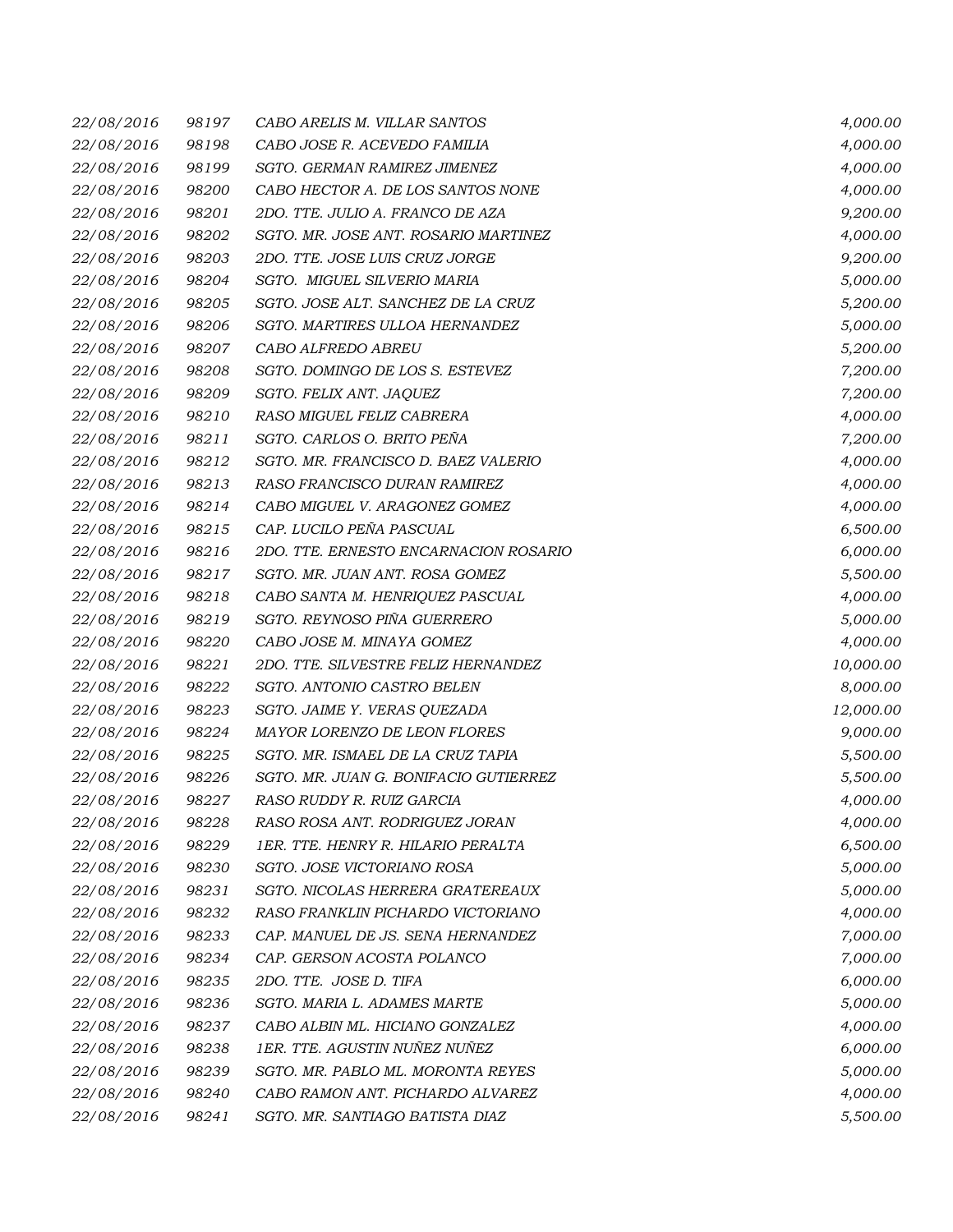| | | | |
|---|---|---|---|
| 22/08/2016 | 98197 | CABO ARELIS M. VILLAR SANTOS | 4,000.00 |
| 22/08/2016 | 98198 | CABO JOSE R. ACEVEDO FAMILIA | 4,000.00 |
| 22/08/2016 | 98199 | SGTO. GERMAN RAMIREZ JIMENEZ | 4,000.00 |
| 22/08/2016 | 98200 | CABO HECTOR A. DE LOS SANTOS NONE | 4,000.00 |
| 22/08/2016 | 98201 | 2DO. TTE. JULIO A. FRANCO DE AZA | 9,200.00 |
| 22/08/2016 | 98202 | SGTO. MR. JOSE ANT. ROSARIO MARTINEZ | 4,000.00 |
| 22/08/2016 | 98203 | 2DO. TTE. JOSE LUIS CRUZ JORGE | 9,200.00 |
| 22/08/2016 | 98204 | SGTO. MIGUEL SILVERIO MARIA | 5,000.00 |
| 22/08/2016 | 98205 | SGTO. JOSE ALT. SANCHEZ DE LA CRUZ | 5,200.00 |
| 22/08/2016 | 98206 | SGTO. MARTIRES ULLOA HERNANDEZ | 5,000.00 |
| 22/08/2016 | 98207 | CABO ALFREDO ABREU | 5,200.00 |
| 22/08/2016 | 98208 | SGTO. DOMINGO DE LOS S. ESTEVEZ | 7,200.00 |
| 22/08/2016 | 98209 | SGTO. FELIX ANT. JAQUEZ | 7,200.00 |
| 22/08/2016 | 98210 | RASO MIGUEL FELIZ CABRERA | 4,000.00 |
| 22/08/2016 | 98211 | SGTO. CARLOS O. BRITO PEÑA | 7,200.00 |
| 22/08/2016 | 98212 | SGTO. MR. FRANCISCO D. BAEZ VALERIO | 4,000.00 |
| 22/08/2016 | 98213 | RASO FRANCISCO DURAN RAMIREZ | 4,000.00 |
| 22/08/2016 | 98214 | CABO MIGUEL V. ARAGONEZ GOMEZ | 4,000.00 |
| 22/08/2016 | 98215 | CAP. LUCILO PEÑA PASCUAL | 6,500.00 |
| 22/08/2016 | 98216 | 2DO. TTE. ERNESTO ENCARNACION ROSARIO | 6,000.00 |
| 22/08/2016 | 98217 | SGTO. MR. JUAN ANT. ROSA GOMEZ | 5,500.00 |
| 22/08/2016 | 98218 | CABO SANTA M. HENRIQUEZ PASCUAL | 4,000.00 |
| 22/08/2016 | 98219 | SGTO. REYNOSO PIÑA GUERRERO | 5,000.00 |
| 22/08/2016 | 98220 | CABO JOSE M. MINAYA GOMEZ | 4,000.00 |
| 22/08/2016 | 98221 | 2DO. TTE. SILVESTRE FELIZ HERNANDEZ | 10,000.00 |
| 22/08/2016 | 98222 | SGTO. ANTONIO CASTRO BELEN | 8,000.00 |
| 22/08/2016 | 98223 | SGTO. JAIME Y. VERAS QUEZADA | 12,000.00 |
| 22/08/2016 | 98224 | MAYOR LORENZO DE LEON FLORES | 9,000.00 |
| 22/08/2016 | 98225 | SGTO. MR. ISMAEL DE LA CRUZ TAPIA | 5,500.00 |
| 22/08/2016 | 98226 | SGTO. MR. JUAN G. BONIFACIO GUTIERREZ | 5,500.00 |
| 22/08/2016 | 98227 | RASO RUDDY R. RUIZ GARCIA | 4,000.00 |
| 22/08/2016 | 98228 | RASO ROSA ANT. RODRIGUEZ JORAN | 4,000.00 |
| 22/08/2016 | 98229 | 1ER. TTE. HENRY R. HILARIO PERALTA | 6,500.00 |
| 22/08/2016 | 98230 | SGTO. JOSE VICTORIANO ROSA | 5,000.00 |
| 22/08/2016 | 98231 | SGTO. NICOLAS HERRERA GRATEREAUX | 5,000.00 |
| 22/08/2016 | 98232 | RASO FRANKLIN PICHARDO VICTORIANO | 4,000.00 |
| 22/08/2016 | 98233 | CAP. MANUEL DE JS. SENA HERNANDEZ | 7,000.00 |
| 22/08/2016 | 98234 | CAP. GERSON ACOSTA POLANCO | 7,000.00 |
| 22/08/2016 | 98235 | 2DO. TTE. JOSE D. TIFA | 6,000.00 |
| 22/08/2016 | 98236 | SGTO. MARIA L. ADAMES MARTE | 5,000.00 |
| 22/08/2016 | 98237 | CABO ALBIN ML. HICIANO GONZALEZ | 4,000.00 |
| 22/08/2016 | 98238 | 1ER. TTE. AGUSTIN NUÑEZ NUÑEZ | 6,000.00 |
| 22/08/2016 | 98239 | SGTO. MR. PABLO ML. MORONTA REYES | 5,000.00 |
| 22/08/2016 | 98240 | CABO RAMON ANT. PICHARDO ALVAREZ | 4,000.00 |
| 22/08/2016 | 98241 | SGTO. MR. SANTIAGO BATISTA DIAZ | 5,500.00 |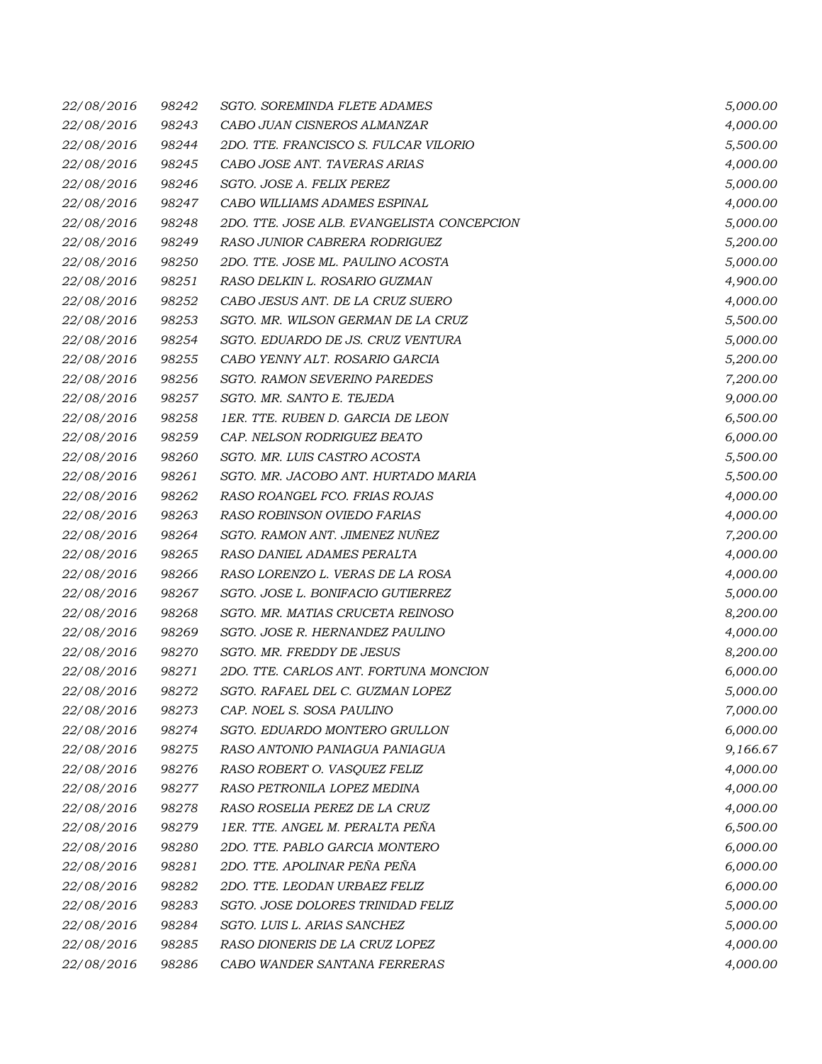| | | | |
|---|---|---|---|
| 22/08/2016 | 98242 | SGTO. SOREMINDA FLETE ADAMES | 5,000.00 |
| 22/08/2016 | 98243 | CABO JUAN CISNEROS ALMANZAR | 4,000.00 |
| 22/08/2016 | 98244 | 2DO. TTE. FRANCISCO S. FULCAR VILORIO | 5,500.00 |
| 22/08/2016 | 98245 | CABO JOSE ANT. TAVERAS ARIAS | 4,000.00 |
| 22/08/2016 | 98246 | SGTO. JOSE A. FELIX PEREZ | 5,000.00 |
| 22/08/2016 | 98247 | CABO WILLIAMS ADAMES ESPINAL | 4,000.00 |
| 22/08/2016 | 98248 | 2DO. TTE. JOSE ALB. EVANGELISTA CONCEPCION | 5,000.00 |
| 22/08/2016 | 98249 | RASO JUNIOR CABRERA RODRIGUEZ | 5,200.00 |
| 22/08/2016 | 98250 | 2DO. TTE. JOSE ML. PAULINO ACOSTA | 5,000.00 |
| 22/08/2016 | 98251 | RASO DELKIN L. ROSARIO GUZMAN | 4,900.00 |
| 22/08/2016 | 98252 | CABO JESUS ANT. DE LA CRUZ SUERO | 4,000.00 |
| 22/08/2016 | 98253 | SGTO. MR. WILSON GERMAN DE LA CRUZ | 5,500.00 |
| 22/08/2016 | 98254 | SGTO. EDUARDO DE JS. CRUZ VENTURA | 5,000.00 |
| 22/08/2016 | 98255 | CABO YENNY ALT. ROSARIO GARCIA | 5,200.00 |
| 22/08/2016 | 98256 | SGTO. RAMON SEVERINO PAREDES | 7,200.00 |
| 22/08/2016 | 98257 | SGTO. MR. SANTO E. TEJEDA | 9,000.00 |
| 22/08/2016 | 98258 | 1ER. TTE. RUBEN D. GARCIA DE LEON | 6,500.00 |
| 22/08/2016 | 98259 | CAP. NELSON RODRIGUEZ BEATO | 6,000.00 |
| 22/08/2016 | 98260 | SGTO. MR. LUIS CASTRO ACOSTA | 5,500.00 |
| 22/08/2016 | 98261 | SGTO. MR. JACOBO ANT. HURTADO MARIA | 5,500.00 |
| 22/08/2016 | 98262 | RASO ROANGEL FCO. FRIAS ROJAS | 4,000.00 |
| 22/08/2016 | 98263 | RASO ROBINSON OVIEDO FARIAS | 4,000.00 |
| 22/08/2016 | 98264 | SGTO. RAMON ANT. JIMENEZ NUÑEZ | 7,200.00 |
| 22/08/2016 | 98265 | RASO DANIEL ADAMES PERALTA | 4,000.00 |
| 22/08/2016 | 98266 | RASO LORENZO L. VERAS DE LA ROSA | 4,000.00 |
| 22/08/2016 | 98267 | SGTO. JOSE L. BONIFACIO GUTIERREZ | 5,000.00 |
| 22/08/2016 | 98268 | SGTO. MR. MATIAS CRUCETA REINOSO | 8,200.00 |
| 22/08/2016 | 98269 | SGTO. JOSE R. HERNANDEZ PAULINO | 4,000.00 |
| 22/08/2016 | 98270 | SGTO. MR. FREDDY DE JESUS | 8,200.00 |
| 22/08/2016 | 98271 | 2DO. TTE. CARLOS ANT. FORTUNA MONCION | 6,000.00 |
| 22/08/2016 | 98272 | SGTO. RAFAEL DEL C. GUZMAN LOPEZ | 5,000.00 |
| 22/08/2016 | 98273 | CAP. NOEL S. SOSA PAULINO | 7,000.00 |
| 22/08/2016 | 98274 | SGTO. EDUARDO MONTERO GRULLON | 6,000.00 |
| 22/08/2016 | 98275 | RASO ANTONIO PANIAGUA PANIAGUA | 9,166.67 |
| 22/08/2016 | 98276 | RASO ROBERT O. VASQUEZ FELIZ | 4,000.00 |
| 22/08/2016 | 98277 | RASO PETRONILA LOPEZ MEDINA | 4,000.00 |
| 22/08/2016 | 98278 | RASO ROSELIA PEREZ DE LA CRUZ | 4,000.00 |
| 22/08/2016 | 98279 | 1ER. TTE. ANGEL M. PERALTA PEÑA | 6,500.00 |
| 22/08/2016 | 98280 | 2DO. TTE. PABLO GARCIA MONTERO | 6,000.00 |
| 22/08/2016 | 98281 | 2DO. TTE. APOLINAR PEÑA PEÑA | 6,000.00 |
| 22/08/2016 | 98282 | 2DO. TTE. LEODAN URBAEZ FELIZ | 6,000.00 |
| 22/08/2016 | 98283 | SGTO. JOSE DOLORES TRINIDAD FELIZ | 5,000.00 |
| 22/08/2016 | 98284 | SGTO. LUIS L. ARIAS SANCHEZ | 5,000.00 |
| 22/08/2016 | 98285 | RASO DIONERIS DE LA CRUZ LOPEZ | 4,000.00 |
| 22/08/2016 | 98286 | CABO WANDER SANTANA FERRERAS | 4,000.00 |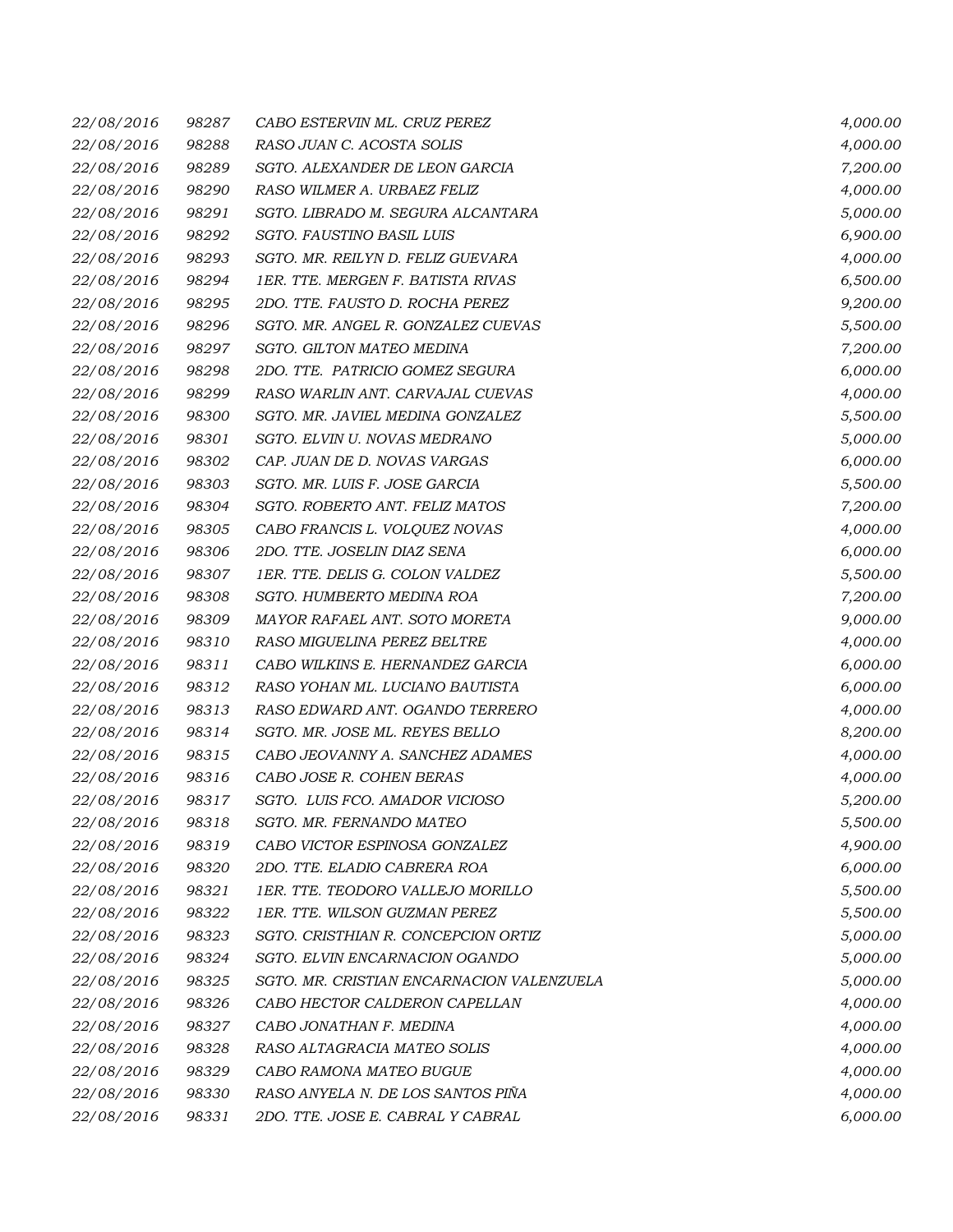| | | | |
|---|---|---|---|
| 22/08/2016 | 98287 | CABO ESTERVIN ML. CRUZ PEREZ | 4,000.00 |
| 22/08/2016 | 98288 | RASO JUAN C. ACOSTA SOLIS | 4,000.00 |
| 22/08/2016 | 98289 | SGTO. ALEXANDER DE LEON GARCIA | 7,200.00 |
| 22/08/2016 | 98290 | RASO WILMER A. URBAEZ FELIZ | 4,000.00 |
| 22/08/2016 | 98291 | SGTO. LIBRADO M. SEGURA ALCANTARA | 5,000.00 |
| 22/08/2016 | 98292 | SGTO. FAUSTINO BASIL LUIS | 6,900.00 |
| 22/08/2016 | 98293 | SGTO. MR. REILYN D. FELIZ GUEVARA | 4,000.00 |
| 22/08/2016 | 98294 | 1ER. TTE. MERGEN F. BATISTA RIVAS | 6,500.00 |
| 22/08/2016 | 98295 | 2DO. TTE. FAUSTO D. ROCHA PEREZ | 9,200.00 |
| 22/08/2016 | 98296 | SGTO. MR. ANGEL R. GONZALEZ CUEVAS | 5,500.00 |
| 22/08/2016 | 98297 | SGTO. GILTON MATEO MEDINA | 7,200.00 |
| 22/08/2016 | 98298 | 2DO. TTE. PATRICIO GOMEZ SEGURA | 6,000.00 |
| 22/08/2016 | 98299 | RASO WARLIN ANT. CARVAJAL CUEVAS | 4,000.00 |
| 22/08/2016 | 98300 | SGTO. MR. JAVIEL MEDINA GONZALEZ | 5,500.00 |
| 22/08/2016 | 98301 | SGTO. ELVIN U. NOVAS MEDRANO | 5,000.00 |
| 22/08/2016 | 98302 | CAP. JUAN DE D. NOVAS VARGAS | 6,000.00 |
| 22/08/2016 | 98303 | SGTO. MR. LUIS F. JOSE GARCIA | 5,500.00 |
| 22/08/2016 | 98304 | SGTO. ROBERTO ANT. FELIZ MATOS | 7,200.00 |
| 22/08/2016 | 98305 | CABO FRANCIS L. VOLQUEZ NOVAS | 4,000.00 |
| 22/08/2016 | 98306 | 2DO. TTE. JOSELIN DIAZ SENA | 6,000.00 |
| 22/08/2016 | 98307 | 1ER. TTE. DELIS G. COLON VALDEZ | 5,500.00 |
| 22/08/2016 | 98308 | SGTO. HUMBERTO MEDINA ROA | 7,200.00 |
| 22/08/2016 | 98309 | MAYOR RAFAEL ANT. SOTO MORETA | 9,000.00 |
| 22/08/2016 | 98310 | RASO MIGUELINA PEREZ BELTRE | 4,000.00 |
| 22/08/2016 | 98311 | CABO WILKINS E. HERNANDEZ GARCIA | 6,000.00 |
| 22/08/2016 | 98312 | RASO YOHAN ML. LUCIANO BAUTISTA | 6,000.00 |
| 22/08/2016 | 98313 | RASO EDWARD ANT. OGANDO TERRERO | 4,000.00 |
| 22/08/2016 | 98314 | SGTO. MR. JOSE ML. REYES BELLO | 8,200.00 |
| 22/08/2016 | 98315 | CABO JEOVANNY A. SANCHEZ ADAMES | 4,000.00 |
| 22/08/2016 | 98316 | CABO JOSE R. COHEN BERAS | 4,000.00 |
| 22/08/2016 | 98317 | SGTO. LUIS FCO. AMADOR VICIOSO | 5,200.00 |
| 22/08/2016 | 98318 | SGTO. MR. FERNANDO MATEO | 5,500.00 |
| 22/08/2016 | 98319 | CABO VICTOR ESPINOSA GONZALEZ | 4,900.00 |
| 22/08/2016 | 98320 | 2DO. TTE. ELADIO CABRERA ROA | 6,000.00 |
| 22/08/2016 | 98321 | 1ER. TTE. TEODORO VALLEJO MORILLO | 5,500.00 |
| 22/08/2016 | 98322 | 1ER. TTE. WILSON GUZMAN PEREZ | 5,500.00 |
| 22/08/2016 | 98323 | SGTO. CRISTHIAN R. CONCEPCION ORTIZ | 5,000.00 |
| 22/08/2016 | 98324 | SGTO. ELVIN ENCARNACION OGANDO | 5,000.00 |
| 22/08/2016 | 98325 | SGTO. MR. CRISTIAN ENCARNACION VALENZUELA | 5,000.00 |
| 22/08/2016 | 98326 | CABO HECTOR CALDERON CAPELLAN | 4,000.00 |
| 22/08/2016 | 98327 | CABO JONATHAN F. MEDINA | 4,000.00 |
| 22/08/2016 | 98328 | RASO ALTAGRACIA MATEO SOLIS | 4,000.00 |
| 22/08/2016 | 98329 | CABO RAMONA MATEO BUGUE | 4,000.00 |
| 22/08/2016 | 98330 | RASO ANYELA N. DE LOS SANTOS PIÑA | 4,000.00 |
| 22/08/2016 | 98331 | 2DO. TTE. JOSE E. CABRAL Y CABRAL | 6,000.00 |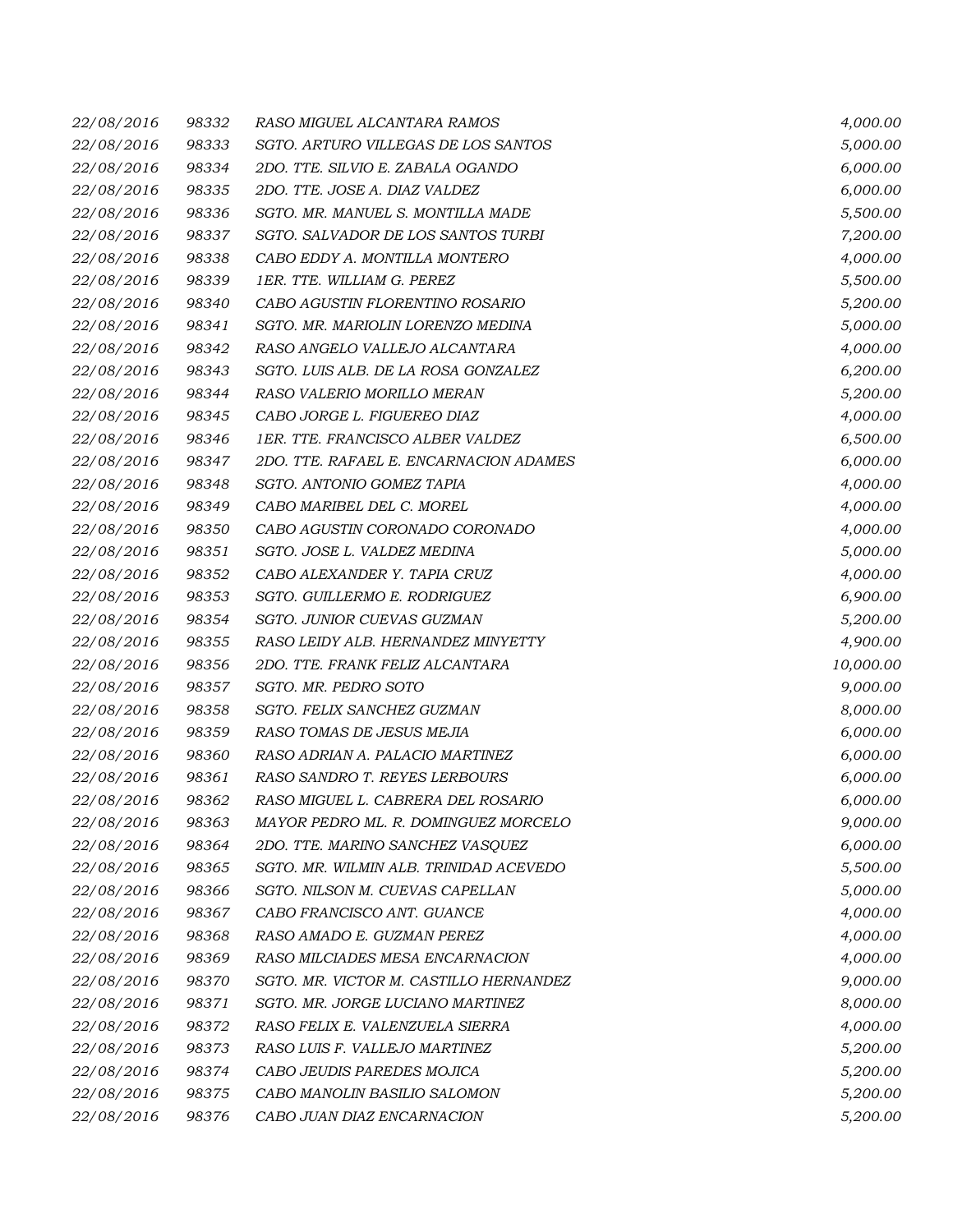| | | | |
|---|---|---|---|
| *22/08/2016* | *98332* | *RASO MIGUEL ALCANTARA RAMOS* | *4,000.00* |
| *22/08/2016* | *98333* | *SGTO. ARTURO VILLEGAS DE LOS SANTOS* | *5,000.00* |
| *22/08/2016* | *98334* | *2DO. TTE. SILVIO E. ZABALA OGANDO* | *6,000.00* |
| *22/08/2016* | *98335* | *2DO. TTE. JOSE A. DIAZ VALDEZ* | *6,000.00* |
| *22/08/2016* | *98336* | *SGTO. MR. MANUEL S. MONTILLA MADE* | *5,500.00* |
| *22/08/2016* | *98337* | *SGTO. SALVADOR DE LOS SANTOS TURBI* | *7,200.00* |
| *22/08/2016* | *98338* | *CABO EDDY A. MONTILLA MONTERO* | *4,000.00* |
| *22/08/2016* | *98339* | *1ER. TTE. WILLIAM G. PEREZ* | *5,500.00* |
| *22/08/2016* | *98340* | *CABO AGUSTIN FLORENTINO ROSARIO* | *5,200.00* |
| *22/08/2016* | *98341* | *SGTO. MR. MARIOLIN LORENZO MEDINA* | *5,000.00* |
| *22/08/2016* | *98342* | *RASO ANGELO VALLEJO ALCANTARA* | *4,000.00* |
| *22/08/2016* | *98343* | *SGTO. LUIS ALB. DE LA ROSA GONZALEZ* | *6,200.00* |
| *22/08/2016* | *98344* | *RASO VALERIO MORILLO MERAN* | *5,200.00* |
| *22/08/2016* | *98345* | *CABO JORGE L. FIGUEREO DIAZ* | *4,000.00* |
| *22/08/2016* | *98346* | *1ER. TTE. FRANCISCO ALBER VALDEZ* | *6,500.00* |
| *22/08/2016* | *98347* | *2DO. TTE. RAFAEL E. ENCARNACION ADAMES* | *6,000.00* |
| *22/08/2016* | *98348* | *SGTO. ANTONIO GOMEZ TAPIA* | *4,000.00* |
| *22/08/2016* | *98349* | *CABO MARIBEL DEL C. MOREL* | *4,000.00* |
| *22/08/2016* | *98350* | *CABO AGUSTIN CORONADO CORONADO* | *4,000.00* |
| *22/08/2016* | *98351* | *SGTO. JOSE L. VALDEZ MEDINA* | *5,000.00* |
| *22/08/2016* | *98352* | *CABO ALEXANDER Y. TAPIA CRUZ* | *4,000.00* |
| *22/08/2016* | *98353* | *SGTO. GUILLERMO E. RODRIGUEZ* | *6,900.00* |
| *22/08/2016* | *98354* | *SGTO. JUNIOR CUEVAS GUZMAN* | *5,200.00* |
| *22/08/2016* | *98355* | *RASO LEIDY ALB. HERNANDEZ MINYETTY* | *4,900.00* |
| *22/08/2016* | *98356* | *2DO. TTE. FRANK FELIZ ALCANTARA* | *10,000.00* |
| *22/08/2016* | *98357* | *SGTO. MR. PEDRO SOTO* | *9,000.00* |
| *22/08/2016* | *98358* | *SGTO. FELIX SANCHEZ GUZMAN* | *8,000.00* |
| *22/08/2016* | *98359* | *RASO TOMAS DE JESUS MEJIA* | *6,000.00* |
| *22/08/2016* | *98360* | *RASO ADRIAN A. PALACIO MARTINEZ* | *6,000.00* |
| *22/08/2016* | *98361* | *RASO SANDRO T. REYES LERBOURS* | *6,000.00* |
| *22/08/2016* | *98362* | *RASO MIGUEL L. CABRERA DEL ROSARIO* | *6,000.00* |
| *22/08/2016* | *98363* | *MAYOR PEDRO ML. R. DOMINGUEZ MORCELO* | *9,000.00* |
| *22/08/2016* | *98364* | *2DO. TTE. MARINO SANCHEZ VASQUEZ* | *6,000.00* |
| *22/08/2016* | *98365* | *SGTO. MR. WILMIN ALB. TRINIDAD ACEVEDO* | *5,500.00* |
| *22/08/2016* | *98366* | *SGTO. NILSON M. CUEVAS CAPELLAN* | *5,000.00* |
| *22/08/2016* | *98367* | *CABO FRANCISCO ANT. GUANCE* | *4,000.00* |
| *22/08/2016* | *98368* | *RASO AMADO E. GUZMAN PEREZ* | *4,000.00* |
| *22/08/2016* | *98369* | *RASO MILCIADES MESA ENCARNACION* | *4,000.00* |
| *22/08/2016* | *98370* | *SGTO. MR. VICTOR M. CASTILLO HERNANDEZ* | *9,000.00* |
| *22/08/2016* | *98371* | *SGTO. MR. JORGE LUCIANO MARTINEZ* | *8,000.00* |
| *22/08/2016* | *98372* | *RASO FELIX E. VALENZUELA SIERRA* | *4,000.00* |
| *22/08/2016* | *98373* | *RASO LUIS F. VALLEJO MARTINEZ* | *5,200.00* |
| *22/08/2016* | *98374* | *CABO JEUDIS PAREDES MOJICA* | *5,200.00* |
| *22/08/2016* | *98375* | *CABO MANOLIN BASILIO SALOMON* | *5,200.00* |
| *22/08/2016* | *98376* | *CABO JUAN DIAZ ENCARNACION* | *5,200.00* |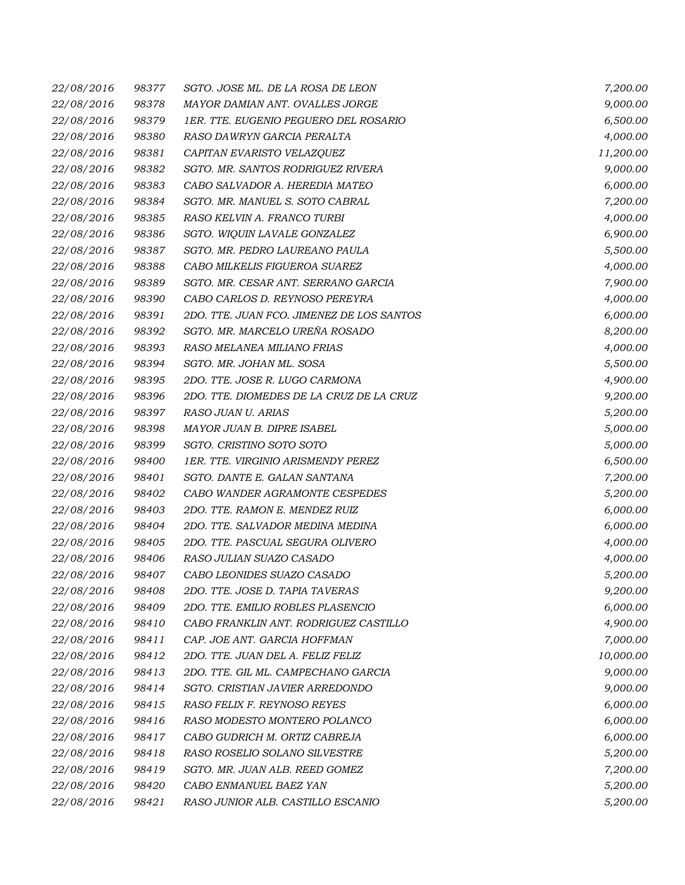| | | | |
|---|---|---|---|
| 22/08/2016 | 98377 | SGTO. JOSE ML. DE LA ROSA DE LEON | 7,200.00 |
| 22/08/2016 | 98378 | MAYOR DAMIAN ANT. OVALLES JORGE | 9,000.00 |
| 22/08/2016 | 98379 | 1ER. TTE. EUGENIO PEGUERO DEL ROSARIO | 6,500.00 |
| 22/08/2016 | 98380 | RASO DAWRYN GARCIA PERALTA | 4,000.00 |
| 22/08/2016 | 98381 | CAPITAN EVARISTO VELAZQUEZ | 11,200.00 |
| 22/08/2016 | 98382 | SGTO. MR. SANTOS RODRIGUEZ RIVERA | 9,000.00 |
| 22/08/2016 | 98383 | CABO SALVADOR A. HEREDIA MATEO | 6,000.00 |
| 22/08/2016 | 98384 | SGTO. MR. MANUEL S. SOTO CABRAL | 7,200.00 |
| 22/08/2016 | 98385 | RASO KELVIN A. FRANCO TURBI | 4,000.00 |
| 22/08/2016 | 98386 | SGTO. WIQUIN LAVALE GONZALEZ | 6,900.00 |
| 22/08/2016 | 98387 | SGTO. MR. PEDRO LAUREANO PAULA | 5,500.00 |
| 22/08/2016 | 98388 | CABO MILKELIS FIGUEROA SUAREZ | 4,000.00 |
| 22/08/2016 | 98389 | SGTO. MR. CESAR ANT. SERRANO GARCIA | 7,900.00 |
| 22/08/2016 | 98390 | CABO CARLOS D. REYNOSO PEREYRA | 4,000.00 |
| 22/08/2016 | 98391 | 2DO. TTE. JUAN FCO. JIMENEZ DE LOS SANTOS | 6,000.00 |
| 22/08/2016 | 98392 | SGTO. MR. MARCELO UREÑA ROSADO | 8,200.00 |
| 22/08/2016 | 98393 | RASO MELANEA MILIANO FRIAS | 4,000.00 |
| 22/08/2016 | 98394 | SGTO. MR. JOHAN ML. SOSA | 5,500.00 |
| 22/08/2016 | 98395 | 2DO. TTE. JOSE R. LUGO CARMONA | 4,900.00 |
| 22/08/2016 | 98396 | 2DO. TTE. DIOMEDES DE LA CRUZ DE LA CRUZ | 9,200.00 |
| 22/08/2016 | 98397 | RASO JUAN U. ARIAS | 5,200.00 |
| 22/08/2016 | 98398 | MAYOR JUAN B. DIPRE ISABEL | 5,000.00 |
| 22/08/2016 | 98399 | SGTO. CRISTINO SOTO SOTO | 5,000.00 |
| 22/08/2016 | 98400 | 1ER. TTE. VIRGINIO ARISMENDY PEREZ | 6,500.00 |
| 22/08/2016 | 98401 | SGTO. DANTE E. GALAN SANTANA | 7,200.00 |
| 22/08/2016 | 98402 | CABO WANDER AGRAMONTE CESPEDES | 5,200.00 |
| 22/08/2016 | 98403 | 2DO. TTE. RAMON E. MENDEZ RUIZ | 6,000.00 |
| 22/08/2016 | 98404 | 2DO. TTE. SALVADOR MEDINA MEDINA | 6,000.00 |
| 22/08/2016 | 98405 | 2DO. TTE. PASCUAL SEGURA OLIVERO | 4,000.00 |
| 22/08/2016 | 98406 | RASO JULIAN SUAZO CASADO | 4,000.00 |
| 22/08/2016 | 98407 | CABO LEONIDES SUAZO CASADO | 5,200.00 |
| 22/08/2016 | 98408 | 2DO. TTE. JOSE D. TAPIA TAVERAS | 9,200.00 |
| 22/08/2016 | 98409 | 2DO. TTE. EMILIO ROBLES PLASENCIO | 6,000.00 |
| 22/08/2016 | 98410 | CABO FRANKLIN ANT. RODRIGUEZ CASTILLO | 4,900.00 |
| 22/08/2016 | 98411 | CAP. JOE ANT. GARCIA HOFFMAN | 7,000.00 |
| 22/08/2016 | 98412 | 2DO. TTE. JUAN DEL A. FELIZ FELIZ | 10,000.00 |
| 22/08/2016 | 98413 | 2DO. TTE. GIL ML. CAMPECHANO GARCIA | 9,000.00 |
| 22/08/2016 | 98414 | SGTO. CRISTIAN JAVIER ARREDONDO | 9,000.00 |
| 22/08/2016 | 98415 | RASO FELIX F. REYNOSO REYES | 6,000.00 |
| 22/08/2016 | 98416 | RASO MODESTO MONTERO POLANCO | 6,000.00 |
| 22/08/2016 | 98417 | CABO GUDRICH M. ORTIZ CABREJA | 6,000.00 |
| 22/08/2016 | 98418 | RASO ROSELIO SOLANO SILVESTRE | 5,200.00 |
| 22/08/2016 | 98419 | SGTO. MR. JUAN ALB. REED GOMEZ | 7,200.00 |
| 22/08/2016 | 98420 | CABO ENMANUEL BAEZ YAN | 5,200.00 |
| 22/08/2016 | 98421 | RASO JUNIOR ALB. CASTILLO ESCANIO | 5,200.00 |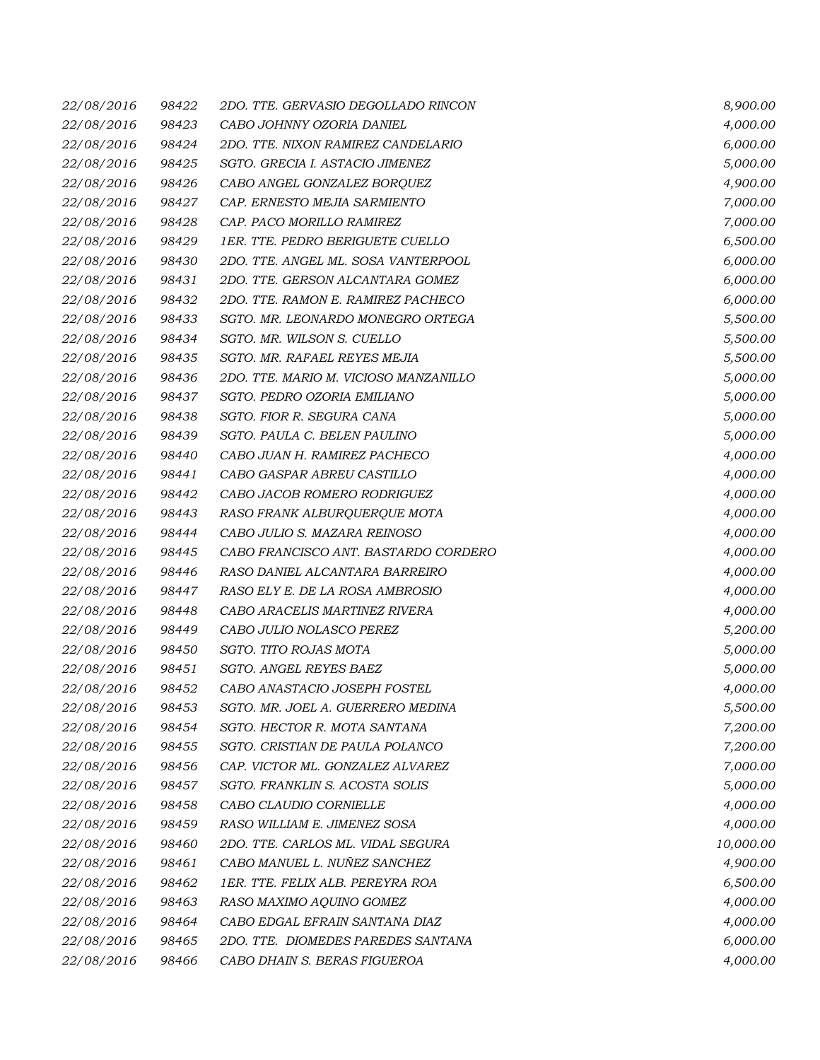| | | | |
|---|---|---|---|
| 22/08/2016 | 98422 | 2DO. TTE. GERVASIO DEGOLLADO RINCON | 8,900.00 |
| 22/08/2016 | 98423 | CABO JOHNNY OZORIA DANIEL | 4,000.00 |
| 22/08/2016 | 98424 | 2DO. TTE. NIXON RAMIREZ CANDELARIO | 6,000.00 |
| 22/08/2016 | 98425 | SGTO. GRECIA I. ASTACIO JIMENEZ | 5,000.00 |
| 22/08/2016 | 98426 | CABO ANGEL GONZALEZ BORQUEZ | 4,900.00 |
| 22/08/2016 | 98427 | CAP. ERNESTO MEJIA SARMIENTO | 7,000.00 |
| 22/08/2016 | 98428 | CAP. PACO MORILLO RAMIREZ | 7,000.00 |
| 22/08/2016 | 98429 | 1ER. TTE. PEDRO BERIGUETE CUELLO | 6,500.00 |
| 22/08/2016 | 98430 | 2DO. TTE. ANGEL ML. SOSA VANTERPOOL | 6,000.00 |
| 22/08/2016 | 98431 | 2DO. TTE. GERSON ALCANTARA GOMEZ | 6,000.00 |
| 22/08/2016 | 98432 | 2DO. TTE. RAMON E. RAMIREZ PACHECO | 6,000.00 |
| 22/08/2016 | 98433 | SGTO. MR. LEONARDO MONEGRO ORTEGA | 5,500.00 |
| 22/08/2016 | 98434 | SGTO. MR. WILSON S. CUELLO | 5,500.00 |
| 22/08/2016 | 98435 | SGTO. MR. RAFAEL REYES MEJIA | 5,500.00 |
| 22/08/2016 | 98436 | 2DO. TTE. MARIO M. VICIOSO MANZANILLO | 5,000.00 |
| 22/08/2016 | 98437 | SGTO. PEDRO OZORIA EMILIANO | 5,000.00 |
| 22/08/2016 | 98438 | SGTO. FIOR R. SEGURA CANA | 5,000.00 |
| 22/08/2016 | 98439 | SGTO. PAULA C. BELEN PAULINO | 5,000.00 |
| 22/08/2016 | 98440 | CABO JUAN H. RAMIREZ PACHECO | 4,000.00 |
| 22/08/2016 | 98441 | CABO GASPAR ABREU CASTILLO | 4,000.00 |
| 22/08/2016 | 98442 | CABO JACOB ROMERO RODRIGUEZ | 4,000.00 |
| 22/08/2016 | 98443 | RASO FRANK ALBURQUERQUE MOTA | 4,000.00 |
| 22/08/2016 | 98444 | CABO JULIO S. MAZARA REINOSO | 4,000.00 |
| 22/08/2016 | 98445 | CABO FRANCISCO ANT. BASTARDO CORDERO | 4,000.00 |
| 22/08/2016 | 98446 | RASO DANIEL ALCANTARA BARREIRO | 4,000.00 |
| 22/08/2016 | 98447 | RASO ELY E. DE LA ROSA AMBROSIO | 4,000.00 |
| 22/08/2016 | 98448 | CABO ARACELIS MARTINEZ RIVERA | 4,000.00 |
| 22/08/2016 | 98449 | CABO JULIO NOLASCO PEREZ | 5,200.00 |
| 22/08/2016 | 98450 | SGTO. TITO ROJAS MOTA | 5,000.00 |
| 22/08/2016 | 98451 | SGTO. ANGEL REYES BAEZ | 5,000.00 |
| 22/08/2016 | 98452 | CABO ANASTACIO JOSEPH FOSTEL | 4,000.00 |
| 22/08/2016 | 98453 | SGTO. MR. JOEL A. GUERRERO MEDINA | 5,500.00 |
| 22/08/2016 | 98454 | SGTO. HECTOR R. MOTA SANTANA | 7,200.00 |
| 22/08/2016 | 98455 | SGTO. CRISTIAN DE PAULA POLANCO | 7,200.00 |
| 22/08/2016 | 98456 | CAP. VICTOR ML. GONZALEZ ALVAREZ | 7,000.00 |
| 22/08/2016 | 98457 | SGTO. FRANKLIN S. ACOSTA SOLIS | 5,000.00 |
| 22/08/2016 | 98458 | CABO CLAUDIO CORNIELLE | 4,000.00 |
| 22/08/2016 | 98459 | RASO WILLIAM E. JIMENEZ SOSA | 4,000.00 |
| 22/08/2016 | 98460 | 2DO. TTE. CARLOS ML. VIDAL SEGURA | 10,000.00 |
| 22/08/2016 | 98461 | CABO MANUEL L. NUÑEZ SANCHEZ | 4,900.00 |
| 22/08/2016 | 98462 | 1ER. TTE. FELIX ALB. PEREYRA ROA | 6,500.00 |
| 22/08/2016 | 98463 | RASO MAXIMO AQUINO GOMEZ | 4,000.00 |
| 22/08/2016 | 98464 | CABO EDGAL EFRAIN SANTANA DIAZ | 4,000.00 |
| 22/08/2016 | 98465 | 2DO. TTE. DIOMEDES PAREDES SANTANA | 6,000.00 |
| 22/08/2016 | 98466 | CABO DHAIN S. BERAS FIGUEROA | 4,000.00 |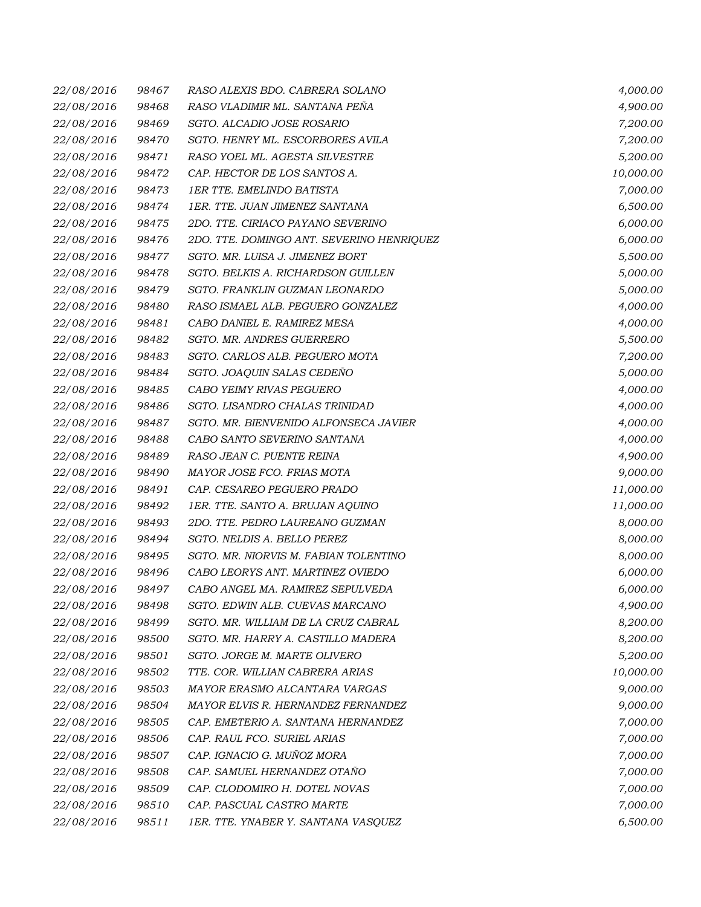| | | | |
|---|---|---|---|
| 22/08/2016 | 98467 | RASO ALEXIS BDO. CABRERA SOLANO | 4,000.00 |
| 22/08/2016 | 98468 | RASO VLADIMIR ML. SANTANA PEÑA | 4,900.00 |
| 22/08/2016 | 98469 | SGTO. ALCADIO JOSE ROSARIO | 7,200.00 |
| 22/08/2016 | 98470 | SGTO. HENRY ML. ESCORBORES AVILA | 7,200.00 |
| 22/08/2016 | 98471 | RASO YOEL ML. AGESTA SILVESTRE | 5,200.00 |
| 22/08/2016 | 98472 | CAP. HECTOR DE LOS SANTOS A. | 10,000.00 |
| 22/08/2016 | 98473 | 1ER TTE. EMELINDO BATISTA | 7,000.00 |
| 22/08/2016 | 98474 | 1ER. TTE. JUAN JIMENEZ SANTANA | 6,500.00 |
| 22/08/2016 | 98475 | 2DO. TTE. CIRIACO PAYANO SEVERINO | 6,000.00 |
| 22/08/2016 | 98476 | 2DO. TTE. DOMINGO ANT. SEVERINO HENRIQUEZ | 6,000.00 |
| 22/08/2016 | 98477 | SGTO. MR. LUISA J. JIMENEZ BORT | 5,500.00 |
| 22/08/2016 | 98478 | SGTO. BELKIS A. RICHARDSON GUILLEN | 5,000.00 |
| 22/08/2016 | 98479 | SGTO. FRANKLIN GUZMAN LEONARDO | 5,000.00 |
| 22/08/2016 | 98480 | RASO ISMAEL ALB. PEGUERO GONZALEZ | 4,000.00 |
| 22/08/2016 | 98481 | CABO DANIEL E. RAMIREZ MESA | 4,000.00 |
| 22/08/2016 | 98482 | SGTO. MR. ANDRES GUERRERO | 5,500.00 |
| 22/08/2016 | 98483 | SGTO. CARLOS ALB. PEGUERO MOTA | 7,200.00 |
| 22/08/2016 | 98484 | SGTO. JOAQUIN SALAS CEDEÑO | 5,000.00 |
| 22/08/2016 | 98485 | CABO YEIMY RIVAS PEGUERO | 4,000.00 |
| 22/08/2016 | 98486 | SGTO. LISANDRO CHALAS TRINIDAD | 4,000.00 |
| 22/08/2016 | 98487 | SGTO. MR. BIENVENIDO ALFONSECA JAVIER | 4,000.00 |
| 22/08/2016 | 98488 | CABO SANTO SEVERINO SANTANA | 4,000.00 |
| 22/08/2016 | 98489 | RASO JEAN C. PUENTE REINA | 4,900.00 |
| 22/08/2016 | 98490 | MAYOR JOSE FCO. FRIAS MOTA | 9,000.00 |
| 22/08/2016 | 98491 | CAP. CESAREO PEGUERO PRADO | 11,000.00 |
| 22/08/2016 | 98492 | 1ER. TTE. SANTO A. BRUJAN AQUINO | 11,000.00 |
| 22/08/2016 | 98493 | 2DO. TTE. PEDRO LAUREANO GUZMAN | 8,000.00 |
| 22/08/2016 | 98494 | SGTO. NELDIS A. BELLO PEREZ | 8,000.00 |
| 22/08/2016 | 98495 | SGTO. MR. NIORVIS M. FABIAN TOLENTINO | 8,000.00 |
| 22/08/2016 | 98496 | CABO LEORYS ANT. MARTINEZ OVIEDO | 6,000.00 |
| 22/08/2016 | 98497 | CABO ANGEL MA. RAMIREZ SEPULVEDA | 6,000.00 |
| 22/08/2016 | 98498 | SGTO. EDWIN ALB. CUEVAS MARCANO | 4,900.00 |
| 22/08/2016 | 98499 | SGTO. MR. WILLIAM DE LA CRUZ CABRAL | 8,200.00 |
| 22/08/2016 | 98500 | SGTO. MR. HARRY A. CASTILLO MADERA | 8,200.00 |
| 22/08/2016 | 98501 | SGTO. JORGE M. MARTE OLIVERO | 5,200.00 |
| 22/08/2016 | 98502 | TTE. COR. WILLIAN CABRERA ARIAS | 10,000.00 |
| 22/08/2016 | 98503 | MAYOR ERASMO ALCANTARA VARGAS | 9,000.00 |
| 22/08/2016 | 98504 | MAYOR ELVIS R. HERNANDEZ FERNANDEZ | 9,000.00 |
| 22/08/2016 | 98505 | CAP. EMETERIO A. SANTANA HERNANDEZ | 7,000.00 |
| 22/08/2016 | 98506 | CAP. RAUL FCO. SURIEL ARIAS | 7,000.00 |
| 22/08/2016 | 98507 | CAP. IGNACIO G. MUÑOZ MORA | 7,000.00 |
| 22/08/2016 | 98508 | CAP. SAMUEL HERNANDEZ OTAÑO | 7,000.00 |
| 22/08/2016 | 98509 | CAP. CLODOMIRO H. DOTEL NOVAS | 7,000.00 |
| 22/08/2016 | 98510 | CAP. PASCUAL CASTRO MARTE | 7,000.00 |
| 22/08/2016 | 98511 | 1ER. TTE. YNABER Y. SANTANA VASQUEZ | 6,500.00 |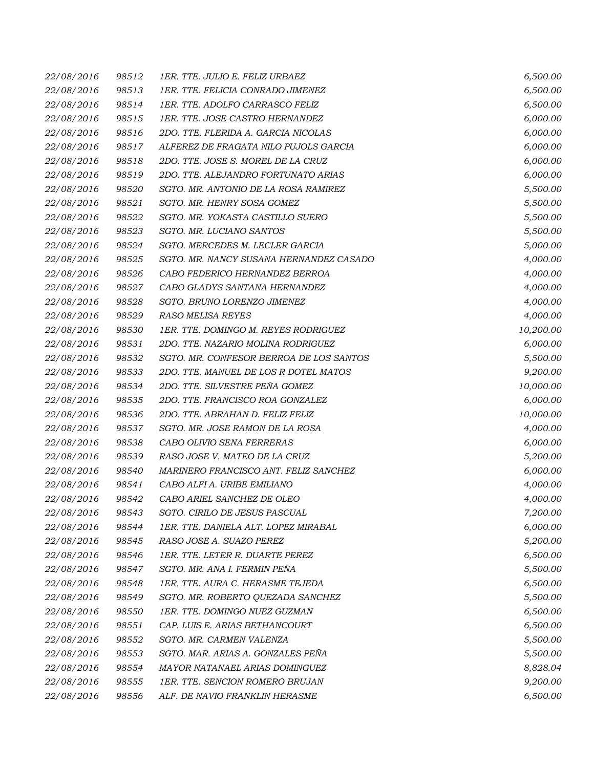| | | | |
|---|---|---|---|
| 22/08/2016 | 98512 | 1ER. TTE. JULIO E. FELIZ URBAEZ | 6,500.00 |
| 22/08/2016 | 98513 | 1ER. TTE. FELICIA CONRADO JIMENEZ | 6,500.00 |
| 22/08/2016 | 98514 | 1ER. TTE. ADOLFO CARRASCO FELIZ | 6,500.00 |
| 22/08/2016 | 98515 | 1ER. TTE. JOSE CASTRO HERNANDEZ | 6,000.00 |
| 22/08/2016 | 98516 | 2DO. TTE. FLERIDA A. GARCIA NICOLAS | 6,000.00 |
| 22/08/2016 | 98517 | ALFEREZ DE FRAGATA NILO PUJOLS GARCIA | 6,000.00 |
| 22/08/2016 | 98518 | 2DO. TTE. JOSE S. MOREL DE LA CRUZ | 6,000.00 |
| 22/08/2016 | 98519 | 2DO. TTE. ALEJANDRO FORTUNATO ARIAS | 6,000.00 |
| 22/08/2016 | 98520 | SGTO. MR. ANTONIO DE LA ROSA RAMIREZ | 5,500.00 |
| 22/08/2016 | 98521 | SGTO. MR. HENRY SOSA GOMEZ | 5,500.00 |
| 22/08/2016 | 98522 | SGTO. MR. YOKASTA CASTILLO SUERO | 5,500.00 |
| 22/08/2016 | 98523 | SGTO. MR. LUCIANO SANTOS | 5,500.00 |
| 22/08/2016 | 98524 | SGTO. MERCEDES M. LECLER GARCIA | 5,000.00 |
| 22/08/2016 | 98525 | SGTO. MR. NANCY SUSANA HERNANDEZ CASADO | 4,000.00 |
| 22/08/2016 | 98526 | CABO FEDERICO HERNANDEZ BERROA | 4,000.00 |
| 22/08/2016 | 98527 | CABO GLADYS SANTANA HERNANDEZ | 4,000.00 |
| 22/08/2016 | 98528 | SGTO. BRUNO LORENZO JIMENEZ | 4,000.00 |
| 22/08/2016 | 98529 | RASO MELISA REYES | 4,000.00 |
| 22/08/2016 | 98530 | 1ER. TTE. DOMINGO M. REYES RODRIGUEZ | 10,200.00 |
| 22/08/2016 | 98531 | 2DO. TTE. NAZARIO MOLINA RODRIGUEZ | 6,000.00 |
| 22/08/2016 | 98532 | SGTO. MR. CONFESOR BERROA DE LOS SANTOS | 5,500.00 |
| 22/08/2016 | 98533 | 2DO. TTE. MANUEL DE LOS R DOTEL MATOS | 9,200.00 |
| 22/08/2016 | 98534 | 2DO. TTE. SILVESTRE PEÑA GOMEZ | 10,000.00 |
| 22/08/2016 | 98535 | 2DO. TTE. FRANCISCO ROA GONZALEZ | 6,000.00 |
| 22/08/2016 | 98536 | 2DO. TTE. ABRAHAN D. FELIZ FELIZ | 10,000.00 |
| 22/08/2016 | 98537 | SGTO. MR. JOSE RAMON DE LA ROSA | 4,000.00 |
| 22/08/2016 | 98538 | CABO OLIVIO SENA FERRERAS | 6,000.00 |
| 22/08/2016 | 98539 | RASO JOSE V. MATEO DE LA CRUZ | 5,200.00 |
| 22/08/2016 | 98540 | MARINERO FRANCISCO ANT. FELIZ SANCHEZ | 6,000.00 |
| 22/08/2016 | 98541 | CABO ALFI A. URIBE EMILIANO | 4,000.00 |
| 22/08/2016 | 98542 | CABO ARIEL SANCHEZ DE OLEO | 4,000.00 |
| 22/08/2016 | 98543 | SGTO. CIRILO DE JESUS PASCUAL | 7,200.00 |
| 22/08/2016 | 98544 | 1ER. TTE. DANIELA ALT. LOPEZ MIRABAL | 6,000.00 |
| 22/08/2016 | 98545 | RASO JOSE A. SUAZO PEREZ | 5,200.00 |
| 22/08/2016 | 98546 | 1ER. TTE. LETER R. DUARTE PEREZ | 6,500.00 |
| 22/08/2016 | 98547 | SGTO. MR. ANA I. FERMIN PEÑA | 5,500.00 |
| 22/08/2016 | 98548 | 1ER. TTE. AURA C. HERASME TEJEDA | 6,500.00 |
| 22/08/2016 | 98549 | SGTO. MR. ROBERTO QUEZADA SANCHEZ | 5,500.00 |
| 22/08/2016 | 98550 | 1ER. TTE. DOMINGO NUEZ GUZMAN | 6,500.00 |
| 22/08/2016 | 98551 | CAP. LUIS E. ARIAS BETHANCOURT | 6,500.00 |
| 22/08/2016 | 98552 | SGTO. MR. CARMEN VALENZA | 5,500.00 |
| 22/08/2016 | 98553 | SGTO. MAR. ARIAS A. GONZALES PEÑA | 5,500.00 |
| 22/08/2016 | 98554 | MAYOR NATANAEL ARIAS DOMINGUEZ | 8,828.04 |
| 22/08/2016 | 98555 | 1ER. TTE. SENCION ROMERO BRUJAN | 9,200.00 |
| 22/08/2016 | 98556 | ALF. DE NAVIO FRANKLIN HERASME | 6,500.00 |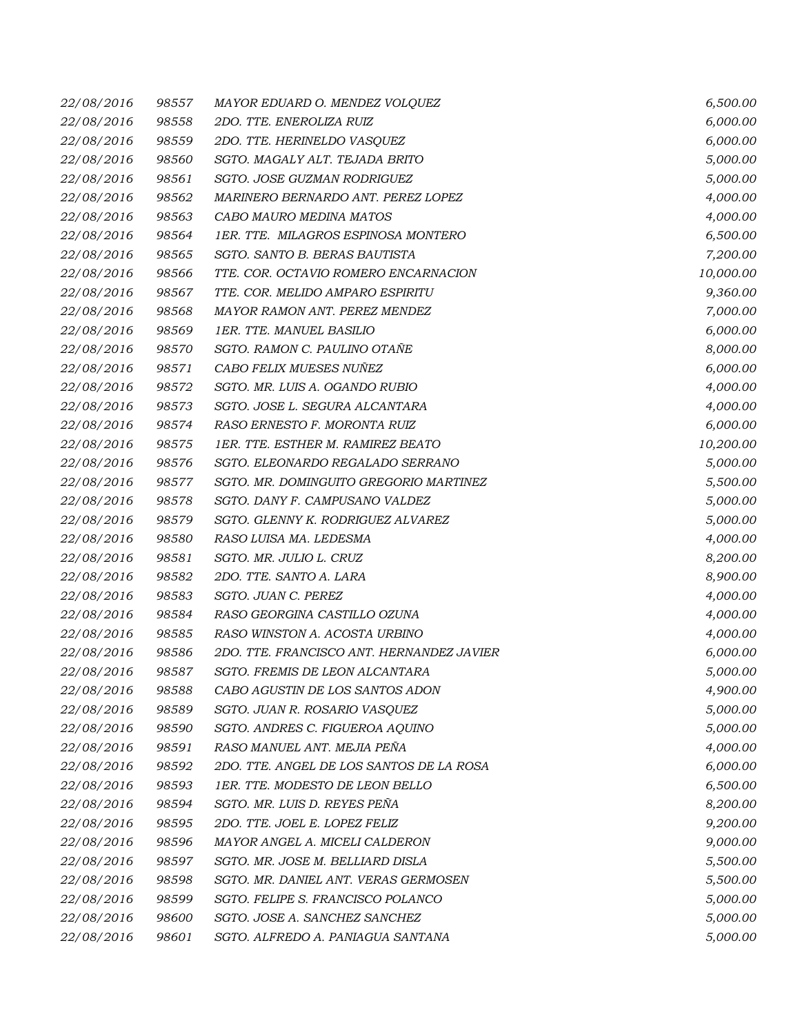| | | | |
|---|---|---|---|
| 22/08/2016 | 98557 | MAYOR EDUARD O. MENDEZ VOLQUEZ | 6,500.00 |
| 22/08/2016 | 98558 | 2DO. TTE. ENEROLIZA RUIZ | 6,000.00 |
| 22/08/2016 | 98559 | 2DO. TTE. HERINELDO VASQUEZ | 6,000.00 |
| 22/08/2016 | 98560 | SGTO. MAGALY ALT. TEJADA BRITO | 5,000.00 |
| 22/08/2016 | 98561 | SGTO. JOSE GUZMAN RODRIGUEZ | 5,000.00 |
| 22/08/2016 | 98562 | MARINERO BERNARDO ANT. PEREZ LOPEZ | 4,000.00 |
| 22/08/2016 | 98563 | CABO MAURO MEDINA MATOS | 4,000.00 |
| 22/08/2016 | 98564 | 1ER. TTE. MILAGROS ESPINOSA MONTERO | 6,500.00 |
| 22/08/2016 | 98565 | SGTO. SANTO B. BERAS BAUTISTA | 7,200.00 |
| 22/08/2016 | 98566 | TTE. COR. OCTAVIO ROMERO ENCARNACION | 10,000.00 |
| 22/08/2016 | 98567 | TTE. COR. MELIDO AMPARO ESPIRITU | 9,360.00 |
| 22/08/2016 | 98568 | MAYOR RAMON ANT. PEREZ MENDEZ | 7,000.00 |
| 22/08/2016 | 98569 | 1ER. TTE. MANUEL BASILIO | 6,000.00 |
| 22/08/2016 | 98570 | SGTO. RAMON C. PAULINO OTAÑE | 8,000.00 |
| 22/08/2016 | 98571 | CABO FELIX MUESES NUÑEZ | 6,000.00 |
| 22/08/2016 | 98572 | SGTO. MR. LUIS A. OGANDO RUBIO | 4,000.00 |
| 22/08/2016 | 98573 | SGTO. JOSE L. SEGURA ALCANTARA | 4,000.00 |
| 22/08/2016 | 98574 | RASO ERNESTO F. MORONTA RUIZ | 6,000.00 |
| 22/08/2016 | 98575 | 1ER. TTE. ESTHER M. RAMIREZ BEATO | 10,200.00 |
| 22/08/2016 | 98576 | SGTO. ELEONARDO REGALADO SERRANO | 5,000.00 |
| 22/08/2016 | 98577 | SGTO. MR. DOMINGUITO GREGORIO MARTINEZ | 5,500.00 |
| 22/08/2016 | 98578 | SGTO. DANY F. CAMPUSANO VALDEZ | 5,000.00 |
| 22/08/2016 | 98579 | SGTO. GLENNY K. RODRIGUEZ ALVAREZ | 5,000.00 |
| 22/08/2016 | 98580 | RASO LUISA MA. LEDESMA | 4,000.00 |
| 22/08/2016 | 98581 | SGTO. MR. JULIO L. CRUZ | 8,200.00 |
| 22/08/2016 | 98582 | 2DO. TTE. SANTO A. LARA | 8,900.00 |
| 22/08/2016 | 98583 | SGTO. JUAN C. PEREZ | 4,000.00 |
| 22/08/2016 | 98584 | RASO GEORGINA CASTILLO OZUNA | 4,000.00 |
| 22/08/2016 | 98585 | RASO WINSTON A. ACOSTA URBINO | 4,000.00 |
| 22/08/2016 | 98586 | 2DO. TTE. FRANCISCO ANT. HERNANDEZ JAVIER | 6,000.00 |
| 22/08/2016 | 98587 | SGTO. FREMIS DE LEON ALCANTARA | 5,000.00 |
| 22/08/2016 | 98588 | CABO AGUSTIN DE LOS SANTOS ADON | 4,900.00 |
| 22/08/2016 | 98589 | SGTO. JUAN R. ROSARIO VASQUEZ | 5,000.00 |
| 22/08/2016 | 98590 | SGTO. ANDRES C. FIGUEROA AQUINO | 5,000.00 |
| 22/08/2016 | 98591 | RASO MANUEL ANT. MEJIA PEÑA | 4,000.00 |
| 22/08/2016 | 98592 | 2DO. TTE. ANGEL DE LOS SANTOS DE LA ROSA | 6,000.00 |
| 22/08/2016 | 98593 | 1ER. TTE. MODESTO DE LEON BELLO | 6,500.00 |
| 22/08/2016 | 98594 | SGTO. MR. LUIS D. REYES PEÑA | 8,200.00 |
| 22/08/2016 | 98595 | 2DO. TTE. JOEL E. LOPEZ FELIZ | 9,200.00 |
| 22/08/2016 | 98596 | MAYOR ANGEL A. MICELI CALDERON | 9,000.00 |
| 22/08/2016 | 98597 | SGTO. MR. JOSE M. BELLIARD DISLA | 5,500.00 |
| 22/08/2016 | 98598 | SGTO. MR. DANIEL ANT. VERAS GERMOSEN | 5,500.00 |
| 22/08/2016 | 98599 | SGTO. FELIPE S. FRANCISCO POLANCO | 5,000.00 |
| 22/08/2016 | 98600 | SGTO. JOSE A. SANCHEZ SANCHEZ | 5,000.00 |
| 22/08/2016 | 98601 | SGTO. ALFREDO A. PANIAGUA SANTANA | 5,000.00 |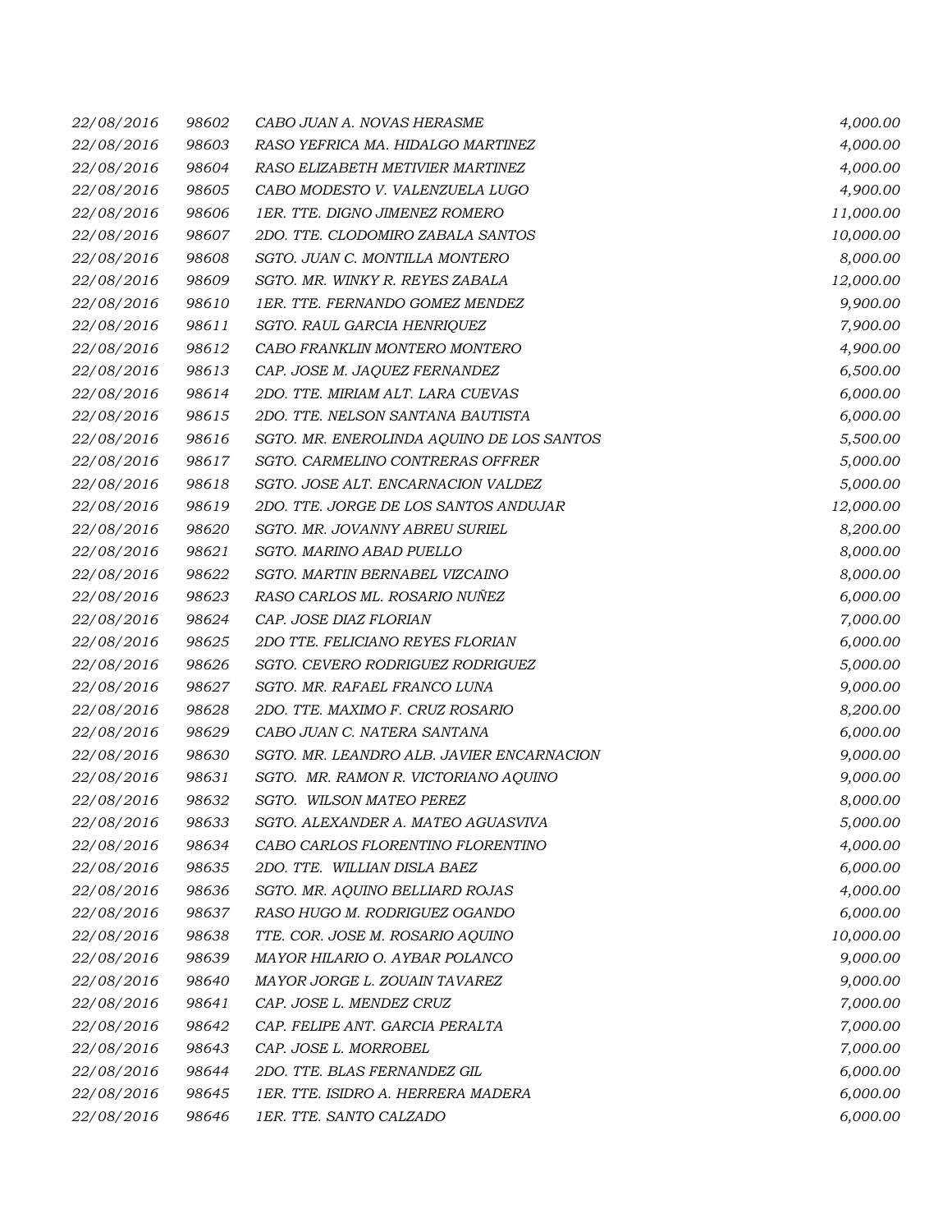| | | | |
|---|---|---|---|
| 22/08/2016 | 98602 | CABO JUAN A. NOVAS HERASME | 4,000.00 |
| 22/08/2016 | 98603 | RASO YEFRICA MA. HIDALGO MARTINEZ | 4,000.00 |
| 22/08/2016 | 98604 | RASO ELIZABETH METIVIER MARTINEZ | 4,000.00 |
| 22/08/2016 | 98605 | CABO MODESTO V. VALENZUELA LUGO | 4,900.00 |
| 22/08/2016 | 98606 | 1ER. TTE. DIGNO JIMENEZ ROMERO | 11,000.00 |
| 22/08/2016 | 98607 | 2DO. TTE. CLODOMIRO ZABALA SANTOS | 10,000.00 |
| 22/08/2016 | 98608 | SGTO. JUAN C. MONTILLA MONTERO | 8,000.00 |
| 22/08/2016 | 98609 | SGTO. MR. WINKY R. REYES ZABALA | 12,000.00 |
| 22/08/2016 | 98610 | 1ER. TTE. FERNANDO GOMEZ MENDEZ | 9,900.00 |
| 22/08/2016 | 98611 | SGTO. RAUL GARCIA HENRIQUEZ | 7,900.00 |
| 22/08/2016 | 98612 | CABO FRANKLIN MONTERO MONTERO | 4,900.00 |
| 22/08/2016 | 98613 | CAP. JOSE M. JAQUEZ FERNANDEZ | 6,500.00 |
| 22/08/2016 | 98614 | 2DO. TTE. MIRIAM ALT. LARA CUEVAS | 6,000.00 |
| 22/08/2016 | 98615 | 2DO. TTE. NELSON SANTANA BAUTISTA | 6,000.00 |
| 22/08/2016 | 98616 | SGTO. MR. ENEROLINDA AQUINO DE LOS SANTOS | 5,500.00 |
| 22/08/2016 | 98617 | SGTO. CARMELINO CONTRERAS OFFRER | 5,000.00 |
| 22/08/2016 | 98618 | SGTO. JOSE ALT. ENCARNACION VALDEZ | 5,000.00 |
| 22/08/2016 | 98619 | 2DO. TTE. JORGE DE LOS SANTOS ANDUJAR | 12,000.00 |
| 22/08/2016 | 98620 | SGTO. MR. JOVANNY ABREU SURIEL | 8,200.00 |
| 22/08/2016 | 98621 | SGTO. MARINO ABAD PUELLO | 8,000.00 |
| 22/08/2016 | 98622 | SGTO. MARTIN BERNABEL VIZCAINO | 8,000.00 |
| 22/08/2016 | 98623 | RASO CARLOS ML. ROSARIO NUÑEZ | 6,000.00 |
| 22/08/2016 | 98624 | CAP. JOSE DIAZ FLORIAN | 7,000.00 |
| 22/08/2016 | 98625 | 2DO TTE. FELICIANO REYES FLORIAN | 6,000.00 |
| 22/08/2016 | 98626 | SGTO. CEVERO RODRIGUEZ RODRIGUEZ | 5,000.00 |
| 22/08/2016 | 98627 | SGTO. MR. RAFAEL FRANCO LUNA | 9,000.00 |
| 22/08/2016 | 98628 | 2DO. TTE. MAXIMO F. CRUZ ROSARIO | 8,200.00 |
| 22/08/2016 | 98629 | CABO JUAN C. NATERA SANTANA | 6,000.00 |
| 22/08/2016 | 98630 | SGTO. MR. LEANDRO ALB. JAVIER ENCARNACION | 9,000.00 |
| 22/08/2016 | 98631 | SGTO. MR. RAMON R. VICTORIANO AQUINO | 9,000.00 |
| 22/08/2016 | 98632 | SGTO. WILSON MATEO PEREZ | 8,000.00 |
| 22/08/2016 | 98633 | SGTO. ALEXANDER A. MATEO AGUASVIVA | 5,000.00 |
| 22/08/2016 | 98634 | CABO CARLOS FLORENTINO FLORENTINO | 4,000.00 |
| 22/08/2016 | 98635 | 2DO. TTE. WILLIAN DISLA BAEZ | 6,000.00 |
| 22/08/2016 | 98636 | SGTO. MR. AQUINO BELLIARD ROJAS | 4,000.00 |
| 22/08/2016 | 98637 | RASO HUGO M. RODRIGUEZ OGANDO | 6,000.00 |
| 22/08/2016 | 98638 | TTE. COR. JOSE M. ROSARIO AQUINO | 10,000.00 |
| 22/08/2016 | 98639 | MAYOR HILARIO O. AYBAR POLANCO | 9,000.00 |
| 22/08/2016 | 98640 | MAYOR JORGE L. ZOUAIN TAVAREZ | 9,000.00 |
| 22/08/2016 | 98641 | CAP. JOSE L. MENDEZ CRUZ | 7,000.00 |
| 22/08/2016 | 98642 | CAP. FELIPE ANT. GARCIA PERALTA | 7,000.00 |
| 22/08/2016 | 98643 | CAP. JOSE L. MORROBEL | 7,000.00 |
| 22/08/2016 | 98644 | 2DO. TTE. BLAS FERNANDEZ GIL | 6,000.00 |
| 22/08/2016 | 98645 | 1ER. TTE. ISIDRO A. HERRERA MADERA | 6,000.00 |
| 22/08/2016 | 98646 | 1ER. TTE. SANTO CALZADO | 6,000.00 |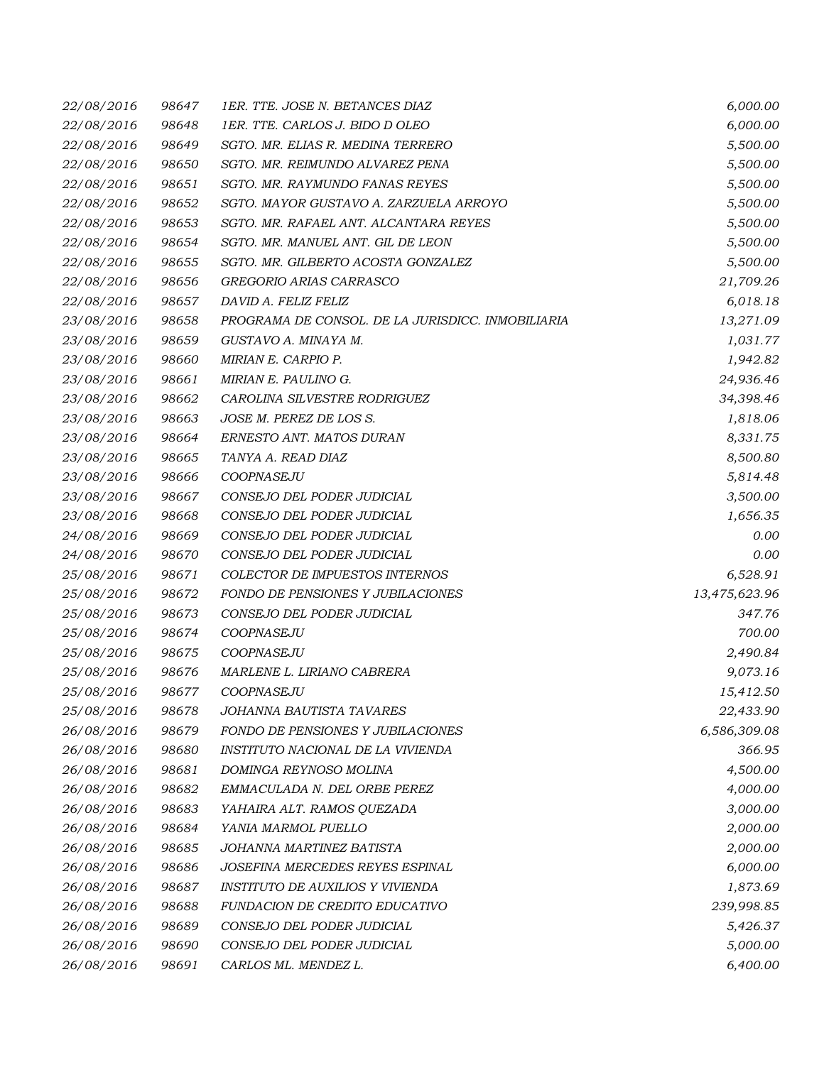| | | | |
|---|---|---|---|
| 22/08/2016 | 98647 | 1ER. TTE. JOSE N. BETANCES DIAZ | 6,000.00 |
| 22/08/2016 | 98648 | 1ER. TTE. CARLOS J. BIDO D OLEO | 6,000.00 |
| 22/08/2016 | 98649 | SGTO. MR. ELIAS R. MEDINA TERRERO | 5,500.00 |
| 22/08/2016 | 98650 | SGTO. MR. REIMUNDO ALVAREZ PENA | 5,500.00 |
| 22/08/2016 | 98651 | SGTO. MR. RAYMUNDO FANAS REYES | 5,500.00 |
| 22/08/2016 | 98652 | SGTO. MAYOR GUSTAVO A. ZARZUELA ARROYO | 5,500.00 |
| 22/08/2016 | 98653 | SGTO. MR. RAFAEL ANT. ALCANTARA REYES | 5,500.00 |
| 22/08/2016 | 98654 | SGTO. MR. MANUEL ANT. GIL DE LEON | 5,500.00 |
| 22/08/2016 | 98655 | SGTO. MR. GILBERTO ACOSTA GONZALEZ | 5,500.00 |
| 22/08/2016 | 98656 | GREGORIO ARIAS CARRASCO | 21,709.26 |
| 22/08/2016 | 98657 | DAVID A. FELIZ FELIZ | 6,018.18 |
| 23/08/2016 | 98658 | PROGRAMA DE CONSOL. DE LA JURISDICC. INMOBILIARIA | 13,271.09 |
| 23/08/2016 | 98659 | GUSTAVO A. MINAYA M. | 1,031.77 |
| 23/08/2016 | 98660 | MIRIAN E. CARPIO P. | 1,942.82 |
| 23/08/2016 | 98661 | MIRIAN E. PAULINO G. | 24,936.46 |
| 23/08/2016 | 98662 | CAROLINA SILVESTRE RODRIGUEZ | 34,398.46 |
| 23/08/2016 | 98663 | JOSE M. PEREZ DE LOS S. | 1,818.06 |
| 23/08/2016 | 98664 | ERNESTO ANT. MATOS DURAN | 8,331.75 |
| 23/08/2016 | 98665 | TANYA A. READ DIAZ | 8,500.80 |
| 23/08/2016 | 98666 | COOPNASEJU | 5,814.48 |
| 23/08/2016 | 98667 | CONSEJO DEL PODER JUDICIAL | 3,500.00 |
| 23/08/2016 | 98668 | CONSEJO DEL PODER JUDICIAL | 1,656.35 |
| 24/08/2016 | 98669 | CONSEJO DEL PODER JUDICIAL | 0.00 |
| 24/08/2016 | 98670 | CONSEJO DEL PODER JUDICIAL | 0.00 |
| 25/08/2016 | 98671 | COLECTOR DE IMPUESTOS INTERNOS | 6,528.91 |
| 25/08/2016 | 98672 | FONDO DE PENSIONES Y JUBILACIONES | 13,475,623.96 |
| 25/08/2016 | 98673 | CONSEJO DEL PODER JUDICIAL | 347.76 |
| 25/08/2016 | 98674 | COOPNASEJU | 700.00 |
| 25/08/2016 | 98675 | COOPNASEJU | 2,490.84 |
| 25/08/2016 | 98676 | MARLENE L. LIRIANO CABRERA | 9,073.16 |
| 25/08/2016 | 98677 | COOPNASEJU | 15,412.50 |
| 25/08/2016 | 98678 | JOHANNA BAUTISTA TAVARES | 22,433.90 |
| 26/08/2016 | 98679 | FONDO DE PENSIONES Y JUBILACIONES | 6,586,309.08 |
| 26/08/2016 | 98680 | INSTITUTO NACIONAL DE LA VIVIENDA | 366.95 |
| 26/08/2016 | 98681 | DOMINGA REYNOSO MOLINA | 4,500.00 |
| 26/08/2016 | 98682 | EMMACULADA N. DEL ORBE PEREZ | 4,000.00 |
| 26/08/2016 | 98683 | YAHAIRA ALT. RAMOS QUEZADA | 3,000.00 |
| 26/08/2016 | 98684 | YANIA MARMOL PUELLO | 2,000.00 |
| 26/08/2016 | 98685 | JOHANNA MARTINEZ BATISTA | 2,000.00 |
| 26/08/2016 | 98686 | JOSEFINA MERCEDES REYES ESPINAL | 6,000.00 |
| 26/08/2016 | 98687 | INSTITUTO DE AUXILIOS Y VIVIENDA | 1,873.69 |
| 26/08/2016 | 98688 | FUNDACION DE CREDITO EDUCATIVO | 239,998.85 |
| 26/08/2016 | 98689 | CONSEJO DEL PODER JUDICIAL | 5,426.37 |
| 26/08/2016 | 98690 | CONSEJO DEL PODER JUDICIAL | 5,000.00 |
| 26/08/2016 | 98691 | CARLOS ML. MENDEZ L. | 6,400.00 |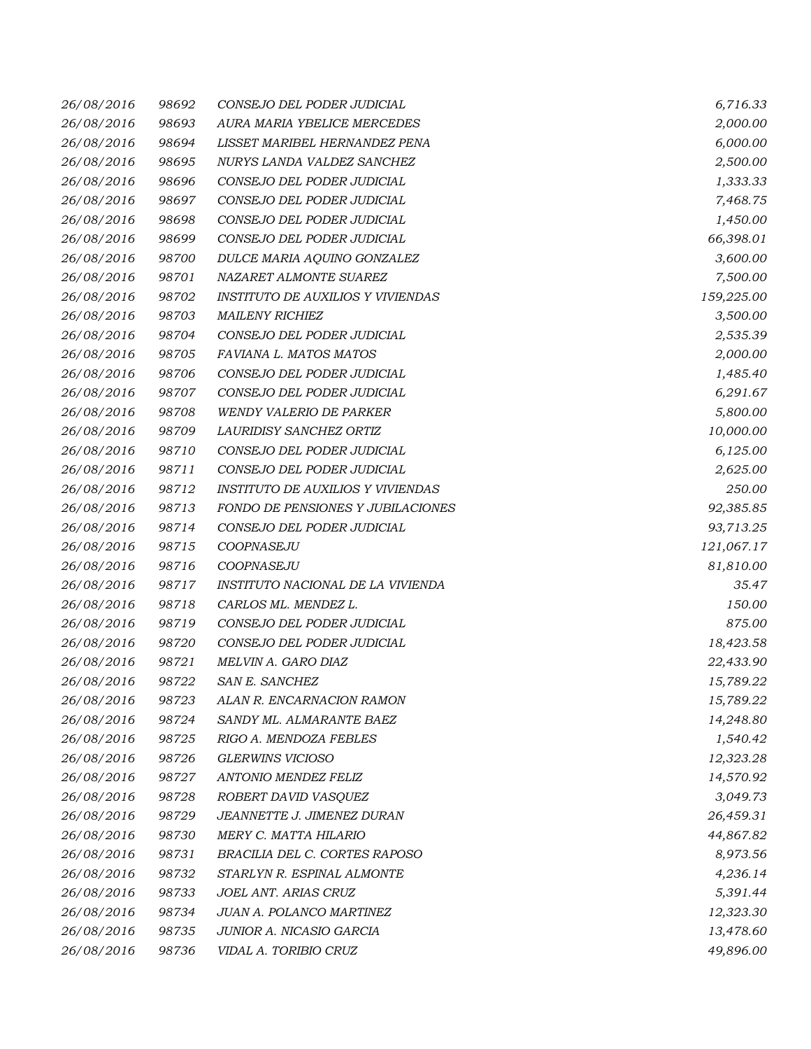| | | | |
|---|---|---|---|
| 26/08/2016 | 98692 | CONSEJO DEL PODER JUDICIAL | 6,716.33 |
| 26/08/2016 | 98693 | AURA MARIA YBELICE MERCEDES | 2,000.00 |
| 26/08/2016 | 98694 | LISSET MARIBEL HERNANDEZ PENA | 6,000.00 |
| 26/08/2016 | 98695 | NURYS LANDA VALDEZ SANCHEZ | 2,500.00 |
| 26/08/2016 | 98696 | CONSEJO DEL PODER JUDICIAL | 1,333.33 |
| 26/08/2016 | 98697 | CONSEJO DEL PODER JUDICIAL | 7,468.75 |
| 26/08/2016 | 98698 | CONSEJO DEL PODER JUDICIAL | 1,450.00 |
| 26/08/2016 | 98699 | CONSEJO DEL PODER JUDICIAL | 66,398.01 |
| 26/08/2016 | 98700 | DULCE MARIA AQUINO GONZALEZ | 3,600.00 |
| 26/08/2016 | 98701 | NAZARET ALMONTE SUAREZ | 7,500.00 |
| 26/08/2016 | 98702 | INSTITUTO DE AUXILIOS Y VIVIENDAS | 159,225.00 |
| 26/08/2016 | 98703 | MAILENY RICHIEZ | 3,500.00 |
| 26/08/2016 | 98704 | CONSEJO DEL PODER JUDICIAL | 2,535.39 |
| 26/08/2016 | 98705 | FAVIANA L. MATOS MATOS | 2,000.00 |
| 26/08/2016 | 98706 | CONSEJO DEL PODER JUDICIAL | 1,485.40 |
| 26/08/2016 | 98707 | CONSEJO DEL PODER JUDICIAL | 6,291.67 |
| 26/08/2016 | 98708 | WENDY VALERIO DE PARKER | 5,800.00 |
| 26/08/2016 | 98709 | LAURIDISY SANCHEZ ORTIZ | 10,000.00 |
| 26/08/2016 | 98710 | CONSEJO DEL PODER JUDICIAL | 6,125.00 |
| 26/08/2016 | 98711 | CONSEJO DEL PODER JUDICIAL | 2,625.00 |
| 26/08/2016 | 98712 | INSTITUTO DE AUXILIOS Y VIVIENDAS | 250.00 |
| 26/08/2016 | 98713 | FONDO DE PENSIONES Y JUBILACIONES | 92,385.85 |
| 26/08/2016 | 98714 | CONSEJO DEL PODER JUDICIAL | 93,713.25 |
| 26/08/2016 | 98715 | COOPNASEJU | 121,067.17 |
| 26/08/2016 | 98716 | COOPNASEJU | 81,810.00 |
| 26/08/2016 | 98717 | INSTITUTO NACIONAL DE LA VIVIENDA | 35.47 |
| 26/08/2016 | 98718 | CARLOS ML. MENDEZ L. | 150.00 |
| 26/08/2016 | 98719 | CONSEJO DEL PODER JUDICIAL | 875.00 |
| 26/08/2016 | 98720 | CONSEJO DEL PODER JUDICIAL | 18,423.58 |
| 26/08/2016 | 98721 | MELVIN A. GARO DIAZ | 22,433.90 |
| 26/08/2016 | 98722 | SAN E. SANCHEZ | 15,789.22 |
| 26/08/2016 | 98723 | ALAN R. ENCARNACION RAMON | 15,789.22 |
| 26/08/2016 | 98724 | SANDY ML. ALMARANTE BAEZ | 14,248.80 |
| 26/08/2016 | 98725 | RIGO A. MENDOZA FEBLES | 1,540.42 |
| 26/08/2016 | 98726 | GLERWINS VICIOSO | 12,323.28 |
| 26/08/2016 | 98727 | ANTONIO MENDEZ FELIZ | 14,570.92 |
| 26/08/2016 | 98728 | ROBERT DAVID VASQUEZ | 3,049.73 |
| 26/08/2016 | 98729 | JEANNETTE J. JIMENEZ DURAN | 26,459.31 |
| 26/08/2016 | 98730 | MERY C. MATTA HILARIO | 44,867.82 |
| 26/08/2016 | 98731 | BRACILIA DEL C. CORTES RAPOSO | 8,973.56 |
| 26/08/2016 | 98732 | STARLYN R. ESPINAL ALMONTE | 4,236.14 |
| 26/08/2016 | 98733 | JOEL ANT. ARIAS CRUZ | 5,391.44 |
| 26/08/2016 | 98734 | JUAN A. POLANCO MARTINEZ | 12,323.30 |
| 26/08/2016 | 98735 | JUNIOR A. NICASIO GARCIA | 13,478.60 |
| 26/08/2016 | 98736 | VIDAL A. TORIBIO CRUZ | 49,896.00 |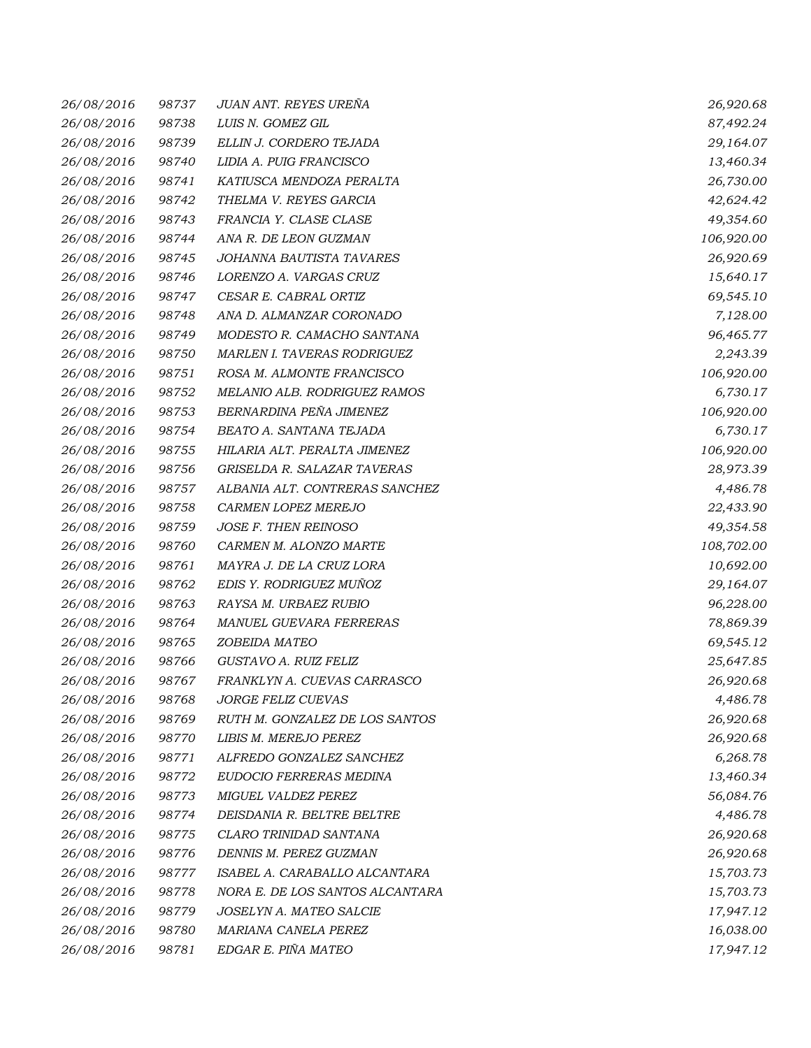| | | | |
|---|---|---|---|
| 26/08/2016 | 98737 | JUAN ANT. REYES UREÑA | 26,920.68 |
| 26/08/2016 | 98738 | LUIS N. GOMEZ GIL | 87,492.24 |
| 26/08/2016 | 98739 | ELLIN J. CORDERO TEJADA | 29,164.07 |
| 26/08/2016 | 98740 | LIDIA A. PUIG FRANCISCO | 13,460.34 |
| 26/08/2016 | 98741 | KATIUSCA MENDOZA PERALTA | 26,730.00 |
| 26/08/2016 | 98742 | THELMA V. REYES GARCIA | 42,624.42 |
| 26/08/2016 | 98743 | FRANCIA Y. CLASE CLASE | 49,354.60 |
| 26/08/2016 | 98744 | ANA R. DE LEON GUZMAN | 106,920.00 |
| 26/08/2016 | 98745 | JOHANNA BAUTISTA TAVARES | 26,920.69 |
| 26/08/2016 | 98746 | LORENZO A. VARGAS CRUZ | 15,640.17 |
| 26/08/2016 | 98747 | CESAR E. CABRAL ORTIZ | 69,545.10 |
| 26/08/2016 | 98748 | ANA D. ALMANZAR CORONADO | 7,128.00 |
| 26/08/2016 | 98749 | MODESTO R. CAMACHO SANTANA | 96,465.77 |
| 26/08/2016 | 98750 | MARLEN I. TAVERAS RODRIGUEZ | 2,243.39 |
| 26/08/2016 | 98751 | ROSA M. ALMONTE FRANCISCO | 106,920.00 |
| 26/08/2016 | 98752 | MELANIO ALB. RODRIGUEZ RAMOS | 6,730.17 |
| 26/08/2016 | 98753 | BERNARDINA PEÑA JIMENEZ | 106,920.00 |
| 26/08/2016 | 98754 | BEATO A. SANTANA TEJADA | 6,730.17 |
| 26/08/2016 | 98755 | HILARIA ALT. PERALTA JIMENEZ | 106,920.00 |
| 26/08/2016 | 98756 | GRISELDA R. SALAZAR TAVERAS | 28,973.39 |
| 26/08/2016 | 98757 | ALBANIA ALT. CONTRERAS SANCHEZ | 4,486.78 |
| 26/08/2016 | 98758 | CARMEN LOPEZ MEREJO | 22,433.90 |
| 26/08/2016 | 98759 | JOSE F. THEN REINOSO | 49,354.58 |
| 26/08/2016 | 98760 | CARMEN M. ALONZO MARTE | 108,702.00 |
| 26/08/2016 | 98761 | MAYRA J. DE LA CRUZ LORA | 10,692.00 |
| 26/08/2016 | 98762 | EDIS Y. RODRIGUEZ MUÑOZ | 29,164.07 |
| 26/08/2016 | 98763 | RAYSA M. URBAEZ RUBIO | 96,228.00 |
| 26/08/2016 | 98764 | MANUEL GUEVARA FERRERAS | 78,869.39 |
| 26/08/2016 | 98765 | ZOBEIDA MATEO | 69,545.12 |
| 26/08/2016 | 98766 | GUSTAVO A. RUIZ FELIZ | 25,647.85 |
| 26/08/2016 | 98767 | FRANKLYN A. CUEVAS CARRASCO | 26,920.68 |
| 26/08/2016 | 98768 | JORGE FELIZ CUEVAS | 4,486.78 |
| 26/08/2016 | 98769 | RUTH M. GONZALEZ DE LOS SANTOS | 26,920.68 |
| 26/08/2016 | 98770 | LIBIS M. MEREJO PEREZ | 26,920.68 |
| 26/08/2016 | 98771 | ALFREDO GONZALEZ SANCHEZ | 6,268.78 |
| 26/08/2016 | 98772 | EUDOCIO FERRERAS MEDINA | 13,460.34 |
| 26/08/2016 | 98773 | MIGUEL VALDEZ PEREZ | 56,084.76 |
| 26/08/2016 | 98774 | DEISDANIA R. BELTRE BELTRE | 4,486.78 |
| 26/08/2016 | 98775 | CLARO TRINIDAD SANTANA | 26,920.68 |
| 26/08/2016 | 98776 | DENNIS M. PEREZ GUZMAN | 26,920.68 |
| 26/08/2016 | 98777 | ISABEL A. CARABALLO ALCANTARA | 15,703.73 |
| 26/08/2016 | 98778 | NORA E. DE LOS SANTOS ALCANTARA | 15,703.73 |
| 26/08/2016 | 98779 | JOSELYN A. MATEO SALCIE | 17,947.12 |
| 26/08/2016 | 98780 | MARIANA CANELA PEREZ | 16,038.00 |
| 26/08/2016 | 98781 | EDGAR E. PIÑA MATEO | 17,947.12 |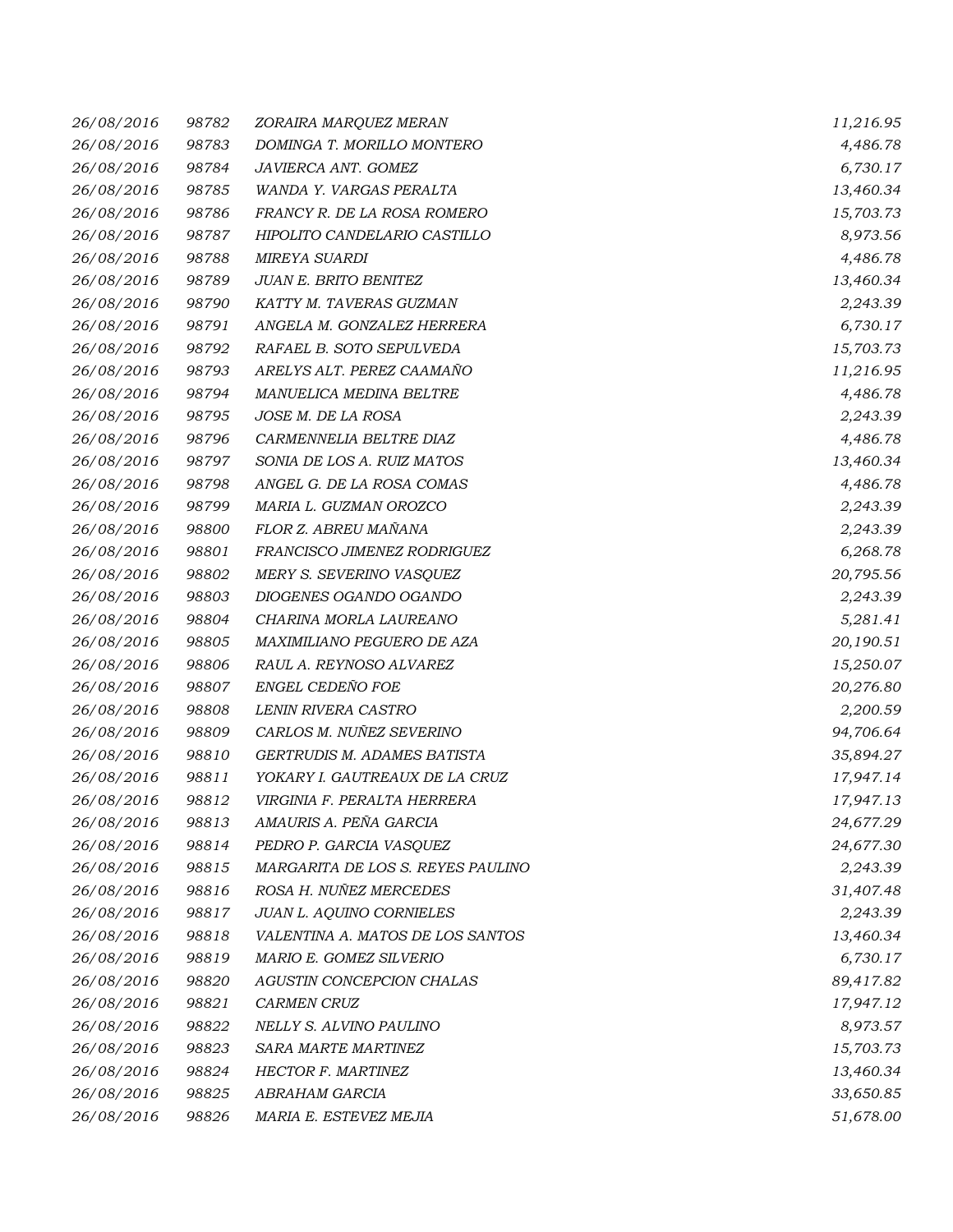| | | | |
|---|---|---|---|
| 26/08/2016 | 98782 | ZORAIRA MARQUEZ MERAN | 11,216.95 |
| 26/08/2016 | 98783 | DOMINGA T. MORILLO MONTERO | 4,486.78 |
| 26/08/2016 | 98784 | JAVIERCA ANT. GOMEZ | 6,730.17 |
| 26/08/2016 | 98785 | WANDA Y. VARGAS PERALTA | 13,460.34 |
| 26/08/2016 | 98786 | FRANCY R. DE LA ROSA ROMERO | 15,703.73 |
| 26/08/2016 | 98787 | HIPOLITO CANDELARIO CASTILLO | 8,973.56 |
| 26/08/2016 | 98788 | MIREYA SUARDI | 4,486.78 |
| 26/08/2016 | 98789 | JUAN E. BRITO BENITEZ | 13,460.34 |
| 26/08/2016 | 98790 | KATTY M. TAVERAS GUZMAN | 2,243.39 |
| 26/08/2016 | 98791 | ANGELA M. GONZALEZ HERRERA | 6,730.17 |
| 26/08/2016 | 98792 | RAFAEL B. SOTO SEPULVEDA | 15,703.73 |
| 26/08/2016 | 98793 | ARELYS ALT. PEREZ CAAMAÑO | 11,216.95 |
| 26/08/2016 | 98794 | MANUELICA MEDINA BELTRE | 4,486.78 |
| 26/08/2016 | 98795 | JOSE M. DE LA ROSA | 2,243.39 |
| 26/08/2016 | 98796 | CARMENNELIA BELTRE DIAZ | 4,486.78 |
| 26/08/2016 | 98797 | SONIA DE LOS A. RUIZ MATOS | 13,460.34 |
| 26/08/2016 | 98798 | ANGEL G. DE LA ROSA COMAS | 4,486.78 |
| 26/08/2016 | 98799 | MARIA L. GUZMAN OROZCO | 2,243.39 |
| 26/08/2016 | 98800 | FLOR Z. ABREU MAÑANA | 2,243.39 |
| 26/08/2016 | 98801 | FRANCISCO JIMENEZ RODRIGUEZ | 6,268.78 |
| 26/08/2016 | 98802 | MERY S. SEVERINO VASQUEZ | 20,795.56 |
| 26/08/2016 | 98803 | DIOGENES OGANDO OGANDO | 2,243.39 |
| 26/08/2016 | 98804 | CHARINA MORLA LAUREANO | 5,281.41 |
| 26/08/2016 | 98805 | MAXIMILIANO PEGUERO DE AZA | 20,190.51 |
| 26/08/2016 | 98806 | RAUL A. REYNOSO ALVAREZ | 15,250.07 |
| 26/08/2016 | 98807 | ENGEL CEDEÑO FOE | 20,276.80 |
| 26/08/2016 | 98808 | LENIN RIVERA CASTRO | 2,200.59 |
| 26/08/2016 | 98809 | CARLOS M. NUÑEZ SEVERINO | 94,706.64 |
| 26/08/2016 | 98810 | GERTRUDIS M. ADAMES BATISTA | 35,894.27 |
| 26/08/2016 | 98811 | YOKARY I. GAUTREAUX DE LA CRUZ | 17,947.14 |
| 26/08/2016 | 98812 | VIRGINIA F. PERALTA HERRERA | 17,947.13 |
| 26/08/2016 | 98813 | AMAURIS A. PEÑA GARCIA | 24,677.29 |
| 26/08/2016 | 98814 | PEDRO P. GARCIA VASQUEZ | 24,677.30 |
| 26/08/2016 | 98815 | MARGARITA DE LOS S. REYES PAULINO | 2,243.39 |
| 26/08/2016 | 98816 | ROSA H. NUÑEZ MERCEDES | 31,407.48 |
| 26/08/2016 | 98817 | JUAN L. AQUINO CORNIELES | 2,243.39 |
| 26/08/2016 | 98818 | VALENTINA A. MATOS DE LOS SANTOS | 13,460.34 |
| 26/08/2016 | 98819 | MARIO E. GOMEZ SILVERIO | 6,730.17 |
| 26/08/2016 | 98820 | AGUSTIN CONCEPCION CHALAS | 89,417.82 |
| 26/08/2016 | 98821 | CARMEN CRUZ | 17,947.12 |
| 26/08/2016 | 98822 | NELLY S. ALVINO PAULINO | 8,973.57 |
| 26/08/2016 | 98823 | SARA MARTE MARTINEZ | 15,703.73 |
| 26/08/2016 | 98824 | HECTOR F. MARTINEZ | 13,460.34 |
| 26/08/2016 | 98825 | ABRAHAM GARCIA | 33,650.85 |
| 26/08/2016 | 98826 | MARIA E. ESTEVEZ MEJIA | 51,678.00 |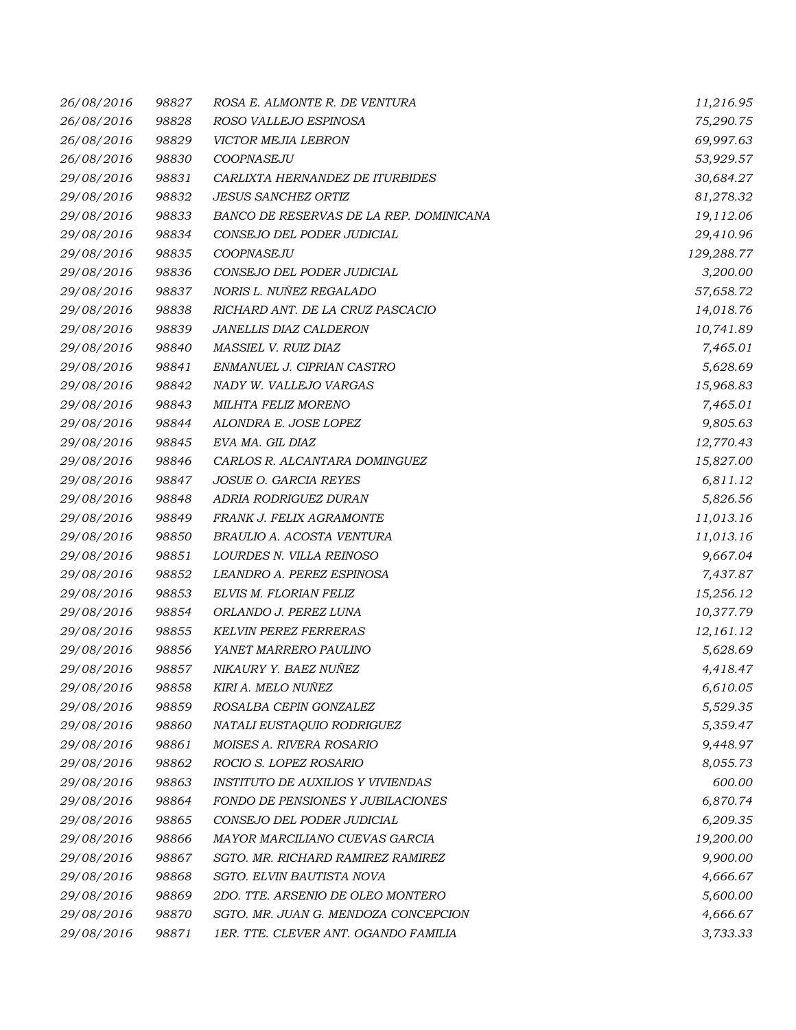| | | | |
|---|---|---|---|
| *26/08/2016* | *98827* | *ROSA E. ALMONTE R. DE VENTURA* | *11,216.95* |
| *26/08/2016* | *98828* | *ROSO VALLEJO ESPINOSA* | *75,290.75* |
| *26/08/2016* | *98829* | *VICTOR MEJIA LEBRON* | *69,997.63* |
| *26/08/2016* | *98830* | *COOPNASEJU* | *53,929.57* |
| *29/08/2016* | *98831* | *CARLIXTA HERNANDEZ DE ITURBIDES* | *30,684.27* |
| *29/08/2016* | *98832* | *JESUS SANCHEZ ORTIZ* | *81,278.32* |
| *29/08/2016* | *98833* | *BANCO DE RESERVAS DE LA REP. DOMINICANA* | *19,112.06* |
| *29/08/2016* | *98834* | *CONSEJO DEL PODER JUDICIAL* | *29,410.96* |
| *29/08/2016* | *98835* | *COOPNASEJU* | *129,288.77* |
| *29/08/2016* | *98836* | *CONSEJO DEL PODER JUDICIAL* | *3,200.00* |
| *29/08/2016* | *98837* | *NORIS L. NUÑEZ REGALADO* | *57,658.72* |
| *29/08/2016* | *98838* | *RICHARD ANT. DE LA CRUZ PASCACIO* | *14,018.76* |
| *29/08/2016* | *98839* | *JANELLIS DIAZ CALDERON* | *10,741.89* |
| *29/08/2016* | *98840* | *MASSIEL V. RUIZ DIAZ* | *7,465.01* |
| *29/08/2016* | *98841* | *ENMANUEL J. CIPRIAN CASTRO* | *5,628.69* |
| *29/08/2016* | *98842* | *NADY W. VALLEJO VARGAS* | *15,968.83* |
| *29/08/2016* | *98843* | *MILHTA FELIZ MORENO* | *7,465.01* |
| *29/08/2016* | *98844* | *ALONDRA E. JOSE LOPEZ* | *9,805.63* |
| *29/08/2016* | *98845* | *EVA MA. GIL DIAZ* | *12,770.43* |
| *29/08/2016* | *98846* | *CARLOS R. ALCANTARA DOMINGUEZ* | *15,827.00* |
| *29/08/2016* | *98847* | *JOSUE O. GARCIA REYES* | *6,811.12* |
| *29/08/2016* | *98848* | *ADRIA RODRIGUEZ DURAN* | *5,826.56* |
| *29/08/2016* | *98849* | *FRANK J. FELIX AGRAMONTE* | *11,013.16* |
| *29/08/2016* | *98850* | *BRAULIO A. ACOSTA VENTURA* | *11,013.16* |
| *29/08/2016* | *98851* | *LOURDES N. VILLA REINOSO* | *9,667.04* |
| *29/08/2016* | *98852* | *LEANDRO A. PEREZ ESPINOSA* | *7,437.87* |
| *29/08/2016* | *98853* | *ELVIS M. FLORIAN FELIZ* | *15,256.12* |
| *29/08/2016* | *98854* | *ORLANDO J. PEREZ LUNA* | *10,377.79* |
| *29/08/2016* | *98855* | *KELVIN PEREZ FERRERAS* | *12,161.12* |
| *29/08/2016* | *98856* | *YANET MARRERO PAULINO* | *5,628.69* |
| *29/08/2016* | *98857* | *NIKAURY Y. BAEZ NUÑEZ* | *4,418.47* |
| *29/08/2016* | *98858* | *KIRI A. MELO NUÑEZ* | *6,610.05* |
| *29/08/2016* | *98859* | *ROSALBA CEPIN GONZALEZ* | *5,529.35* |
| *29/08/2016* | *98860* | *NATALI EUSTAQUIO RODRIGUEZ* | *5,359.47* |
| *29/08/2016* | *98861* | *MOISES A. RIVERA ROSARIO* | *9,448.97* |
| *29/08/2016* | *98862* | *ROCIO S. LOPEZ ROSARIO* | *8,055.73* |
| *29/08/2016* | *98863* | *INSTITUTO DE AUXILIOS Y VIVIENDAS* | *600.00* |
| *29/08/2016* | *98864* | *FONDO DE PENSIONES Y JUBILACIONES* | *6,870.74* |
| *29/08/2016* | *98865* | *CONSEJO DEL PODER JUDICIAL* | *6,209.35* |
| *29/08/2016* | *98866* | *MAYOR MARCILIANO CUEVAS GARCIA* | *19,200.00* |
| *29/08/2016* | *98867* | *SGTO. MR. RICHARD RAMIREZ RAMIREZ* | *9,900.00* |
| *29/08/2016* | *98868* | *SGTO. ELVIN BAUTISTA NOVA* | *4,666.67* |
| *29/08/2016* | *98869* | *2DO. TTE. ARSENIO DE OLEO MONTERO* | *5,600.00* |
| *29/08/2016* | *98870* | *SGTO. MR. JUAN G. MENDOZA CONCEPCION* | *4,666.67* |
| *29/08/2016* | *98871* | *1ER. TTE. CLEVER ANT. OGANDO FAMILIA* | *3,733.33* |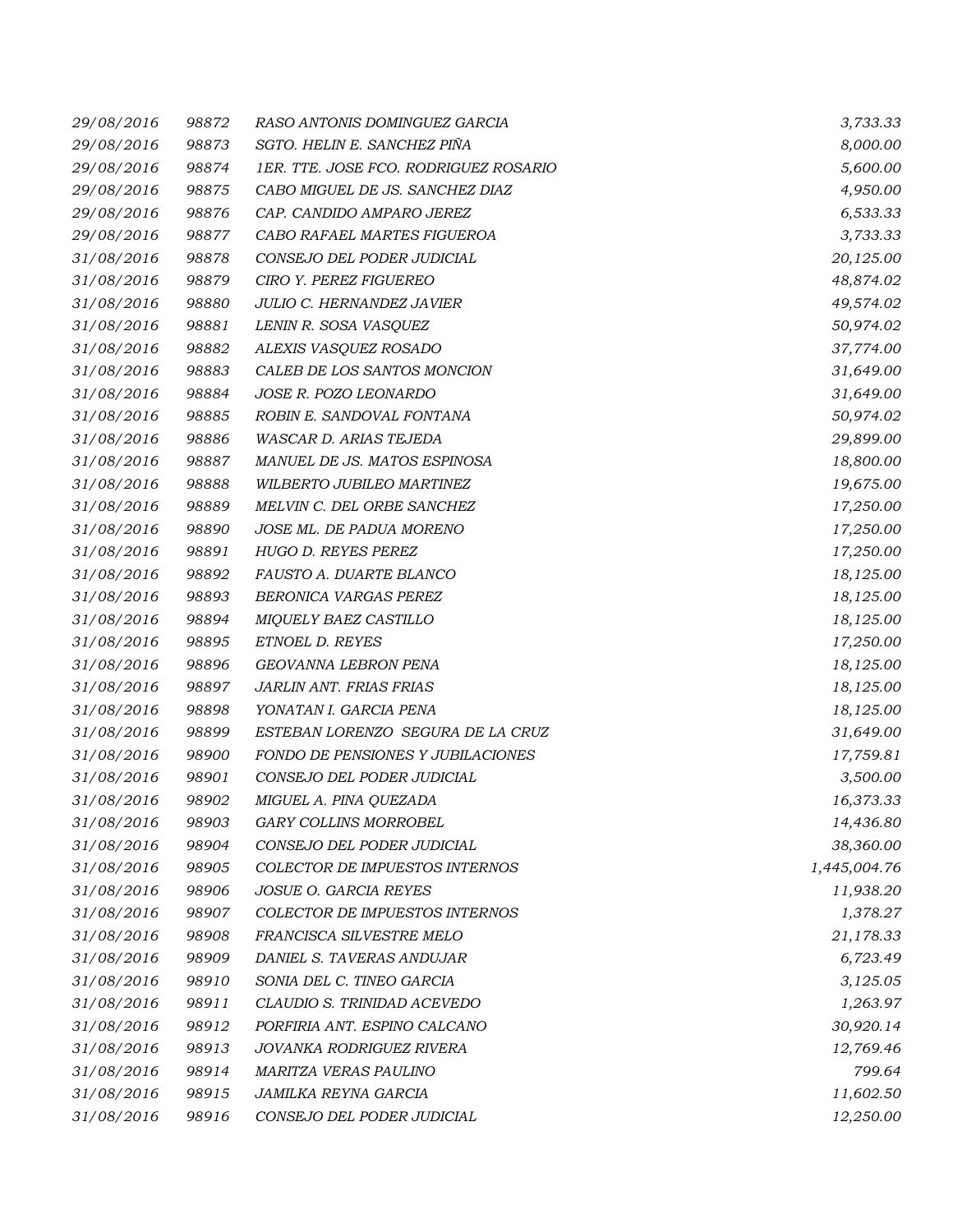| | | | |
|---|---|---|---|
| 29/08/2016 | 98872 | RASO ANTONIS DOMINGUEZ GARCIA | 3,733.33 |
| 29/08/2016 | 98873 | SGTO. HELIN E. SANCHEZ PIÑA | 8,000.00 |
| 29/08/2016 | 98874 | 1ER. TTE. JOSE FCO. RODRIGUEZ ROSARIO | 5,600.00 |
| 29/08/2016 | 98875 | CABO MIGUEL DE JS. SANCHEZ DIAZ | 4,950.00 |
| 29/08/2016 | 98876 | CAP. CANDIDO AMPARO JEREZ | 6,533.33 |
| 29/08/2016 | 98877 | CABO RAFAEL MARTES FIGUEROA | 3,733.33 |
| 31/08/2016 | 98878 | CONSEJO DEL PODER JUDICIAL | 20,125.00 |
| 31/08/2016 | 98879 | CIRO Y. PEREZ FIGUEREO | 48,874.02 |
| 31/08/2016 | 98880 | JULIO C. HERNANDEZ JAVIER | 49,574.02 |
| 31/08/2016 | 98881 | LENIN R. SOSA VASQUEZ | 50,974.02 |
| 31/08/2016 | 98882 | ALEXIS VASQUEZ ROSADO | 37,774.00 |
| 31/08/2016 | 98883 | CALEB DE LOS SANTOS MONCION | 31,649.00 |
| 31/08/2016 | 98884 | JOSE R. POZO LEONARDO | 31,649.00 |
| 31/08/2016 | 98885 | ROBIN E. SANDOVAL FONTANA | 50,974.02 |
| 31/08/2016 | 98886 | WASCAR D. ARIAS TEJEDA | 29,899.00 |
| 31/08/2016 | 98887 | MANUEL DE JS. MATOS ESPINOSA | 18,800.00 |
| 31/08/2016 | 98888 | WILBERTO JUBILEO MARTINEZ | 19,675.00 |
| 31/08/2016 | 98889 | MELVIN C. DEL ORBE SANCHEZ | 17,250.00 |
| 31/08/2016 | 98890 | JOSE ML. DE PADUA MORENO | 17,250.00 |
| 31/08/2016 | 98891 | HUGO D. REYES PEREZ | 17,250.00 |
| 31/08/2016 | 98892 | FAUSTO A. DUARTE BLANCO | 18,125.00 |
| 31/08/2016 | 98893 | BERONICA VARGAS PEREZ | 18,125.00 |
| 31/08/2016 | 98894 | MIQUELY BAEZ CASTILLO | 18,125.00 |
| 31/08/2016 | 98895 | ETNOEL D. REYES | 17,250.00 |
| 31/08/2016 | 98896 | GEOVANNA LEBRON PENA | 18,125.00 |
| 31/08/2016 | 98897 | JARLIN ANT. FRIAS FRIAS | 18,125.00 |
| 31/08/2016 | 98898 | YONATAN I. GARCIA PENA | 18,125.00 |
| 31/08/2016 | 98899 | ESTEBAN LORENZO SEGURA DE LA CRUZ | 31,649.00 |
| 31/08/2016 | 98900 | FONDO DE PENSIONES Y JUBILACIONES | 17,759.81 |
| 31/08/2016 | 98901 | CONSEJO DEL PODER JUDICIAL | 3,500.00 |
| 31/08/2016 | 98902 | MIGUEL A. PINA QUEZADA | 16,373.33 |
| 31/08/2016 | 98903 | GARY COLLINS MORROBEL | 14,436.80 |
| 31/08/2016 | 98904 | CONSEJO DEL PODER JUDICIAL | 38,360.00 |
| 31/08/2016 | 98905 | COLECTOR DE IMPUESTOS INTERNOS | 1,445,004.76 |
| 31/08/2016 | 98906 | JOSUE O. GARCIA REYES | 11,938.20 |
| 31/08/2016 | 98907 | COLECTOR DE IMPUESTOS INTERNOS | 1,378.27 |
| 31/08/2016 | 98908 | FRANCISCA SILVESTRE MELO | 21,178.33 |
| 31/08/2016 | 98909 | DANIEL S. TAVERAS ANDUJAR | 6,723.49 |
| 31/08/2016 | 98910 | SONIA DEL C. TINEO GARCIA | 3,125.05 |
| 31/08/2016 | 98911 | CLAUDIO S. TRINIDAD ACEVEDO | 1,263.97 |
| 31/08/2016 | 98912 | PORFIRIA ANT. ESPINO CALCANO | 30,920.14 |
| 31/08/2016 | 98913 | JOVANKA RODRIGUEZ RIVERA | 12,769.46 |
| 31/08/2016 | 98914 | MARITZA VERAS PAULINO | 799.64 |
| 31/08/2016 | 98915 | JAMILKA REYNA GARCIA | 11,602.50 |
| 31/08/2016 | 98916 | CONSEJO DEL PODER JUDICIAL | 12,250.00 |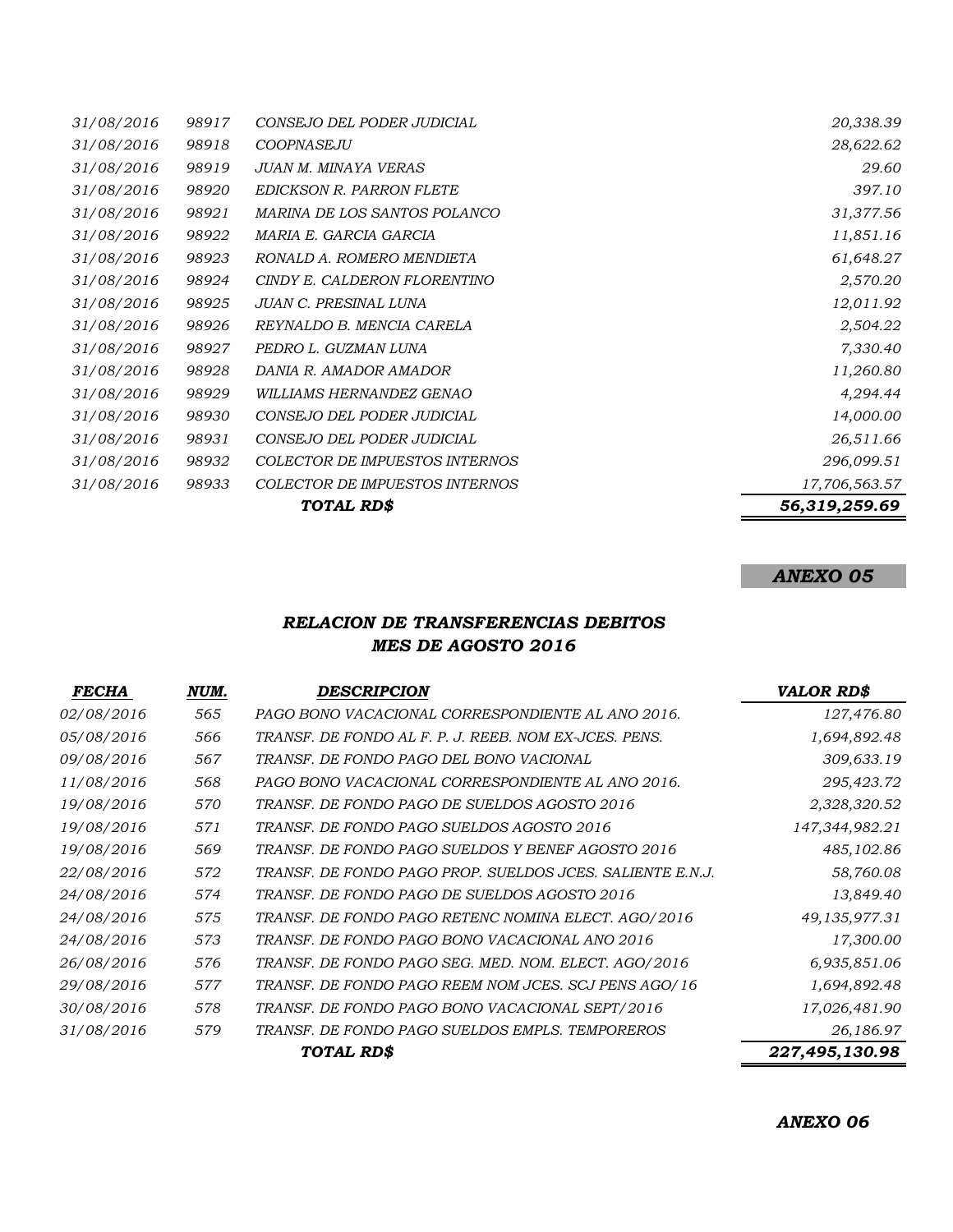| | | | |
|---|---|---|---|
| 31/08/2016 | 98917 | CONSEJO DEL PODER JUDICIAL | 20,338.39 |
| 31/08/2016 | 98918 | COOPNASEJU | 28,622.62 |
| 31/08/2016 | 98919 | JUAN M. MINAYA VERAS | 29.60 |
| 31/08/2016 | 98920 | EDICKSON R. PARRON FLETE | 397.10 |
| 31/08/2016 | 98921 | MARINA DE LOS SANTOS POLANCO | 31,377.56 |
| 31/08/2016 | 98922 | MARIA E. GARCIA GARCIA | 11,851.16 |
| 31/08/2016 | 98923 | RONALD A. ROMERO MENDIETA | 61,648.27 |
| 31/08/2016 | 98924 | CINDY E. CALDERON FLORENTINO | 2,570.20 |
| 31/08/2016 | 98925 | JUAN C. PRESINAL LUNA | 12,011.92 |
| 31/08/2016 | 98926 | REYNALDO B. MENCIA CARELA | 2,504.22 |
| 31/08/2016 | 98927 | PEDRO L. GUZMAN LUNA | 7,330.40 |
| 31/08/2016 | 98928 | DANIA R. AMADOR AMADOR | 11,260.80 |
| 31/08/2016 | 98929 | WILLIAMS HERNANDEZ GENAO | 4,294.44 |
| 31/08/2016 | 98930 | CONSEJO DEL PODER JUDICIAL | 14,000.00 |
| 31/08/2016 | 98931 | CONSEJO DEL PODER JUDICIAL | 26,511.66 |
| 31/08/2016 | 98932 | COLECTOR DE IMPUESTOS INTERNOS | 296,099.51 |
| 31/08/2016 | 98933 | COLECTOR DE IMPUESTOS INTERNOS | 17,706,563.57 |
| | | **TOTAL RD$** | **56,319,259.69** |

***ANEXO 05***

## *RELACION DE TRANSFERENCIAS DEBITOS*
## *MES DE AGOSTO 2016*

| FECHA | NUM. | DESCRIPCION | VALOR RD$ |
|---|---|---|---|
| 02/08/2016 | 565 | PAGO BONO VACACIONAL CORRESPONDIENTE AL ANO 2016. | 127,476.80 |
| 05/08/2016 | 566 | TRANSF. DE FONDO AL F. P. J. REEB. NOM EX-JCES. PENS. | 1,694,892.48 |
| 09/08/2016 | 567 | TRANSF. DE FONDO PAGO DEL BONO VACIONAL | 309,633.19 |
| 11/08/2016 | 568 | PAGO BONO VACACIONAL CORRESPONDIENTE AL ANO 2016. | 295,423.72 |
| 19/08/2016 | 570 | TRANSF. DE FONDO PAGO DE SUELDOS AGOSTO 2016 | 2,328,320.52 |
| 19/08/2016 | 571 | TRANSF. DE FONDO PAGO SUELDOS AGOSTO 2016 | 147,344,982.21 |
| 19/08/2016 | 569 | TRANSF. DE FONDO PAGO SUELDOS Y BENEF AGOSTO 2016 | 485,102.86 |
| 22/08/2016 | 572 | TRANSF. DE FONDO PAGO PROP. SUELDOS JCES. SALIENTE E.N.J. | 58,760.08 |
| 24/08/2016 | 574 | TRANSF. DE FONDO PAGO DE SUELDOS AGOSTO 2016 | 13,849.40 |
| 24/08/2016 | 575 | TRANSF. DE FONDO PAGO RETENC NOMINA ELECT. AGO/2016 | 49,135,977.31 |
| 24/08/2016 | 573 | TRANSF. DE FONDO PAGO BONO VACACIONAL ANO 2016 | 17,300.00 |
| 26/08/2016 | 576 | TRANSF. DE FONDO PAGO SEG. MED. NOM. ELECT. AGO/2016 | 6,935,851.06 |
| 29/08/2016 | 577 | TRANSF. DE FONDO PAGO REEM NOM JCES. SCJ PENS AGO/16 | 1,694,892.48 |
| 30/08/2016 | 578 | TRANSF. DE FONDO PAGO BONO VACACIONAL SEPT/2016 | 17,026,481.90 |
| 31/08/2016 | 579 | TRANSF. DE FONDO PAGO SUELDOS EMPLS. TEMPOREROS | 26,186.97 |
| | | **TOTAL RD$** | **227,495,130.98** |

***ANEXO 06***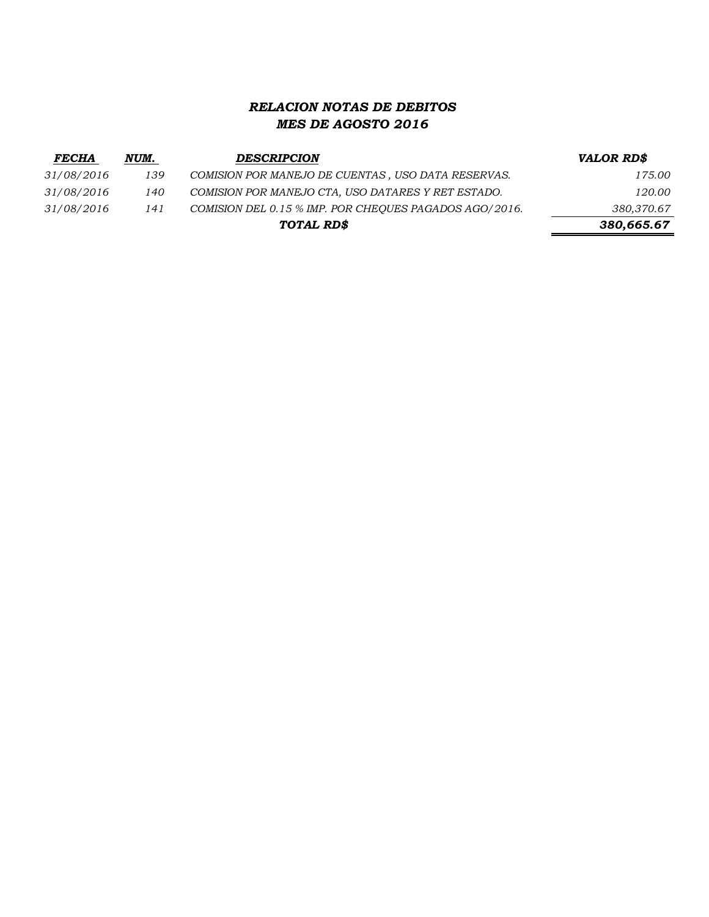## *RELACION NOTAS DE DEBITOS*
## *MES DE AGOSTO 2016*

| ***FECHA*** | ***NUM.*** | ***DESCRIPCION*** | ***VALOR RD$*** |
|---|---|---|---|
| *31/08/2016* | *139* | *COMISION POR MANEJO DE CUENTAS , USO DATA RESERVAS.* | *175.00* |
| *31/08/2016* | *140* | *COMISION POR MANEJO CTA, USO DATARES Y RET ESTADO.* | *120.00* |
| *31/08/2016* | *141* | *COMISION DEL 0.15 % IMP. POR CHEQUES PAGADOS AGO/2016.* | *380,370.67* |
| | | ***TOTAL RD$*** | ***380,665.67*** |